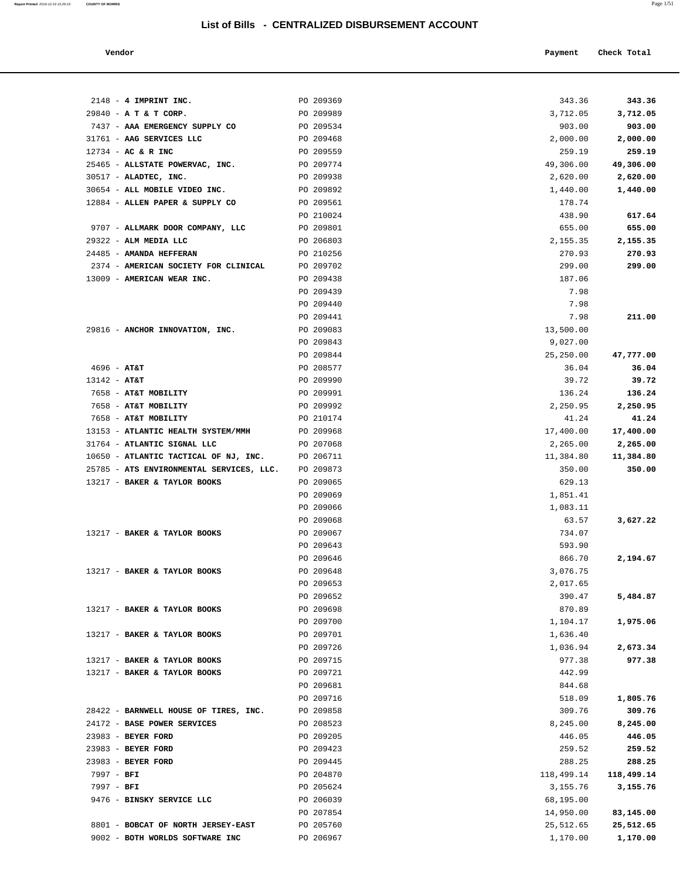# List of Bills - CENTRALIZED DISBURSEMENT ACCOUNT

| Vendor | | Payment | Check Total |
|---|---|---|---|
| 2148 - **4 IMPRINT INC.** | PO 209369 | 343.36 | **343.36** |
| 29840 - **A T & T CORP.** | PO 209989 | 3,712.05 | **3,712.05** |
| 7437 - **AAA EMERGENCY SUPPLY CO** | PO 209534 | 903.00 | **903.00** |
| 31761 - **AAG SERVICES LLC** | PO 209468 | 2,000.00 | **2,000.00** |
| 12734 - **AC & R INC** | PO 209559 | 259.19 | **259.19** |
| 25465 - **ALLSTATE POWERVAC, INC.** | PO 209774 | 49,306.00 | **49,306.00** |
| 30517 - **ALADTEC, INC.** | PO 209938 | 2,620.00 | **2,620.00** |
| 30654 - **ALL MOBILE VIDEO INC.** | PO 209892 | 1,440.00 | **1,440.00** |
| 12884 - **ALLEN PAPER & SUPPLY CO** | PO 209561 | 178.74 | |
| | PO 210024 | 438.90 | **617.64** |
| 9707 - **ALLMARK DOOR COMPANY, LLC** | PO 209801 | 655.00 | **655.00** |
| 29322 - **ALM MEDIA LLC** | PO 206803 | 2,155.35 | **2,155.35** |
| 24485 - **AMANDA HEFFERAN** | PO 210256 | 270.93 | **270.93** |
| 2374 - **AMERICAN SOCIETY FOR CLINICAL** | PO 209702 | 299.00 | **299.00** |
| 13009 - **AMERICAN WEAR INC.** | PO 209438 | 187.06 | |
| | PO 209439 | 7.98 | |
| | PO 209440 | 7.98 | |
| | PO 209441 | 7.98 | **211.00** |
| 29816 - **ANCHOR INNOVATION, INC.** | PO 209083 | 13,500.00 | |
| | PO 209843 | 9,027.00 | |
| | PO 209844 | 25,250.00 | **47,777.00** |
| 4696 - **AT&T** | PO 208577 | 36.04 | **36.04** |
| 13142 - **AT&T** | PO 209990 | 39.72 | **39.72** |
| 7658 - **AT&T MOBILITY** | PO 209991 | 136.24 | **136.24** |
| 7658 - **AT&T MOBILITY** | PO 209992 | 2,250.95 | **2,250.95** |
| 7658 - **AT&T MOBILITY** | PO 210174 | 41.24 | **41.24** |
| 13153 - **ATLANTIC HEALTH SYSTEM/MMH** | PO 209968 | 17,400.00 | **17,400.00** |
| 31764 - **ATLANTIC SIGNAL LLC** | PO 207068 | 2,265.00 | **2,265.00** |
| 10650 - **ATLANTIC TACTICAL OF NJ, INC.** | PO 206711 | 11,384.80 | **11,384.80** |
| 25785 - **ATS ENVIRONMENTAL SERVICES, LLC.** | PO 209873 | 350.00 | **350.00** |
| 13217 - **BAKER & TAYLOR BOOKS** | PO 209065 | 629.13 | |
| | PO 209069 | 1,851.41 | |
| | PO 209066 | 1,083.11 | |
| | PO 209068 | 63.57 | **3,627.22** |
| 13217 - **BAKER & TAYLOR BOOKS** | PO 209067 | 734.07 | |
| | PO 209643 | 593.90 | |
| | PO 209646 | 866.70 | **2,194.67** |
| 13217 - **BAKER & TAYLOR BOOKS** | PO 209648 | 3,076.75 | |
| | PO 209653 | 2,017.65 | |
| | PO 209652 | 390.47 | **5,484.87** |
| 13217 - **BAKER & TAYLOR BOOKS** | PO 209698 | 870.89 | |
| | PO 209700 | 1,104.17 | **1,975.06** |
| 13217 - **BAKER & TAYLOR BOOKS** | PO 209701 | 1,636.40 | |
| | PO 209726 | 1,036.94 | **2,673.34** |
| 13217 - **BAKER & TAYLOR BOOKS** | PO 209715 | 977.38 | **977.38** |
| 13217 - **BAKER & TAYLOR BOOKS** | PO 209721 | 442.99 | |
| | PO 209681 | 844.68 | |
| | PO 209716 | 518.09 | **1,805.76** |
| 28422 - **BARNWELL HOUSE OF TIRES, INC.** | PO 209858 | 309.76 | **309.76** |
| 24172 - **BASE POWER SERVICES** | PO 208523 | 8,245.00 | **8,245.00** |
| 23983 - **BEYER FORD** | PO 209205 | 446.05 | **446.05** |
| 23983 - **BEYER FORD** | PO 209423 | 259.52 | **259.52** |
| 23983 - **BEYER FORD** | PO 209445 | 288.25 | **288.25** |
| 7997 - **BFI** | PO 204870 | 118,499.14 | **118,499.14** |
| 7997 - **BFI** | PO 205624 | 3,155.76 | **3,155.76** |
| 9476 - **BINSKY SERVICE LLC** | PO 206039 | 68,195.00 | |
| | PO 207854 | 14,950.00 | **83,145.00** |
| 8801 - **BOBCAT OF NORTH JERSEY-EAST** | PO 205760 | 25,512.65 | **25,512.65** |
| 9002 - **BOTH WORLDS SOFTWARE INC** | PO 206967 | 1,170.00 | **1,170.00** |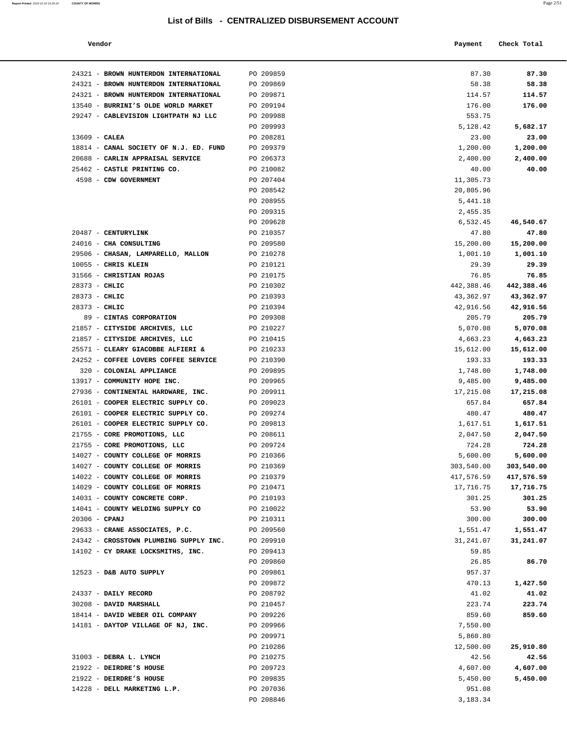# List of Bills - CENTRALIZED DISBURSEMENT ACCOUNT

| Vendor | | Payment | Check Total |
|---|---|---|---|
| 24321 - **BROWN HUNTERDON INTERNATIONAL** | PO 209859 | 87.30 | **87.30** |
| 24321 - **BROWN HUNTERDON INTERNATIONAL** | PO 209869 | 58.38 | **58.38** |
| 24321 - **BROWN HUNTERDON INTERNATIONAL** | PO 209871 | 114.57 | **114.57** |
| 13540 - **BURRINI'S OLDE WORLD MARKET** | PO 209194 | 176.00 | **176.00** |
| 29247 - **CABLEVISION LIGHTPATH NJ LLC** | PO 209988 | 553.75 | |
| | PO 209993 | 5,128.42 | **5,682.17** |
| 13609 - **CALEA** | PO 208281 | 23.00 | **23.00** |
| 18814 - **CANAL SOCIETY OF N.J. ED. FUND** | PO 209379 | 1,200.00 | **1,200.00** |
| 20688 - **CARLIN APPRAISAL SERVICE** | PO 206373 | 2,400.00 | **2,400.00** |
| 25462 - **CASTLE PRINTING CO.** | PO 210082 | 40.00 | **40.00** |
| 4598 - **CDW GOVERNMENT** | PO 207404 | 11,305.73 | |
| | PO 208542 | 20,805.96 | |
| | PO 208955 | 5,441.18 | |
| | PO 209315 | 2,455.35 | |
| | PO 209628 | 6,532.45 | **46,540.67** |
| 20487 - **CENTURYLINK** | PO 210357 | 47.80 | **47.80** |
| 24016 - **CHA CONSULTING** | PO 209580 | 15,200.00 | **15,200.00** |
| 29506 - **CHASAN, LAMPARELLO, MALLON** | PO 210278 | 1,001.10 | **1,001.10** |
| 10055 - **CHRIS KLEIN** | PO 210121 | 29.39 | **29.39** |
| 31566 - **CHRISTIAN ROJAS** | PO 210175 | 76.85 | **76.85** |
| 28373 - **CHLIC** | PO 210302 | 442,388.46 | **442,388.46** |
| 28373 - **CHLIC** | PO 210393 | 43,362.97 | **43,362.97** |
| 28373 - **CHLIC** | PO 210394 | 42,916.56 | **42,916.56** |
| 89 - **CINTAS CORPORATION** | PO 209308 | 205.79 | **205.79** |
| 21857 - **CITYSIDE ARCHIVES, LLC** | PO 210227 | 5,070.08 | **5,070.08** |
| 21857 - **CITYSIDE ARCHIVES, LLC** | PO 210415 | 4,663.23 | **4,663.23** |
| 25571 - **CLEARY GIACOBBE ALFIERI &** | PO 210233 | 15,612.00 | **15,612.00** |
| 24252 - **COFFEE LOVERS COFFEE SERVICE** | PO 210390 | 193.33 | **193.33** |
| 320 - **COLONIAL APPLIANCE** | PO 209895 | 1,748.00 | **1,748.00** |
| 13917 - **COMMUNITY HOPE INC.** | PO 209965 | 9,485.00 | **9,485.00** |
| 27936 - **CONTINENTAL HARDWARE, INC.** | PO 209911 | 17,215.08 | **17,215.08** |
| 26101 - **COOPER ELECTRIC SUPPLY CO.** | PO 209023 | 657.84 | **657.84** |
| 26101 - **COOPER ELECTRIC SUPPLY CO.** | PO 209274 | 480.47 | **480.47** |
| 26101 - **COOPER ELECTRIC SUPPLY CO.** | PO 209813 | 1,617.51 | **1,617.51** |
| 21755 - **CORE PROMOTIONS, LLC** | PO 208611 | 2,047.50 | **2,047.50** |
| 21755 - **CORE PROMOTIONS, LLC** | PO 209724 | 724.28 | **724.28** |
| 14027 - **COUNTY COLLEGE OF MORRIS** | PO 210366 | 5,600.00 | **5,600.00** |
| 14027 - **COUNTY COLLEGE OF MORRIS** | PO 210369 | 303,540.00 | **303,540.00** |
| 14022 - **COUNTY COLLEGE OF MORRIS** | PO 210379 | 417,576.59 | **417,576.59** |
| 14029 - **COUNTY COLLEGE OF MORRIS** | PO 210471 | 17,716.75 | **17,716.75** |
| 14031 - **COUNTY CONCRETE CORP.** | PO 210193 | 301.25 | **301.25** |
| 14041 - **COUNTY WELDING SUPPLY CO** | PO 210022 | 53.90 | **53.90** |
| 20306 - **CPANJ** | PO 210311 | 300.00 | **300.00** |
| 29633 - **CRANE ASSOCIATES, P.C.** | PO 209560 | 1,551.47 | **1,551.47** |
| 24342 - **CROSSTOWN PLUMBING SUPPLY INC.** | PO 209910 | 31,241.07 | **31,241.07** |
| 14102 - **CY DRAKE LOCKSMITHS, INC.** | PO 209413 | 59.85 | |
| | PO 209860 | 26.85 | **86.70** |
| 12523 - **D&B AUTO SUPPLY** | PO 209861 | 957.37 | |
| | PO 209872 | 470.13 | **1,427.50** |
| 24337 - **DAILY RECORD** | PO 208792 | 41.02 | **41.02** |
| 30208 - **DAVID MARSHALL** | PO 210457 | 223.74 | **223.74** |
| 18414 - **DAVID WEBER OIL COMPANY** | PO 209226 | 859.60 | **859.60** |
| 14181 - **DAYTOP VILLAGE OF NJ, INC.** | PO 209966 | 7,550.00 | |
| | PO 209971 | 5,860.80 | |
| | PO 210286 | 12,500.00 | **25,910.80** |
| 31003 - **DEBRA L. LYNCH** | PO 210275 | 42.56 | **42.56** |
| 21922 - **DEIRDRE'S HOUSE** | PO 209723 | 4,607.00 | **4,607.00** |
| 21922 - **DEIRDRE'S HOUSE** | PO 209835 | 5,450.00 | **5,450.00** |
| 14228 - **DELL MARKETING L.P.** | PO 207036 | 951.08 | |
| | PO 208846 | 3,183.34 | |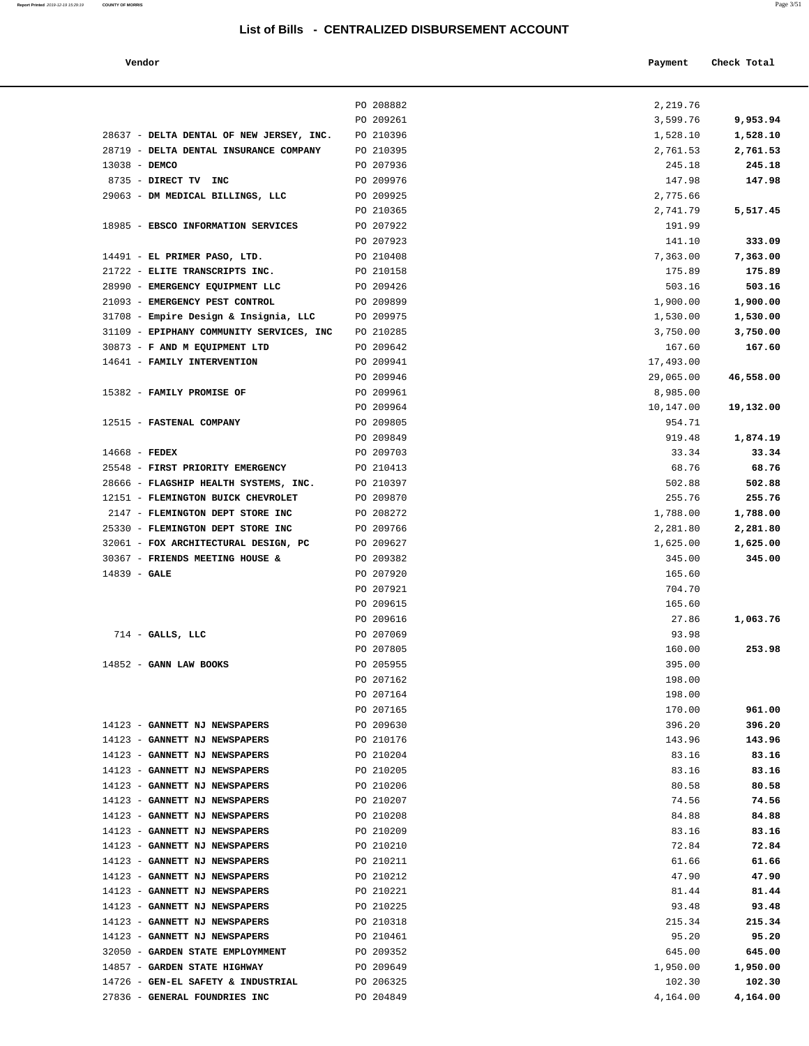# List of Bills - CENTRALIZED DISBURSEMENT ACCOUNT

| Vendor | | Payment | Check Total |
|---|---|---|---|
| | PO 208882 | 2,219.76 | |
| | PO 209261 | 3,599.76 | **9,953.94** |
| 28637 - **DELTA DENTAL OF NEW JERSEY, INC.** | PO 210396 | 1,528.10 | **1,528.10** |
| 28719 - **DELTA DENTAL INSURANCE COMPANY** | PO 210395 | 2,761.53 | **2,761.53** |
| 13038 - **DEMCO** | PO 207936 | 245.18 | **245.18** |
| 8735 - **DIRECT TV INC** | PO 209976 | 147.98 | **147.98** |
| 29063 - **DM MEDICAL BILLINGS, LLC** | PO 209925 | 2,775.66 | |
| | PO 210365 | 2,741.79 | **5,517.45** |
| 18985 - **EBSCO INFORMATION SERVICES** | PO 207922 | 191.99 | |
| | PO 207923 | 141.10 | **333.09** |
| 14491 - **EL PRIMER PASO, LTD.** | PO 210408 | 7,363.00 | **7,363.00** |
| 21722 - **ELITE TRANSCRIPTS INC.** | PO 210158 | 175.89 | **175.89** |
| 28990 - **EMERGENCY EQUIPMENT LLC** | PO 209426 | 503.16 | **503.16** |
| 21093 - **EMERGENCY PEST CONTROL** | PO 209899 | 1,900.00 | **1,900.00** |
| 31708 - **Empire Design & Insignia, LLC** | PO 209975 | 1,530.00 | **1,530.00** |
| 31109 - **EPIPHANY COMMUNITY SERVICES, INC** | PO 210285 | 3,750.00 | **3,750.00** |
| 30873 - **F AND M EQUIPMENT LTD** | PO 209642 | 167.60 | **167.60** |
| 14641 - **FAMILY INTERVENTION** | PO 209941 | 17,493.00 | |
| | PO 209946 | 29,065.00 | **46,558.00** |
| 15382 - **FAMILY PROMISE OF** | PO 209961 | 8,985.00 | |
| | PO 209964 | 10,147.00 | **19,132.00** |
| 12515 - **FASTENAL COMPANY** | PO 209805 | 954.71 | |
| | PO 209849 | 919.48 | **1,874.19** |
| 14668 - **FEDEX** | PO 209703 | 33.34 | **33.34** |
| 25548 - **FIRST PRIORITY EMERGENCY** | PO 210413 | 68.76 | **68.76** |
| 28666 - **FLAGSHIP HEALTH SYSTEMS, INC.** | PO 210397 | 502.88 | **502.88** |
| 12151 - **FLEMINGTON BUICK CHEVROLET** | PO 209870 | 255.76 | **255.76** |
| 2147 - **FLEMINGTON DEPT STORE INC** | PO 208272 | 1,788.00 | **1,788.00** |
| 25330 - **FLEMINGTON DEPT STORE INC** | PO 209766 | 2,281.80 | **2,281.80** |
| 32061 - **FOX ARCHITECTURAL DESIGN, PC** | PO 209627 | 1,625.00 | **1,625.00** |
| 30367 - **FRIENDS MEETING HOUSE &** | PO 209382 | 345.00 | **345.00** |
| 14839 - **GALE** | PO 207920 | 165.60 | |
| | PO 207921 | 704.70 | |
| | PO 209615 | 165.60 | |
| | PO 209616 | 27.86 | **1,063.76** |
| 714 - **GALLS, LLC** | PO 207069 | 93.98 | |
| | PO 207805 | 160.00 | **253.98** |
| 14852 - **GANN LAW BOOKS** | PO 205955 | 395.00 | |
| | PO 207162 | 198.00 | |
| | PO 207164 | 198.00 | |
| | PO 207165 | 170.00 | **961.00** |
| 14123 - **GANNETT NJ NEWSPAPERS** | PO 209630 | 396.20 | **396.20** |
| 14123 - **GANNETT NJ NEWSPAPERS** | PO 210176 | 143.96 | **143.96** |
| 14123 - **GANNETT NJ NEWSPAPERS** | PO 210204 | 83.16 | **83.16** |
| 14123 - **GANNETT NJ NEWSPAPERS** | PO 210205 | 83.16 | **83.16** |
| 14123 - **GANNETT NJ NEWSPAPERS** | PO 210206 | 80.58 | **80.58** |
| 14123 - **GANNETT NJ NEWSPAPERS** | PO 210207 | 74.56 | **74.56** |
| 14123 - **GANNETT NJ NEWSPAPERS** | PO 210208 | 84.88 | **84.88** |
| 14123 - **GANNETT NJ NEWSPAPERS** | PO 210209 | 83.16 | **83.16** |
| 14123 - **GANNETT NJ NEWSPAPERS** | PO 210210 | 72.84 | **72.84** |
| 14123 - **GANNETT NJ NEWSPAPERS** | PO 210211 | 61.66 | **61.66** |
| 14123 - **GANNETT NJ NEWSPAPERS** | PO 210212 | 47.90 | **47.90** |
| 14123 - **GANNETT NJ NEWSPAPERS** | PO 210221 | 81.44 | **81.44** |
| 14123 - **GANNETT NJ NEWSPAPERS** | PO 210225 | 93.48 | **93.48** |
| 14123 - **GANNETT NJ NEWSPAPERS** | PO 210318 | 215.34 | **215.34** |
| 14123 - **GANNETT NJ NEWSPAPERS** | PO 210461 | 95.20 | **95.20** |
| 32050 - **GARDEN STATE EMPLOYMMENT** | PO 209352 | 645.00 | **645.00** |
| 14857 - **GARDEN STATE HIGHWAY** | PO 209649 | 1,950.00 | **1,950.00** |
| 14726 - **GEN-EL SAFETY & INDUSTRIAL** | PO 206325 | 102.30 | **102.30** |
| 27836 - **GENERAL FOUNDRIES INC** | PO 204849 | 4,164.00 | **4,164.00** |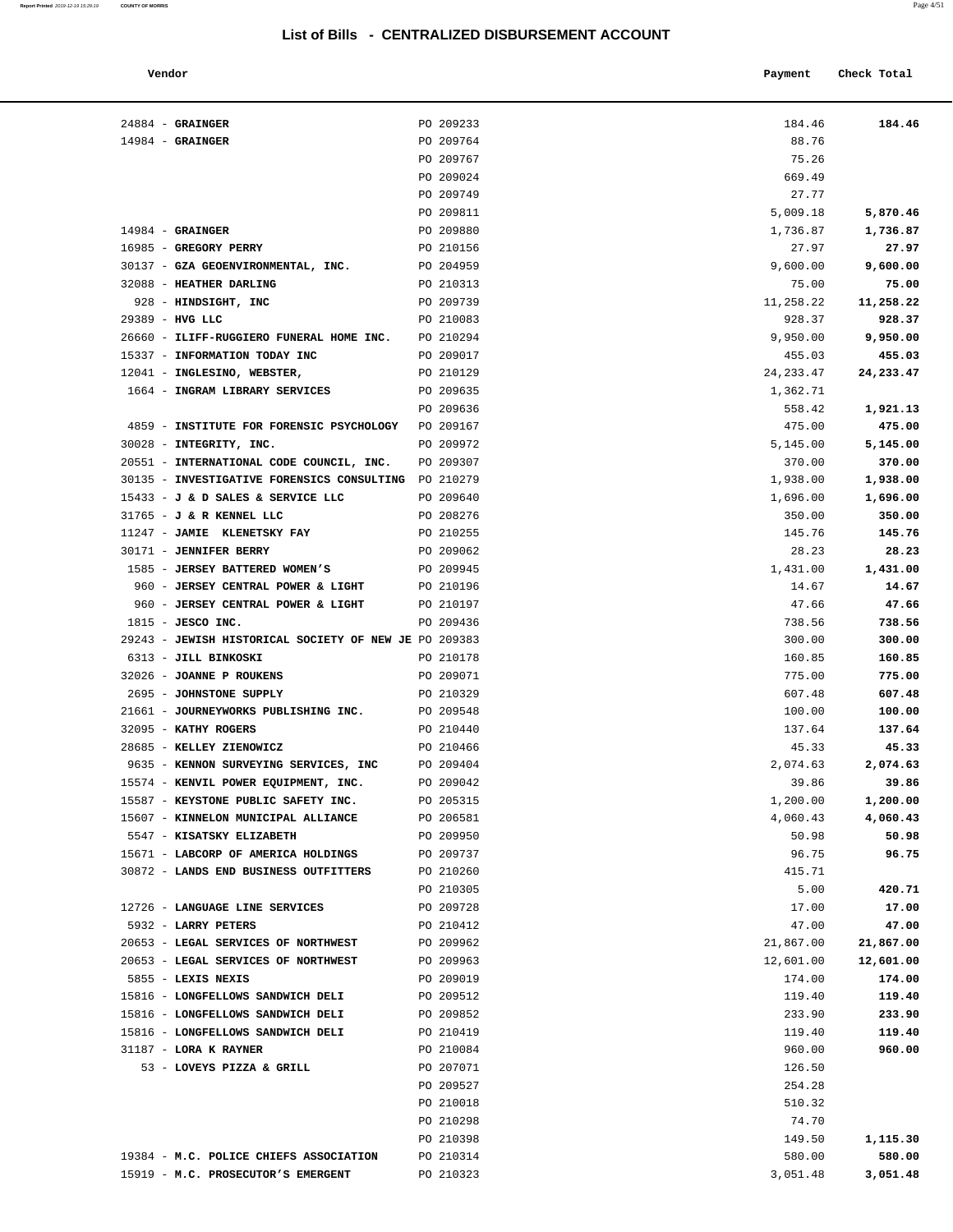## List of Bills - CENTRALIZED DISBURSEMENT ACCOUNT

| Vendor | | Payment | Check Total |
|---|---|---|---|
| 24884 - **GRAINGER** | PO 209233 | 184.46 | **184.46** |
| 14984 - **GRAINGER** | PO 209764 | 88.76 | |
| | PO 209767 | 75.26 | |
| | PO 209024 | 669.49 | |
| | PO 209749 | 27.77 | |
| | PO 209811 | 5,009.18 | **5,870.46** |
| 14984 - **GRAINGER** | PO 209880 | 1,736.87 | **1,736.87** |
| 16985 - **GREGORY PERRY** | PO 210156 | 27.97 | **27.97** |
| 30137 - **GZA GEOENVIRONMENTAL, INC.** | PO 204959 | 9,600.00 | **9,600.00** |
| 32088 - **HEATHER DARLING** | PO 210313 | 75.00 | **75.00** |
| 928 - **HINDSIGHT, INC** | PO 209739 | 11,258.22 | **11,258.22** |
| 29389 - **HVG LLC** | PO 210083 | 928.37 | **928.37** |
| 26660 - **ILIFF-RUGGIERO FUNERAL HOME INC.** | PO 210294 | 9,950.00 | **9,950.00** |
| 15337 - **INFORMATION TODAY INC** | PO 209017 | 455.03 | **455.03** |
| 12041 - **INGLESINO, WEBSTER,** | PO 210129 | 24,233.47 | **24,233.47** |
| 1664 - **INGRAM LIBRARY SERVICES** | PO 209635 | 1,362.71 | |
| | PO 209636 | 558.42 | **1,921.13** |
| 4859 - **INSTITUTE FOR FORENSIC PSYCHOLOGY** | PO 209167 | 475.00 | **475.00** |
| 30028 - **INTEGRITY, INC.** | PO 209972 | 5,145.00 | **5,145.00** |
| 20551 - **INTERNATIONAL CODE COUNCIL, INC.** | PO 209307 | 370.00 | **370.00** |
| 30135 - **INVESTIGATIVE FORENSICS CONSULTING** | PO 210279 | 1,938.00 | **1,938.00** |
| 15433 - **J & D SALES & SERVICE LLC** | PO 209640 | 1,696.00 | **1,696.00** |
| 31765 - **J & R KENNEL LLC** | PO 208276 | 350.00 | **350.00** |
| 11247 - **JAMIE KLENETSKY FAY** | PO 210255 | 145.76 | **145.76** |
| 30171 - **JENNIFER BERRY** | PO 209062 | 28.23 | **28.23** |
| 1585 - **JERSEY BATTERED WOMEN'S** | PO 209945 | 1,431.00 | **1,431.00** |
| 960 - **JERSEY CENTRAL POWER & LIGHT** | PO 210196 | 14.67 | **14.67** |
| 960 - **JERSEY CENTRAL POWER & LIGHT** | PO 210197 | 47.66 | **47.66** |
| 1815 - **JESCO INC.** | PO 209436 | 738.56 | **738.56** |
| 29243 - **JEWISH HISTORICAL SOCIETY OF NEW JE** | PO 209383 | 300.00 | **300.00** |
| 6313 - **JILL BINKOSKI** | PO 210178 | 160.85 | **160.85** |
| 32026 - **JOANNE P ROUKENS** | PO 209071 | 775.00 | **775.00** |
| 2695 - **JOHNSTONE SUPPLY** | PO 210329 | 607.48 | **607.48** |
| 21661 - **JOURNEYWORKS PUBLISHING INC.** | PO 209548 | 100.00 | **100.00** |
| 32095 - **KATHY ROGERS** | PO 210440 | 137.64 | **137.64** |
| 28685 - **KELLEY ZIENOWICZ** | PO 210466 | 45.33 | **45.33** |
| 9635 - **KENNON SURVEYING SERVICES, INC** | PO 209404 | 2,074.63 | **2,074.63** |
| 15574 - **KENVIL POWER EQUIPMENT, INC.** | PO 209042 | 39.86 | **39.86** |
| 15587 - **KEYSTONE PUBLIC SAFETY INC.** | PO 205315 | 1,200.00 | **1,200.00** |
| 15607 - **KINNELON MUNICIPAL ALLIANCE** | PO 206581 | 4,060.43 | **4,060.43** |
| 5547 - **KISATSKY ELIZABETH** | PO 209950 | 50.98 | **50.98** |
| 15671 - **LABCORP OF AMERICA HOLDINGS** | PO 209737 | 96.75 | **96.75** |
| 30872 - **LANDS END BUSINESS OUTFITTERS** | PO 210260 | 415.71 | |
| | PO 210305 | 5.00 | **420.71** |
| 12726 - **LANGUAGE LINE SERVICES** | PO 209728 | 17.00 | **17.00** |
| 5932 - **LARRY PETERS** | PO 210412 | 47.00 | **47.00** |
| 20653 - **LEGAL SERVICES OF NORTHWEST** | PO 209962 | 21,867.00 | **21,867.00** |
| 20653 - **LEGAL SERVICES OF NORTHWEST** | PO 209963 | 12,601.00 | **12,601.00** |
| 5855 - **LEXIS NEXIS** | PO 209019 | 174.00 | **174.00** |
| 15816 - **LONGFELLOWS SANDWICH DELI** | PO 209512 | 119.40 | **119.40** |
| 15816 - **LONGFELLOWS SANDWICH DELI** | PO 209852 | 233.90 | **233.90** |
| 15816 - **LONGFELLOWS SANDWICH DELI** | PO 210419 | 119.40 | **119.40** |
| 31187 - **LORA K RAYNER** | PO 210084 | 960.00 | **960.00** |
| 53 - **LOVEYS PIZZA & GRILL** | PO 207071 | 126.50 | |
| | PO 209527 | 254.28 | |
| | PO 210018 | 510.32 | |
| | PO 210298 | 74.70 | |
| | PO 210398 | 149.50 | **1,115.30** |
| 19384 - **M.C. POLICE CHIEFS ASSOCIATION** | PO 210314 | 580.00 | **580.00** |
| 15919 - **M.C. PROSECUTOR'S EMERGENT** | PO 210323 | 3,051.48 | **3,051.48** |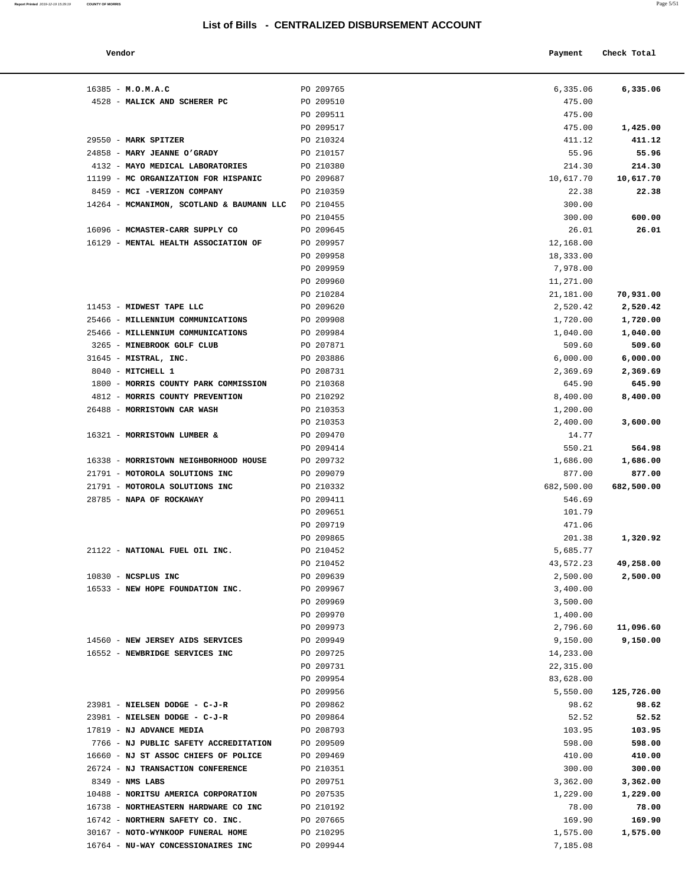# List of Bills - CENTRALIZED DISBURSEMENT ACCOUNT

| Vendor | | Payment | Check Total |
|---|---|---|---|
| 16385 - **M.O.M.A.C** | PO 209765 | 6,335.06 | **6,335.06** |
| 4528 - **MALICK AND SCHERER PC** | PO 209510 | 475.00 | |
| | PO 209511 | 475.00 | |
| | PO 209517 | 475.00 | **1,425.00** |
| 29550 - **MARK SPITZER** | PO 210324 | 411.12 | **411.12** |
| 24858 - **MARY JEANNE O'GRADY** | PO 210157 | 55.96 | **55.96** |
| 4132 - **MAYO MEDICAL LABORATORIES** | PO 210380 | 214.30 | **214.30** |
| 11199 - **MC ORGANIZATION FOR HISPANIC** | PO 209687 | 10,617.70 | **10,617.70** |
| 8459 - **MCI -VERIZON COMPANY** | PO 210359 | 22.38 | **22.38** |
| 14264 - **MCMANIMON, SCOTLAND & BAUMANN LLC** | PO 210455 | 300.00 | |
| | PO 210455 | 300.00 | **600.00** |
| 16096 - **MCMASTER-CARR SUPPLY CO** | PO 209645 | 26.01 | **26.01** |
| 16129 - **MENTAL HEALTH ASSOCIATION OF** | PO 209957 | 12,168.00 | |
| | PO 209958 | 18,333.00 | |
| | PO 209959 | 7,978.00 | |
| | PO 209960 | 11,271.00 | |
| | PO 210284 | 21,181.00 | **70,931.00** |
| 11453 - **MIDWEST TAPE LLC** | PO 209620 | 2,520.42 | **2,520.42** |
| 25466 - **MILLENNIUM COMMUNICATIONS** | PO 209908 | 1,720.00 | **1,720.00** |
| 25466 - **MILLENNIUM COMMUNICATIONS** | PO 209984 | 1,040.00 | **1,040.00** |
| 3265 - **MINEBROOK GOLF CLUB** | PO 207871 | 509.60 | **509.60** |
| 31645 - **MISTRAL, INC.** | PO 203886 | 6,000.00 | **6,000.00** |
| 8040 - **MITCHELL 1** | PO 208731 | 2,369.69 | **2,369.69** |
| 1800 - **MORRIS COUNTY PARK COMMISSION** | PO 210368 | 645.90 | **645.90** |
| 4812 - **MORRIS COUNTY PREVENTION** | PO 210292 | 8,400.00 | **8,400.00** |
| 26488 - **MORRISTOWN CAR WASH** | PO 210353 | 1,200.00 | |
| | PO 210353 | 2,400.00 | **3,600.00** |
| 16321 - **MORRISTOWN LUMBER &** | PO 209470 | 14.77 | |
| | PO 209414 | 550.21 | **564.98** |
| 16338 - **MORRISTOWN NEIGHBORHOOD HOUSE** | PO 209732 | 1,686.00 | **1,686.00** |
| 21791 - **MOTOROLA SOLUTIONS INC** | PO 209079 | 877.00 | **877.00** |
| 21791 - **MOTOROLA SOLUTIONS INC** | PO 210332 | 682,500.00 | **682,500.00** |
| 28785 - **NAPA OF ROCKAWAY** | PO 209411 | 546.69 | |
| | PO 209651 | 101.79 | |
| | PO 209719 | 471.06 | |
| | PO 209865 | 201.38 | **1,320.92** |
| 21122 - **NATIONAL FUEL OIL INC.** | PO 210452 | 5,685.77 | |
| | PO 210452 | 43,572.23 | **49,258.00** |
| 10830 - **NCSPLUS INC** | PO 209639 | 2,500.00 | **2,500.00** |
| 16533 - **NEW HOPE FOUNDATION INC.** | PO 209967 | 3,400.00 | |
| | PO 209969 | 3,500.00 | |
| | PO 209970 | 1,400.00 | |
| | PO 209973 | 2,796.60 | **11,096.60** |
| 14560 - **NEW JERSEY AIDS SERVICES** | PO 209949 | 9,150.00 | **9,150.00** |
| 16552 - **NEWBRIDGE SERVICES INC** | PO 209725 | 14,233.00 | |
| | PO 209731 | 22,315.00 | |
| | PO 209954 | 83,628.00 | |
| | PO 209956 | 5,550.00 | **125,726.00** |
| 23981 - **NIELSEN DODGE - C-J-R** | PO 209862 | 98.62 | **98.62** |
| 23981 - **NIELSEN DODGE - C-J-R** | PO 209864 | 52.52 | **52.52** |
| 17819 - **NJ ADVANCE MEDIA** | PO 208793 | 103.95 | **103.95** |
| 7766 - **NJ PUBLIC SAFETY ACCREDITATION** | PO 209509 | 598.00 | **598.00** |
| 16660 - **NJ ST ASSOC CHIEFS OF POLICE** | PO 209469 | 410.00 | **410.00** |
| 26724 - **NJ TRANSACTION CONFERENCE** | PO 210351 | 300.00 | **300.00** |
| 8349 - **NMS LABS** | PO 209751 | 3,362.00 | **3,362.00** |
| 10488 - **NORITSU AMERICA CORPORATION** | PO 207535 | 1,229.00 | **1,229.00** |
| 16738 - **NORTHEASTERN HARDWARE CO INC** | PO 210192 | 78.00 | **78.00** |
| 16742 - **NORTHERN SAFETY CO. INC.** | PO 207665 | 169.90 | **169.90** |
| 30167 - **NOTO-WYNKOOP FUNERAL HOME** | PO 210295 | 1,575.00 | **1,575.00** |
| 16764 - **NU-WAY CONCESSIONAIRES INC** | PO 209944 | 7,185.08 | |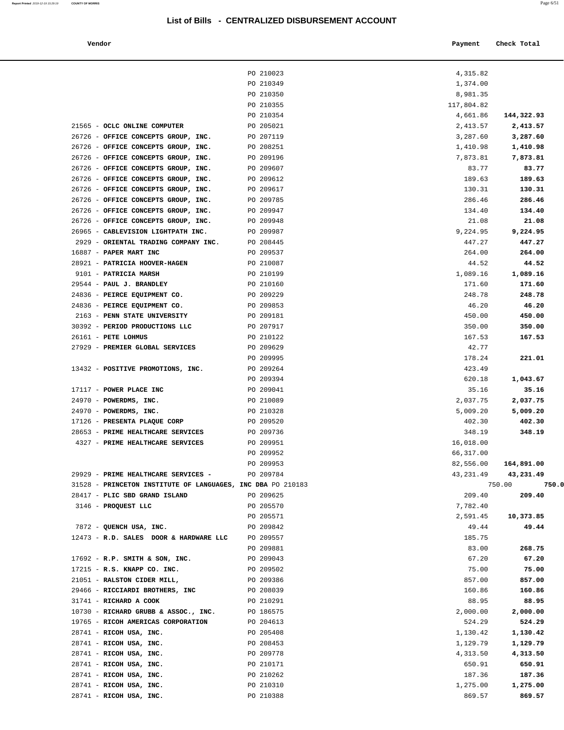# List of Bills - CENTRALIZED DISBURSEMENT ACCOUNT

| Vendor | | Payment | Check Total |
|---|---|---|---|
| | PO 210023 | 4,315.82 | |
| | PO 210349 | 1,374.00 | |
| | PO 210350 | 8,981.35 | |
| | PO 210355 | 117,804.82 | |
| | PO 210354 | 4,661.86 | **144,322.93** |
| 21565 - **OCLC ONLINE COMPUTER** | PO 205021 | 2,413.57 | **2,413.57** |
| 26726 - **OFFICE CONCEPTS GROUP, INC.** | PO 207119 | 3,287.60 | **3,287.60** |
| 26726 - **OFFICE CONCEPTS GROUP, INC.** | PO 208251 | 1,410.98 | **1,410.98** |
| 26726 - **OFFICE CONCEPTS GROUP, INC.** | PO 209196 | 7,873.81 | **7,873.81** |
| 26726 - **OFFICE CONCEPTS GROUP, INC.** | PO 209607 | 83.77 | **83.77** |
| 26726 - **OFFICE CONCEPTS GROUP, INC.** | PO 209612 | 189.63 | **189.63** |
| 26726 - **OFFICE CONCEPTS GROUP, INC.** | PO 209617 | 130.31 | **130.31** |
| 26726 - **OFFICE CONCEPTS GROUP, INC.** | PO 209785 | 286.46 | **286.46** |
| 26726 - **OFFICE CONCEPTS GROUP, INC.** | PO 209947 | 134.40 | **134.40** |
| 26726 - **OFFICE CONCEPTS GROUP, INC.** | PO 209948 | 21.08 | **21.08** |
| 26965 - **CABLEVISION LIGHTPATH INC.** | PO 209987 | 9,224.95 | **9,224.95** |
| 2929 - **ORIENTAL TRADING COMPANY INC.** | PO 208445 | 447.27 | **447.27** |
| 16887 - **PAPER MART INC** | PO 209537 | 264.00 | **264.00** |
| 28921 - **PATRICIA HOOVER-HAGEN** | PO 210087 | 44.52 | **44.52** |
| 9101 - **PATRICIA MARSH** | PO 210199 | 1,089.16 | **1,089.16** |
| 29544 - **PAUL J. BRANDLEY** | PO 210160 | 171.60 | **171.60** |
| 24836 - **PEIRCE EQUIPMENT CO.** | PO 209229 | 248.78 | **248.78** |
| 24836 - **PEIRCE EQUIPMENT CO.** | PO 209853 | 46.20 | **46.20** |
| 2163 - **PENN STATE UNIVERSITY** | PO 209181 | 450.00 | **450.00** |
| 30392 - **PERIOD PRODUCTIONS LLC** | PO 207917 | 350.00 | **350.00** |
| 26161 - **PETE LOHMUS** | PO 210122 | 167.53 | **167.53** |
| 27929 - **PREMIER GLOBAL SERVICES** | PO 209629 | 42.77 | |
| | PO 209995 | 178.24 | **221.01** |
| 13432 - **POSITIVE PROMOTIONS, INC.** | PO 209264 | 423.49 | |
| | PO 209394 | 620.18 | **1,043.67** |
| 17117 - **POWER PLACE INC** | PO 209041 | 35.16 | **35.16** |
| 24970 - **POWERDMS, INC.** | PO 210089 | 2,037.75 | **2,037.75** |
| 24970 - **POWERDMS, INC.** | PO 210328 | 5,009.20 | **5,009.20** |
| 17126 - **PRESENTA PLAQUE CORP** | PO 209520 | 402.30 | **402.30** |
| 28653 - **PRIME HEALTHCARE SERVICES** | PO 209736 | 348.19 | **348.19** |
| 4327 - **PRIME HEALTHCARE SERVICES** | PO 209951 | 16,018.00 | |
| | PO 209952 | 66,317.00 | |
| | PO 209953 | 82,556.00 | **164,891.00** |
| 29929 - **PRIME HEALTHCARE SERVICES -** | PO 209784 | 43,231.49 | **43,231.49** |
| 31528 - **PRINCETON INSTITUTE OF LANGUAGES, INC DBA** | PO 210183 | 750.00 | **750.0** |
| 28417 - **PLIC SBD GRAND ISLAND** | PO 209625 | 209.40 | **209.40** |
| 3146 - **PROQUEST LLC** | PO 205570 | 7,782.40 | |
| | PO 205571 | 2,591.45 | **10,373.85** |
| 7872 - **QUENCH USA, INC.** | PO 209842 | 49.44 | **49.44** |
| 12473 - **R.D. SALES DOOR & HARDWARE LLC** | PO 209557 | 185.75 | |
| | PO 209881 | 83.00 | **268.75** |
| 17692 - **R.P. SMITH & SON, INC.** | PO 209043 | 67.20 | **67.20** |
| 17215 - **R.S. KNAPP CO. INC.** | PO 209502 | 75.00 | **75.00** |
| 21051 - **RALSTON CIDER MILL,** | PO 209386 | 857.00 | **857.00** |
| 29466 - **RICCIARDI BROTHERS, INC** | PO 208039 | 160.86 | **160.86** |
| 31741 - **RICHARD A COOK** | PO 210291 | 88.95 | **88.95** |
| 10730 - **RICHARD GRUBB & ASSOC., INC.** | PO 186575 | 2,000.00 | **2,000.00** |
| 19765 - **RICOH AMERICAS CORPORATION** | PO 204613 | 524.29 | **524.29** |
| 28741 - **RICOH USA, INC.** | PO 205408 | 1,130.42 | **1,130.42** |
| 28741 - **RICOH USA, INC.** | PO 208453 | 1,129.79 | **1,129.79** |
| 28741 - **RICOH USA, INC.** | PO 209778 | 4,313.50 | **4,313.50** |
| 28741 - **RICOH USA, INC.** | PO 210171 | 650.91 | **650.91** |
| 28741 - **RICOH USA, INC.** | PO 210262 | 187.36 | **187.36** |
| 28741 - **RICOH USA, INC.** | PO 210310 | 1,275.00 | **1,275.00** |
| 28741 - **RICOH USA, INC.** | PO 210388 | 869.57 | **869.57** |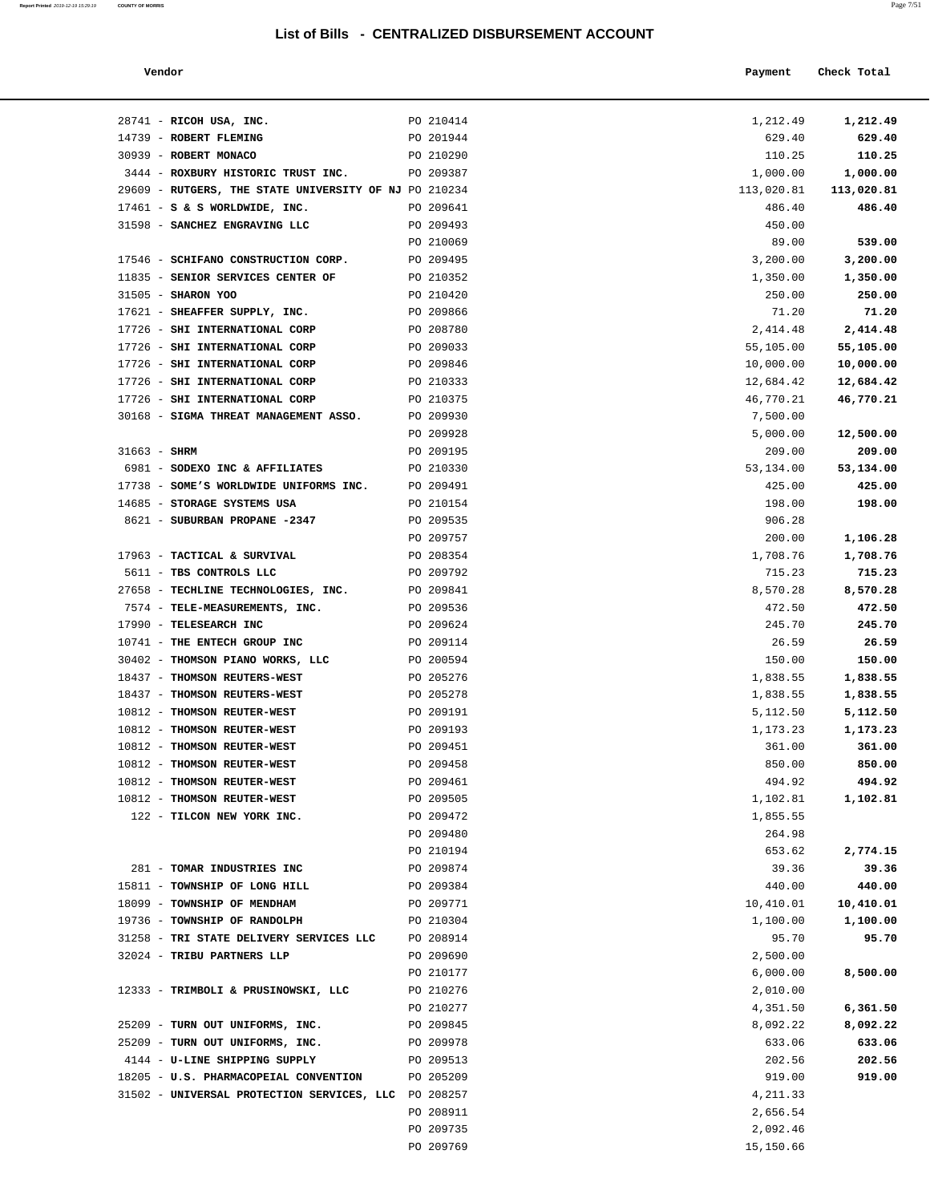# List of Bills - CENTRALIZED DISBURSEMENT ACCOUNT

| Vendor | | Payment | Check Total |
|---|---|---|---|
| 28741 - **RICOH USA, INC.** | PO 210414 | 1,212.49 | **1,212.49** |
| 14739 - **ROBERT FLEMING** | PO 201944 | 629.40 | **629.40** |
| 30939 - **ROBERT MONACO** | PO 210290 | 110.25 | **110.25** |
| 3444 - **ROXBURY HISTORIC TRUST INC.** | PO 209387 | 1,000.00 | **1,000.00** |
| 29609 - **RUTGERS, THE STATE UNIVERSITY OF NJ** | PO 210234 | 113,020.81 | **113,020.81** |
| 17461 - **S & S WORLDWIDE, INC.** | PO 209641 | 486.40 | **486.40** |
| 31598 - **SANCHEZ ENGRAVING LLC** | PO 209493 | 450.00 | |
| | PO 210069 | 89.00 | **539.00** |
| 17546 - **SCHIFANO CONSTRUCTION CORP.** | PO 209495 | 3,200.00 | **3,200.00** |
| 11835 - **SENIOR SERVICES CENTER OF** | PO 210352 | 1,350.00 | **1,350.00** |
| 31505 - **SHARON YOO** | PO 210420 | 250.00 | **250.00** |
| 17621 - **SHEAFFER SUPPLY, INC.** | PO 209866 | 71.20 | **71.20** |
| 17726 - **SHI INTERNATIONAL CORP** | PO 208780 | 2,414.48 | **2,414.48** |
| 17726 - **SHI INTERNATIONAL CORP** | PO 209033 | 55,105.00 | **55,105.00** |
| 17726 - **SHI INTERNATIONAL CORP** | PO 209846 | 10,000.00 | **10,000.00** |
| 17726 - **SHI INTERNATIONAL CORP** | PO 210333 | 12,684.42 | **12,684.42** |
| 17726 - **SHI INTERNATIONAL CORP** | PO 210375 | 46,770.21 | **46,770.21** |
| 30168 - **SIGMA THREAT MANAGEMENT ASSO.** | PO 209930 | 7,500.00 | |
| | PO 209928 | 5,000.00 | **12,500.00** |
| 31663 - **SHRM** | PO 209195 | 209.00 | **209.00** |
| 6981 - **SODEXO INC & AFFILIATES** | PO 210330 | 53,134.00 | **53,134.00** |
| 17738 - **SOME'S WORLDWIDE UNIFORMS INC.** | PO 209491 | 425.00 | **425.00** |
| 14685 - **STORAGE SYSTEMS USA** | PO 210154 | 198.00 | **198.00** |
| 8621 - **SUBURBAN PROPANE -2347** | PO 209535 | 906.28 | |
| | PO 209757 | 200.00 | **1,106.28** |
| 17963 - **TACTICAL & SURVIVAL** | PO 208354 | 1,708.76 | **1,708.76** |
| 5611 - **TBS CONTROLS LLC** | PO 209792 | 715.23 | **715.23** |
| 27658 - **TECHLINE TECHNOLOGIES, INC.** | PO 209841 | 8,570.28 | **8,570.28** |
| 7574 - **TELE-MEASUREMENTS, INC.** | PO 209536 | 472.50 | **472.50** |
| 17990 - **TELESEARCH INC** | PO 209624 | 245.70 | **245.70** |
| 10741 - **THE ENTECH GROUP INC** | PO 209114 | 26.59 | **26.59** |
| 30402 - **THOMSON PIANO WORKS, LLC** | PO 200594 | 150.00 | **150.00** |
| 18437 - **THOMSON REUTERS-WEST** | PO 205276 | 1,838.55 | **1,838.55** |
| 18437 - **THOMSON REUTERS-WEST** | PO 205278 | 1,838.55 | **1,838.55** |
| 10812 - **THOMSON REUTER-WEST** | PO 209191 | 5,112.50 | **5,112.50** |
| 10812 - **THOMSON REUTER-WEST** | PO 209193 | 1,173.23 | **1,173.23** |
| 10812 - **THOMSON REUTER-WEST** | PO 209451 | 361.00 | **361.00** |
| 10812 - **THOMSON REUTER-WEST** | PO 209458 | 850.00 | **850.00** |
| 10812 - **THOMSON REUTER-WEST** | PO 209461 | 494.92 | **494.92** |
| 10812 - **THOMSON REUTER-WEST** | PO 209505 | 1,102.81 | **1,102.81** |
| 122 - **TILCON NEW YORK INC.** | PO 209472 | 1,855.55 | |
| | PO 209480 | 264.98 | |
| | PO 210194 | 653.62 | **2,774.15** |
| 281 - **TOMAR INDUSTRIES INC** | PO 209874 | 39.36 | **39.36** |
| 15811 - **TOWNSHIP OF LONG HILL** | PO 209384 | 440.00 | **440.00** |
| 18099 - **TOWNSHIP OF MENDHAM** | PO 209771 | 10,410.01 | **10,410.01** |
| 19736 - **TOWNSHIP OF RANDOLPH** | PO 210304 | 1,100.00 | **1,100.00** |
| 31258 - **TRI STATE DELIVERY SERVICES LLC** | PO 208914 | 95.70 | **95.70** |
| 32024 - **TRIBU PARTNERS LLP** | PO 209690 | 2,500.00 | |
| | PO 210177 | 6,000.00 | **8,500.00** |
| 12333 - **TRIMBOLI & PRUSINOWSKI, LLC** | PO 210276 | 2,010.00 | |
| | PO 210277 | 4,351.50 | **6,361.50** |
| 25209 - **TURN OUT UNIFORMS, INC.** | PO 209845 | 8,092.22 | **8,092.22** |
| 25209 - **TURN OUT UNIFORMS, INC.** | PO 209978 | 633.06 | **633.06** |
| 4144 - **U-LINE SHIPPING SUPPLY** | PO 209513 | 202.56 | **202.56** |
| 18205 - **U.S. PHARMACOPEIAL CONVENTION** | PO 205209 | 919.00 | **919.00** |
| 31502 - **UNIVERSAL PROTECTION SERVICES, LLC** | PO 208257 | 4,211.33 | |
| | PO 208911 | 2,656.54 | |
| | PO 209735 | 2,092.46 | |
| | PO 209769 | 15,150.66 | |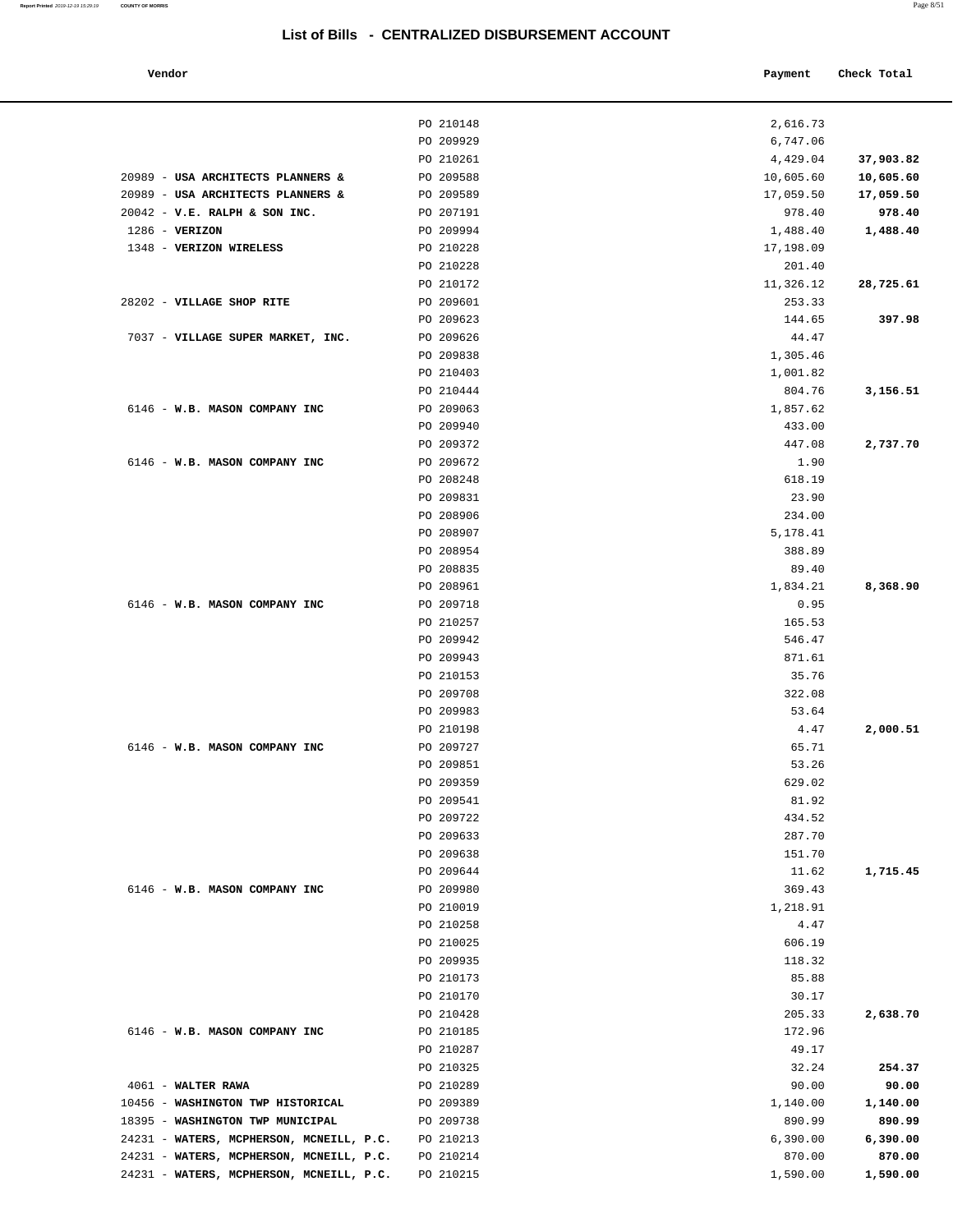## List of Bills - CENTRALIZED DISBURSEMENT ACCOUNT

| Vendor | | Payment | Check Total |
|---|---|---|---|
| | PO 210148 | 2,616.73 | |
| | PO 209929 | 6,747.06 | |
| | PO 210261 | 4,429.04 | **37,903.82** |
| 20989 - **USA ARCHITECTS PLANNERS &** | PO 209588 | 10,605.60 | **10,605.60** |
| 20989 - **USA ARCHITECTS PLANNERS &** | PO 209589 | 17,059.50 | **17,059.50** |
| 20042 - **V.E. RALPH & SON INC.** | PO 207191 | 978.40 | **978.40** |
| 1286 - **VERIZON** | PO 209994 | 1,488.40 | **1,488.40** |
| 1348 - **VERIZON WIRELESS** | PO 210228 | 17,198.09 | |
| | PO 210228 | 201.40 | |
| | PO 210172 | 11,326.12 | **28,725.61** |
| 28202 - **VILLAGE SHOP RITE** | PO 209601 | 253.33 | |
| | PO 209623 | 144.65 | **397.98** |
| 7037 - **VILLAGE SUPER MARKET, INC.** | PO 209626 | 44.47 | |
| | PO 209838 | 1,305.46 | |
| | PO 210403 | 1,001.82 | |
| | PO 210444 | 804.76 | **3,156.51** |
| 6146 - **W.B. MASON COMPANY INC** | PO 209063 | 1,857.62 | |
| | PO 209940 | 433.00 | |
| | PO 209372 | 447.08 | **2,737.70** |
| 6146 - **W.B. MASON COMPANY INC** | PO 209672 | 1.90 | |
| | PO 208248 | 618.19 | |
| | PO 209831 | 23.90 | |
| | PO 208906 | 234.00 | |
| | PO 208907 | 5,178.41 | |
| | PO 208954 | 388.89 | |
| | PO 208835 | 89.40 | |
| | PO 208961 | 1,834.21 | **8,368.90** |
| 6146 - **W.B. MASON COMPANY INC** | PO 209718 | 0.95 | |
| | PO 210257 | 165.53 | |
| | PO 209942 | 546.47 | |
| | PO 209943 | 871.61 | |
| | PO 210153 | 35.76 | |
| | PO 209708 | 322.08 | |
| | PO 209983 | 53.64 | |
| | PO 210198 | 4.47 | **2,000.51** |
| 6146 - **W.B. MASON COMPANY INC** | PO 209727 | 65.71 | |
| | PO 209851 | 53.26 | |
| | PO 209359 | 629.02 | |
| | PO 209541 | 81.92 | |
| | PO 209722 | 434.52 | |
| | PO 209633 | 287.70 | |
| | PO 209638 | 151.70 | |
| | PO 209644 | 11.62 | **1,715.45** |
| 6146 - **W.B. MASON COMPANY INC** | PO 209980 | 369.43 | |
| | PO 210019 | 1,218.91 | |
| | PO 210258 | 4.47 | |
| | PO 210025 | 606.19 | |
| | PO 209935 | 118.32 | |
| | PO 210173 | 85.88 | |
| | PO 210170 | 30.17 | |
| | PO 210428 | 205.33 | **2,638.70** |
| 6146 - **W.B. MASON COMPANY INC** | PO 210185 | 172.96 | |
| | PO 210287 | 49.17 | |
| | PO 210325 | 32.24 | **254.37** |
| 4061 - **WALTER RAWA** | PO 210289 | 90.00 | **90.00** |
| 10456 - **WASHINGTON TWP HISTORICAL** | PO 209389 | 1,140.00 | **1,140.00** |
| 18395 - **WASHINGTON TWP MUNICIPAL** | PO 209738 | 890.99 | **890.99** |
| 24231 - **WATERS, MCPHERSON, MCNEILL, P.C.** | PO 210213 | 6,390.00 | **6,390.00** |
| 24231 - **WATERS, MCPHERSON, MCNEILL, P.C.** | PO 210214 | 870.00 | **870.00** |
| 24231 - **WATERS, MCPHERSON, MCNEILL, P.C.** | PO 210215 | 1,590.00 | **1,590.00** |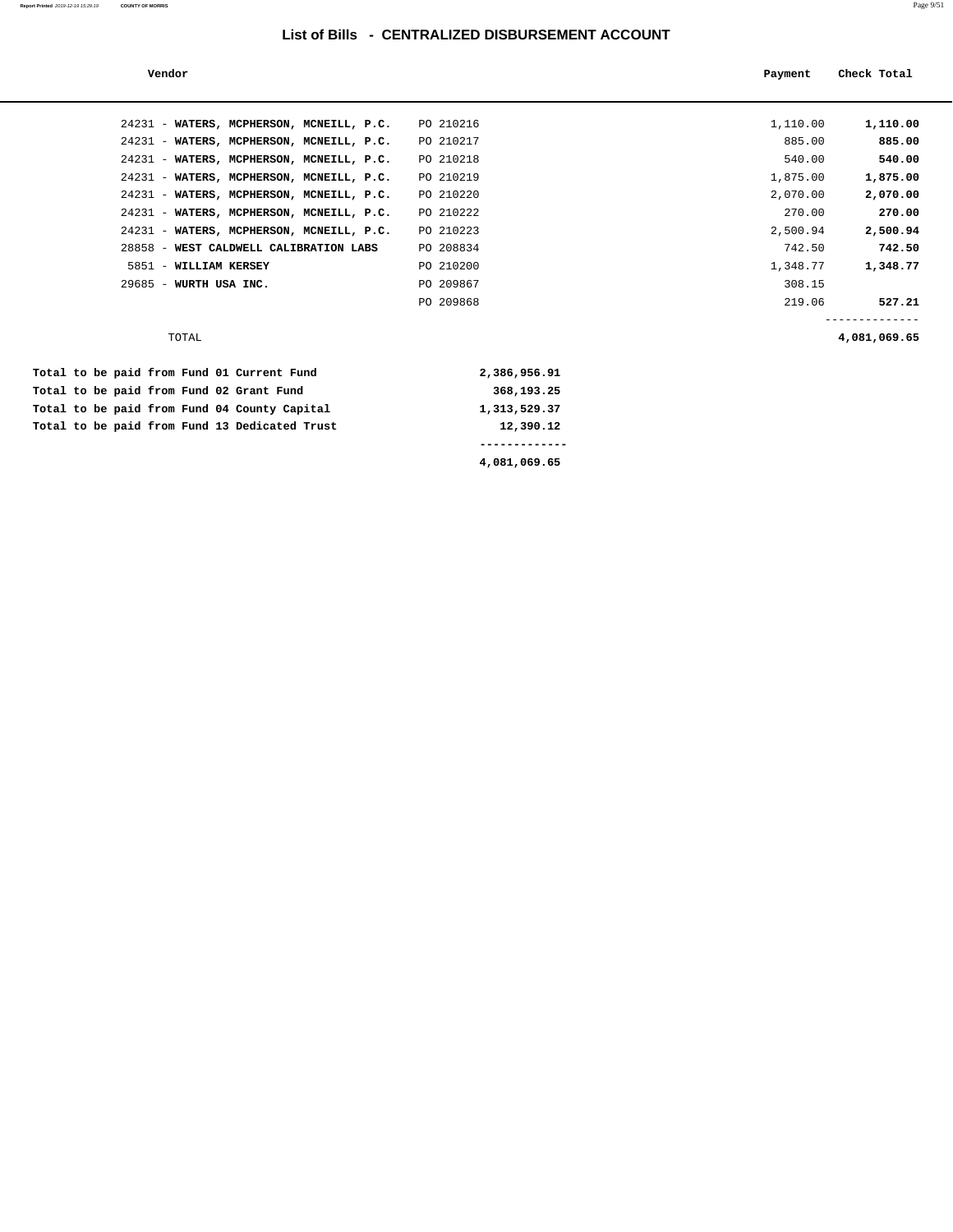# List of Bills - CENTRALIZED DISBURSEMENT ACCOUNT

| Vendor | | Payment | Check Total |
|---|---|---|---|
| 24231 - **WATERS, MCPHERSON, MCNEILL, P.C.** | PO 210216 | 1,110.00 | **1,110.00** |
| 24231 - **WATERS, MCPHERSON, MCNEILL, P.C.** | PO 210217 | 885.00 | **885.00** |
| 24231 - **WATERS, MCPHERSON, MCNEILL, P.C.** | PO 210218 | 540.00 | **540.00** |
| 24231 - **WATERS, MCPHERSON, MCNEILL, P.C.** | PO 210219 | 1,875.00 | **1,875.00** |
| 24231 - **WATERS, MCPHERSON, MCNEILL, P.C.** | PO 210220 | 2,070.00 | **2,070.00** |
| 24231 - **WATERS, MCPHERSON, MCNEILL, P.C.** | PO 210222 | 270.00 | **270.00** |
| 24231 - **WATERS, MCPHERSON, MCNEILL, P.C.** | PO 210223 | 2,500.94 | **2,500.94** |
| 28858 - **WEST CALDWELL CALIBRATION LABS** | PO 208834 | 742.50 | **742.50** |
| 5851 - **WILLIAM KERSEY** | PO 210200 | 1,348.77 | **1,348.77** |
| 29685 - **WURTH USA INC.** | PO 209867 | 308.15 | |
| | PO 209868 | 219.06 | **527.21** |
| TOTAL | | | **4,081,069.65** |

| | |
|---|---|
| **Total to be paid from Fund 01 Current Fund** | **2,386,956.91** |
| **Total to be paid from Fund 02 Grant Fund** | **368,193.25** |
| **Total to be paid from Fund 04 County Capital** | **1,313,529.37** |
| **Total to be paid from Fund 13 Dedicated Trust** | **12,390.12** |
| | **4,081,069.65** |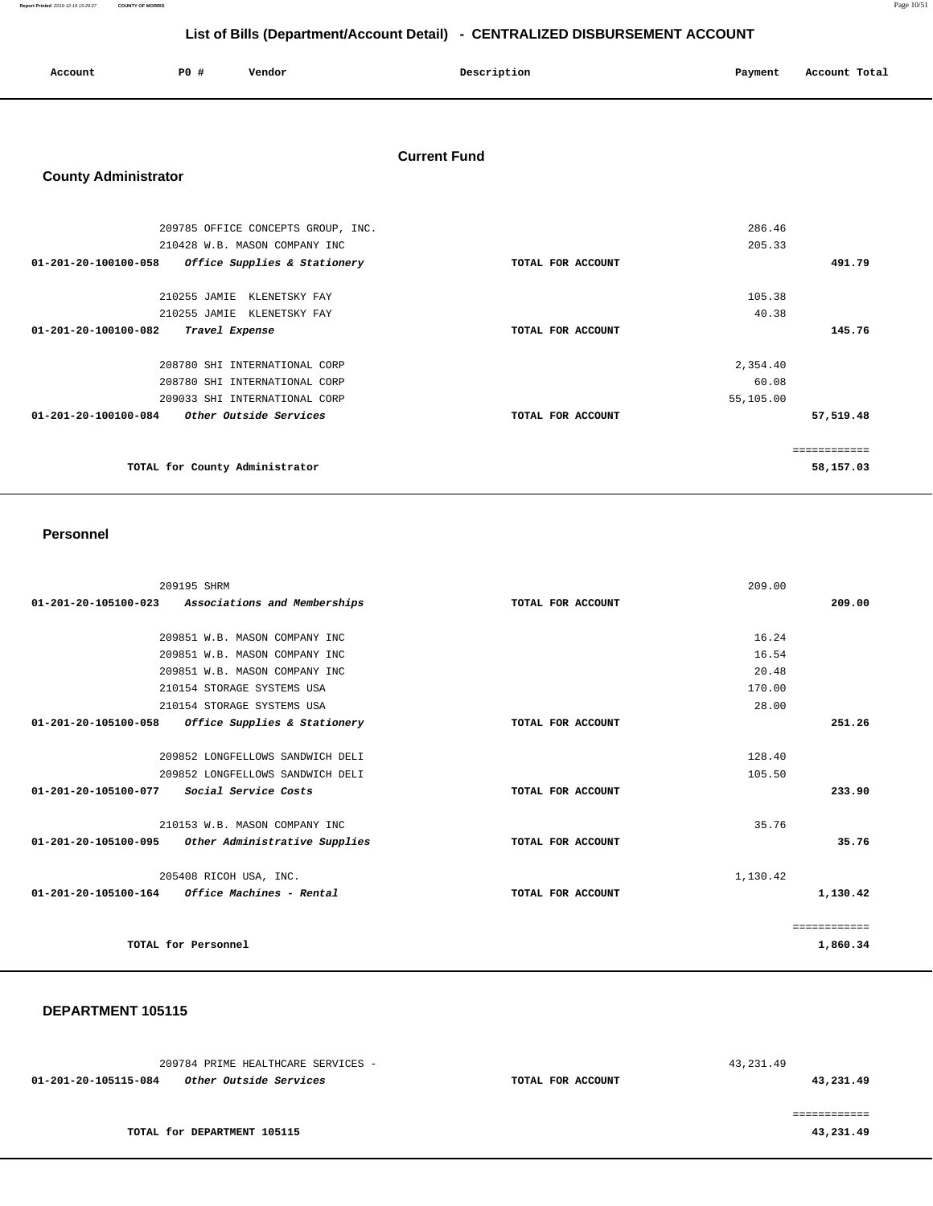# List of Bills (Department/Account Detail) - CENTRALIZED DISBURSEMENT ACCOUNT

| Account | PO # | Vendor | Description | Payment | Account Total |
|---|---|---|---|---|---|

## Current Fund

### County Administrator

| Account | PO # | Vendor | Description | Payment | Account Total |
|---|---|---|---|---|---|
| | 209785 | OFFICE CONCEPTS GROUP, INC. | | 286.46 | |
| | 210428 | W.B. MASON COMPANY INC | | 205.33 | |
| 01-201-20-100100-058 | | *Office Supplies & Stationery* | TOTAL FOR ACCOUNT | | 491.79 |
| | 210255 | JAMIE KLENETSKY FAY | | 105.38 | |
| | 210255 | JAMIE KLENETSKY FAY | | 40.38 | |
| 01-201-20-100100-082 | | *Travel Expense* | TOTAL FOR ACCOUNT | | 145.76 |
| | 208780 | SHI INTERNATIONAL CORP | | 2,354.40 | |
| | 208780 | SHI INTERNATIONAL CORP | | 60.08 | |
| | 209033 | SHI INTERNATIONAL CORP | | 55,105.00 | |
| 01-201-20-100100-084 | | *Other Outside Services* | TOTAL FOR ACCOUNT | | 57,519.48 |
| | | | | | ============ |
| | | TOTAL for County Administrator | | | 58,157.03 |

### Personnel

| Account | PO # | Vendor | Description | Payment | Account Total |
|---|---|---|---|---|---|
| | 209195 | SHRM | | 209.00 | |
| 01-201-20-105100-023 | | *Associations and Memberships* | TOTAL FOR ACCOUNT | | 209.00 |
| | 209851 | W.B. MASON COMPANY INC | | 16.24 | |
| | 209851 | W.B. MASON COMPANY INC | | 16.54 | |
| | 209851 | W.B. MASON COMPANY INC | | 20.48 | |
| | 210154 | STORAGE SYSTEMS USA | | 170.00 | |
| | 210154 | STORAGE SYSTEMS USA | | 28.00 | |
| 01-201-20-105100-058 | | *Office Supplies & Stationery* | TOTAL FOR ACCOUNT | | 251.26 |
| | 209852 | LONGFELLOWS SANDWICH DELI | | 128.40 | |
| | 209852 | LONGFELLOWS SANDWICH DELI | | 105.50 | |
| 01-201-20-105100-077 | | *Social Service Costs* | TOTAL FOR ACCOUNT | | 233.90 |
| | 210153 | W.B. MASON COMPANY INC | | 35.76 | |
| 01-201-20-105100-095 | | *Other Administrative Supplies* | TOTAL FOR ACCOUNT | | 35.76 |
| | 205408 | RICOH USA, INC. | | 1,130.42 | |
| 01-201-20-105100-164 | | *Office Machines - Rental* | TOTAL FOR ACCOUNT | | 1,130.42 |
| | | | | | ============ |
| | | TOTAL for Personnel | | | 1,860.34 |

### DEPARTMENT 105115

| Account | PO # | Vendor | Description | Payment | Account Total |
|---|---|---|---|---|---|
| | 209784 | PRIME HEALTHCARE SERVICES - | | 43,231.49 | |
| 01-201-20-105115-084 | | *Other Outside Services* | TOTAL FOR ACCOUNT | | 43,231.49 |
| | | | | | ============ |
| | | TOTAL for DEPARTMENT 105115 | | | 43,231.49 |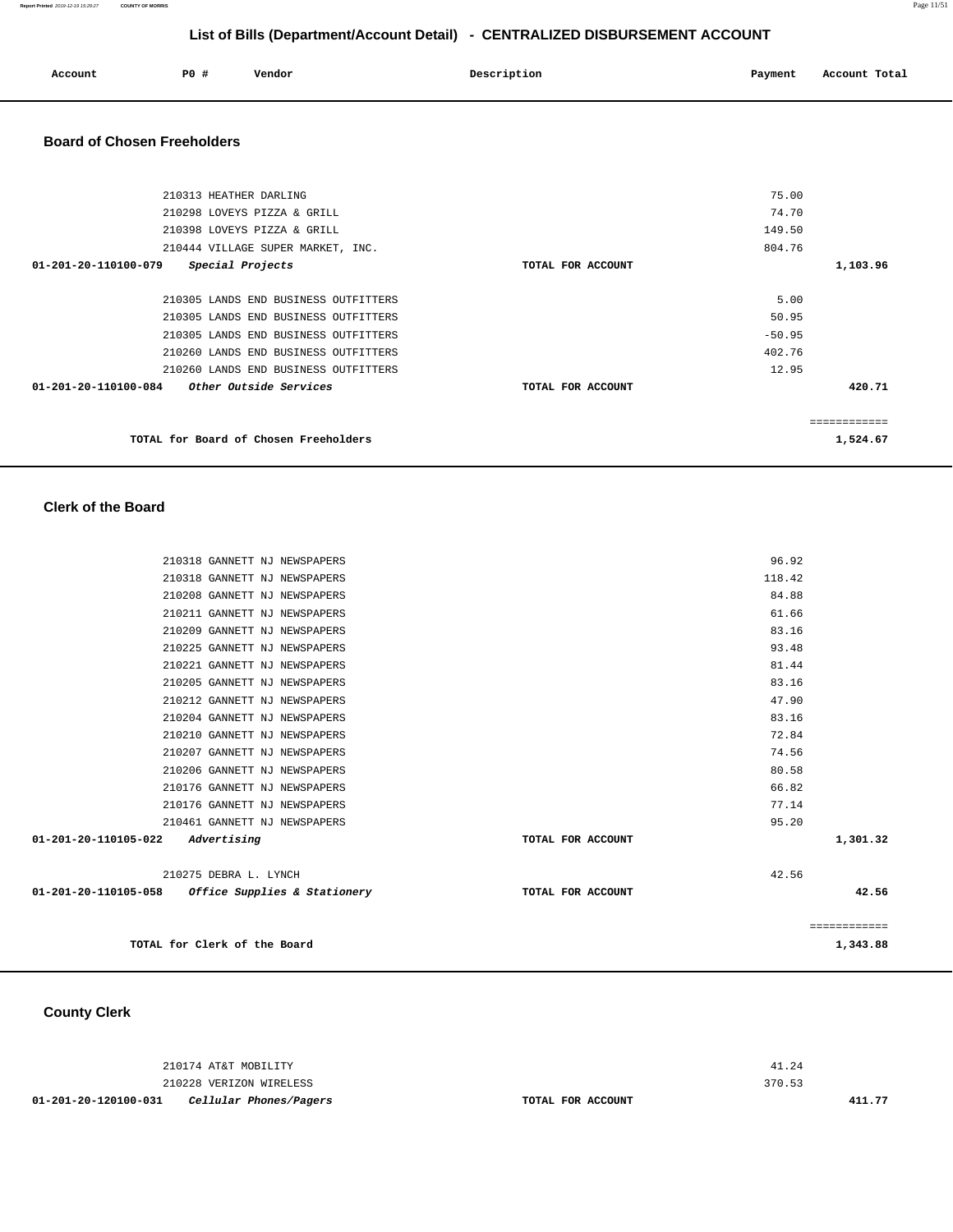# List of Bills (Department/Account Detail) - CENTRALIZED DISBURSEMENT ACCOUNT

| Account | PO # | Vendor | Description | Payment | Account Total |
|---|---|---|---|---|---|

## Board of Chosen Freeholders

| Account | PO # | Vendor | Description | Payment | Account Total |
|---|---|---|---|---|---|
| | 210313 | HEATHER DARLING | | 75.00 | |
| | 210298 | LOVEYS PIZZA & GRILL | | 74.70 | |
| | 210398 | LOVEYS PIZZA & GRILL | | 149.50 | |
| | 210444 | VILLAGE SUPER MARKET, INC. | | 804.76 | |
| **01-201-20-110100-079** | | *Special Projects* | **TOTAL FOR ACCOUNT** | | **1,103.96** |
| | 210305 | LANDS END BUSINESS OUTFITTERS | | 5.00 | |
| | 210305 | LANDS END BUSINESS OUTFITTERS | | 50.95 | |
| | 210305 | LANDS END BUSINESS OUTFITTERS | | -50.95 | |
| | 210260 | LANDS END BUSINESS OUTFITTERS | | 402.76 | |
| | 210260 | LANDS END BUSINESS OUTFITTERS | | 12.95 | |
| **01-201-20-110100-084** | | *Other Outside Services* | **TOTAL FOR ACCOUNT** | | **420.71** |
| | | | | | ============ |
| | | **TOTAL for Board of Chosen Freeholders** | | | **1,524.67** |

## Clerk of the Board

| Account | PO # | Vendor | Description | Payment | Account Total |
|---|---|---|---|---|---|
| | 210318 | GANNETT NJ NEWSPAPERS | | 96.92 | |
| | 210318 | GANNETT NJ NEWSPAPERS | | 118.42 | |
| | 210208 | GANNETT NJ NEWSPAPERS | | 84.88 | |
| | 210211 | GANNETT NJ NEWSPAPERS | | 61.66 | |
| | 210209 | GANNETT NJ NEWSPAPERS | | 83.16 | |
| | 210225 | GANNETT NJ NEWSPAPERS | | 93.48 | |
| | 210221 | GANNETT NJ NEWSPAPERS | | 81.44 | |
| | 210205 | GANNETT NJ NEWSPAPERS | | 83.16 | |
| | 210212 | GANNETT NJ NEWSPAPERS | | 47.90 | |
| | 210204 | GANNETT NJ NEWSPAPERS | | 83.16 | |
| | 210210 | GANNETT NJ NEWSPAPERS | | 72.84 | |
| | 210207 | GANNETT NJ NEWSPAPERS | | 74.56 | |
| | 210206 | GANNETT NJ NEWSPAPERS | | 80.58 | |
| | 210176 | GANNETT NJ NEWSPAPERS | | 66.82 | |
| | 210176 | GANNETT NJ NEWSPAPERS | | 77.14 | |
| | 210461 | GANNETT NJ NEWSPAPERS | | 95.20 | |
| **01-201-20-110105-022** | | *Advertising* | **TOTAL FOR ACCOUNT** | | **1,301.32** |
| | 210275 | DEBRA L. LYNCH | | 42.56 | |
| **01-201-20-110105-058** | | *Office Supplies & Stationery* | **TOTAL FOR ACCOUNT** | | **42.56** |
| | | | | | ============ |
| | | **TOTAL for Clerk of the Board** | | | **1,343.88** |

## County Clerk

| Account | PO # | Vendor | Description | Payment | Account Total |
|---|---|---|---|---|---|
| | 210174 | AT&T MOBILITY | | 41.24 | |
| | 210228 | VERIZON WIRELESS | | 370.53 | |
| **01-201-20-120100-031** | | *Cellular Phones/Pagers* | **TOTAL FOR ACCOUNT** | | **411.77** |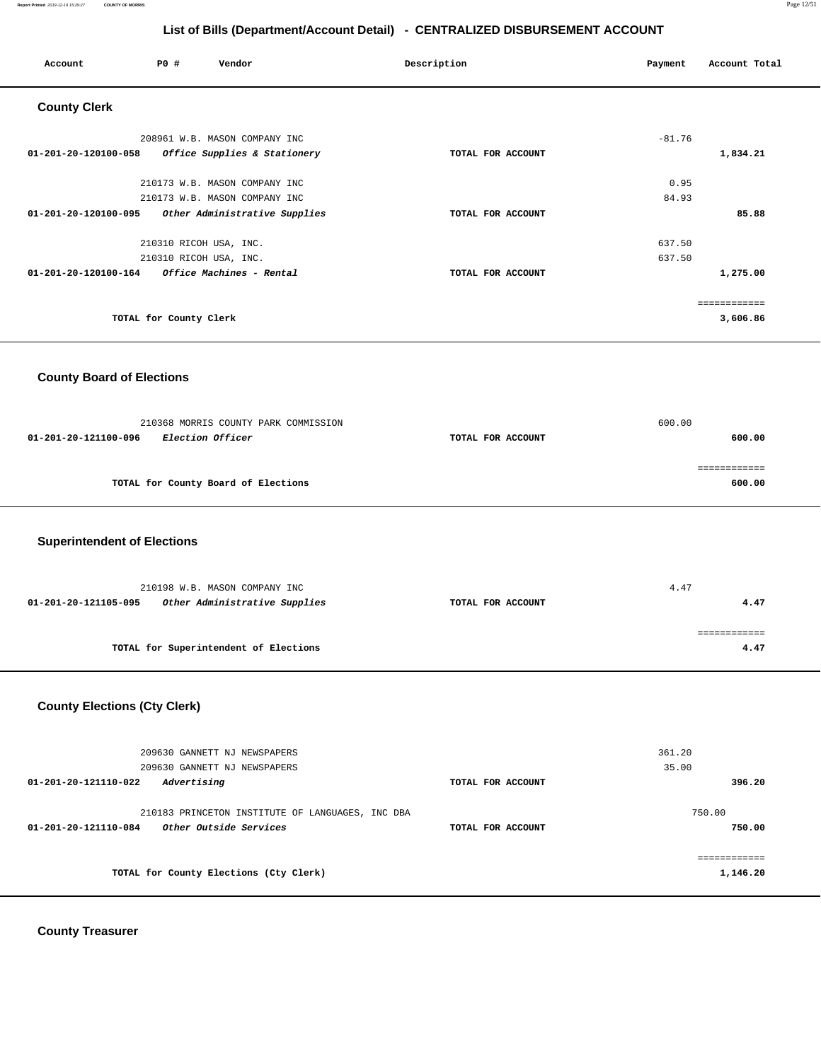## List of Bills (Department/Account Detail) - CENTRALIZED DISBURSEMENT ACCOUNT

| Account | PO # | Vendor | Description | Payment | Account Total |
|---|---|---|---|---|---|

### County Clerk

| Account | PO # | Vendor | Description | Payment | Account Total |
|---|---|---|---|---|---|
| | 208961 | W.B. MASON COMPANY INC | | -81.76 | |
| **01-201-20-120100-058** | | ***Office Supplies & Stationery*** | **TOTAL FOR ACCOUNT** | | **1,834.21** |
| | 210173 | W.B. MASON COMPANY INC | | 0.95 | |
| | 210173 | W.B. MASON COMPANY INC | | 84.93 | |
| **01-201-20-120100-095** | | ***Other Administrative Supplies*** | **TOTAL FOR ACCOUNT** | | **85.88** |
| | 210310 | RICOH USA, INC. | | 637.50 | |
| | 210310 | RICOH USA, INC. | | 637.50 | |
| **01-201-20-120100-164** | | ***Office Machines - Rental*** | **TOTAL FOR ACCOUNT** | | **1,275.00** |
| | | | | | ============ |
| | | **TOTAL for County Clerk** | | | **3,606.86** |

### County Board of Elections

| Account | PO # | Vendor | Description | Payment | Account Total |
|---|---|---|---|---|---|
| | 210368 | MORRIS COUNTY PARK COMMISSION | | 600.00 | |
| **01-201-20-121100-096** | | ***Election Officer*** | **TOTAL FOR ACCOUNT** | | **600.00** |
| | | | | | ============ |
| | | **TOTAL for County Board of Elections** | | | **600.00** |

### Superintendent of Elections

| Account | PO # | Vendor | Description | Payment | Account Total |
|---|---|---|---|---|---|
| | 210198 | W.B. MASON COMPANY INC | | 4.47 | |
| **01-201-20-121105-095** | | ***Other Administrative Supplies*** | **TOTAL FOR ACCOUNT** | | **4.47** |
| | | | | | ============ |
| | | **TOTAL for Superintendent of Elections** | | | **4.47** |

### County Elections (Cty Clerk)

| Account | PO # | Vendor | Description | Payment | Account Total |
|---|---|---|---|---|---|
| | 209630 | GANNETT NJ NEWSPAPERS | | 361.20 | |
| | 209630 | GANNETT NJ NEWSPAPERS | | 35.00 | |
| **01-201-20-121110-022** | | ***Advertising*** | **TOTAL FOR ACCOUNT** | | **396.20** |
| | 210183 | PRINCETON INSTITUTE OF LANGUAGES, INC DBA | | 750.00 | |
| **01-201-20-121110-084** | | ***Other Outside Services*** | **TOTAL FOR ACCOUNT** | | **750.00** |
| | | | | | ============ |
| | | **TOTAL for County Elections (Cty Clerk)** | | | **1,146.20** |

### County Treasurer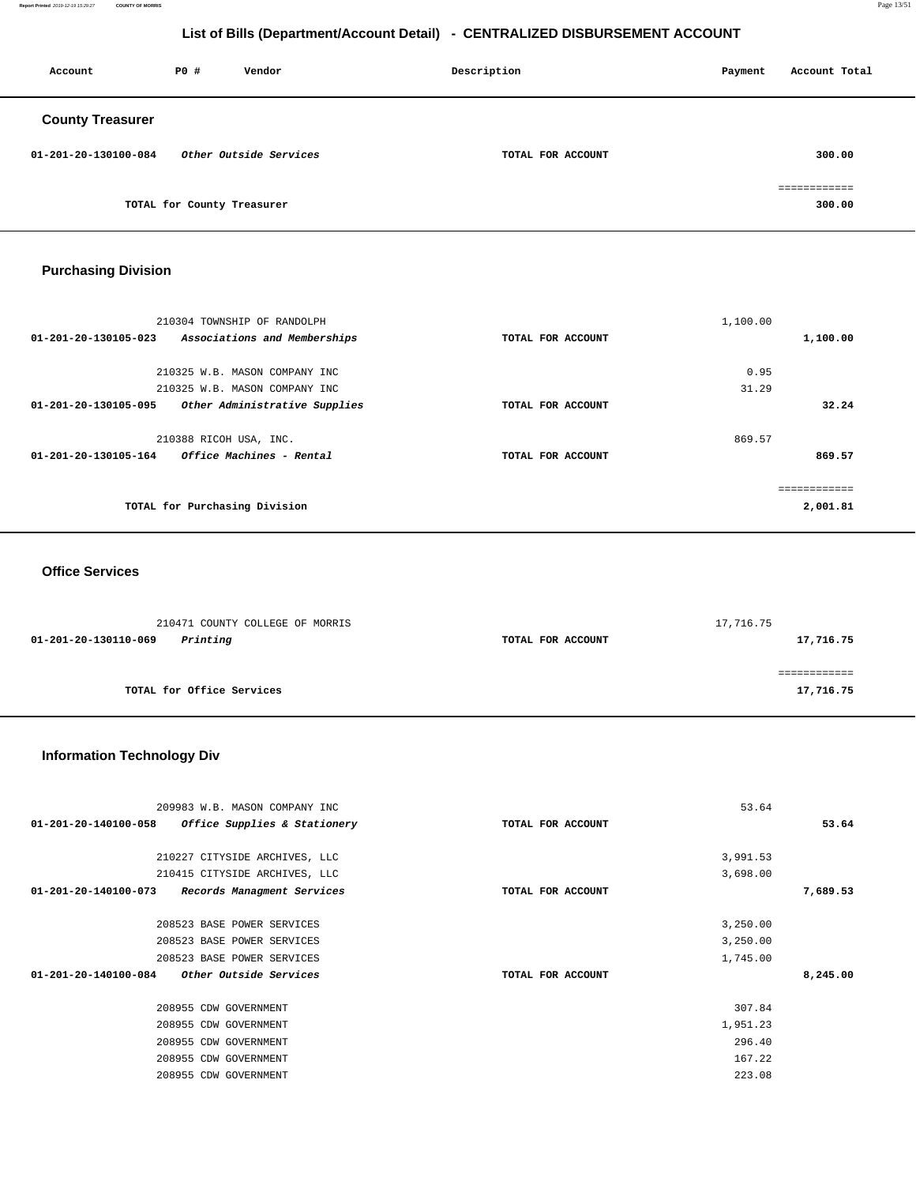# List of Bills (Department/Account Detail) - CENTRALIZED DISBURSEMENT ACCOUNT

| Account | PO # | Vendor | Description | Payment | Account Total |
|---|---|---|---|---|---|

## County Treasurer

| Account | PO # | Vendor | Description | Payment | Account Total |
|---|---|---|---|---|---|
| 01-201-20-130100-084 | | *Other Outside Services* | TOTAL FOR ACCOUNT | | 300.00 |
| | | TOTAL for County Treasurer | | | 300.00 |

## Purchasing Division

| Account | PO # | Vendor | Description | Payment | Account Total |
|---|---|---|---|---|---|
| | 210304 | TOWNSHIP OF RANDOLPH | | 1,100.00 | |
| 01-201-20-130105-023 | | *Associations and Memberships* | TOTAL FOR ACCOUNT | | 1,100.00 |
| | 210325 | W.B. MASON COMPANY INC | | 0.95 | |
| | 210325 | W.B. MASON COMPANY INC | | 31.29 | |
| 01-201-20-130105-095 | | *Other Administrative Supplies* | TOTAL FOR ACCOUNT | | 32.24 |
| | 210388 | RICOH USA, INC. | | 869.57 | |
| 01-201-20-130105-164 | | *Office Machines - Rental* | TOTAL FOR ACCOUNT | | 869.57 |
| | | TOTAL for Purchasing Division | | | 2,001.81 |

## Office Services

| Account | PO # | Vendor | Description | Payment | Account Total |
|---|---|---|---|---|---|
| | 210471 | COUNTY COLLEGE OF MORRIS | | 17,716.75 | |
| 01-201-20-130110-069 | | *Printing* | TOTAL FOR ACCOUNT | | 17,716.75 |
| | | TOTAL for Office Services | | | 17,716.75 |

## Information Technology Div

| Account | PO # | Vendor | Description | Payment | Account Total |
|---|---|---|---|---|---|
| | 209983 | W.B. MASON COMPANY INC | | 53.64 | |
| 01-201-20-140100-058 | | *Office Supplies & Stationery* | TOTAL FOR ACCOUNT | | 53.64 |
| | 210227 | CITYSIDE ARCHIVES, LLC | | 3,991.53 | |
| | 210415 | CITYSIDE ARCHIVES, LLC | | 3,698.00 | |
| 01-201-20-140100-073 | | *Records Managment Services* | TOTAL FOR ACCOUNT | | 7,689.53 |
| | 208523 | BASE POWER SERVICES | | 3,250.00 | |
| | 208523 | BASE POWER SERVICES | | 3,250.00 | |
| | 208523 | BASE POWER SERVICES | | 1,745.00 | |
| 01-201-20-140100-084 | | *Other Outside Services* | TOTAL FOR ACCOUNT | | 8,245.00 |
| | 208955 | CDW GOVERNMENT | | 307.84 | |
| | 208955 | CDW GOVERNMENT | | 1,951.23 | |
| | 208955 | CDW GOVERNMENT | | 296.40 | |
| | 208955 | CDW GOVERNMENT | | 167.22 | |
| | 208955 | CDW GOVERNMENT | | 223.08 | |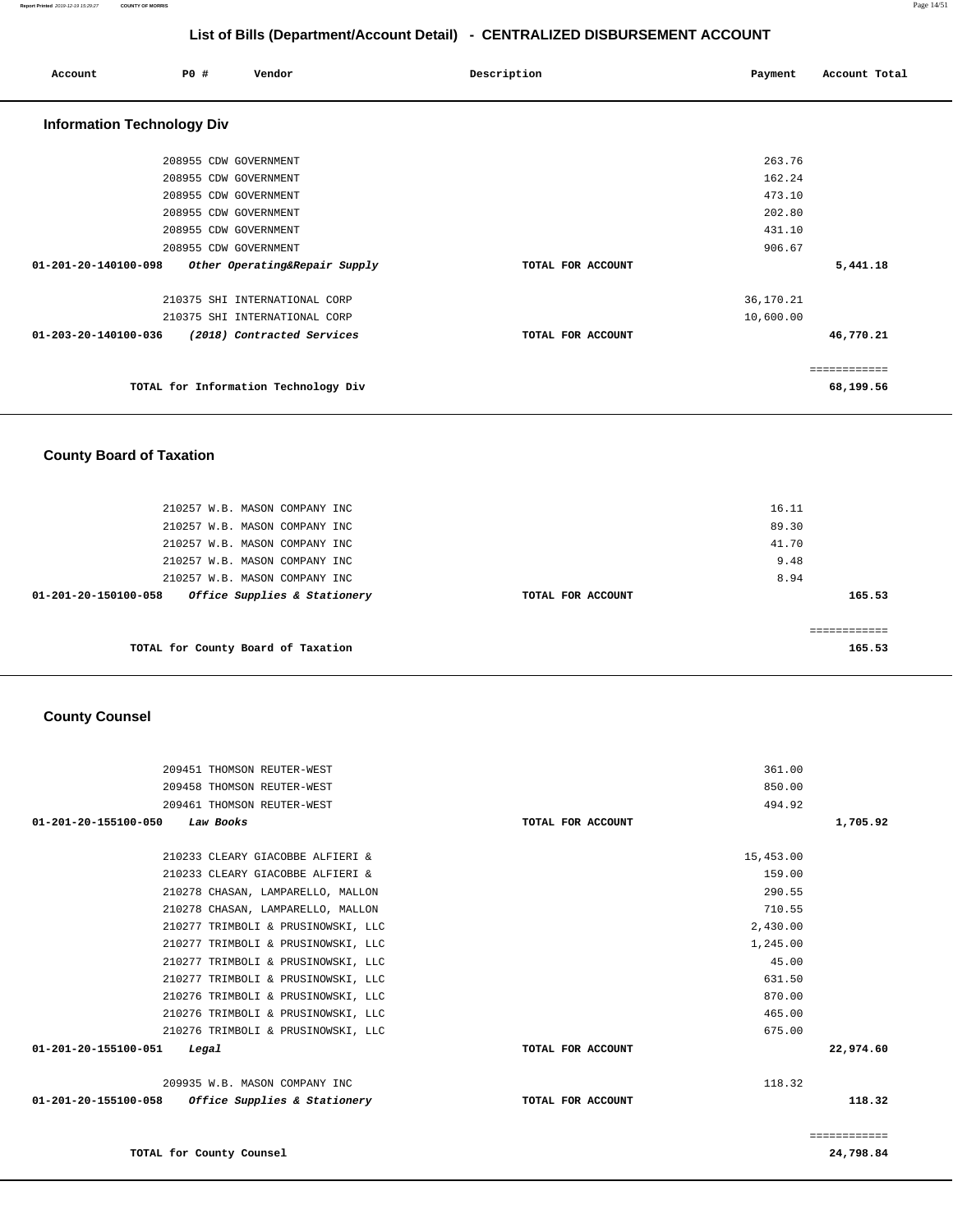# List of Bills (Department/Account Detail) - CENTRALIZED DISBURSEMENT ACCOUNT

| Account | PO # | Vendor | Description | Payment | Account Total |
|---|---|---|---|---|---|

## Information Technology Div

| Account | PO # | Vendor | Description | Payment | Account Total |
|---|---|---|---|---|---|
| | 208955 | CDW GOVERNMENT | | 263.76 | |
| | 208955 | CDW GOVERNMENT | | 162.24 | |
| | 208955 | CDW GOVERNMENT | | 473.10 | |
| | 208955 | CDW GOVERNMENT | | 202.80 | |
| | 208955 | CDW GOVERNMENT | | 431.10 | |
| | 208955 | CDW GOVERNMENT | | 906.67 | |
| **01-201-20-140100-098** | | ***Other Operating&Repair Supply*** | **TOTAL FOR ACCOUNT** | | **5,441.18** |
| | 210375 | SHI INTERNATIONAL CORP | | 36,170.21 | |
| | 210375 | SHI INTERNATIONAL CORP | | 10,600.00 | |
| **01-203-20-140100-036** | | ***(2018) Contracted Services*** | **TOTAL FOR ACCOUNT** | | **46,770.21** |
| | | | | | ============ |
| | | **TOTAL for Information Technology Div** | | | **68,199.56** |

## County Board of Taxation

| Account | PO # | Vendor | Description | Payment | Account Total |
|---|---|---|---|---|---|
| | 210257 | W.B. MASON COMPANY INC | | 16.11 | |
| | 210257 | W.B. MASON COMPANY INC | | 89.30 | |
| | 210257 | W.B. MASON COMPANY INC | | 41.70 | |
| | 210257 | W.B. MASON COMPANY INC | | 9.48 | |
| | 210257 | W.B. MASON COMPANY INC | | 8.94 | |
| **01-201-20-150100-058** | | ***Office Supplies & Stationery*** | **TOTAL FOR ACCOUNT** | | **165.53** |
| | | | | | ============ |
| | | **TOTAL for County Board of Taxation** | | | **165.53** |

## County Counsel

| Account | PO # | Vendor | Description | Payment | Account Total |
|---|---|---|---|---|---|
| | 209451 | THOMSON REUTER-WEST | | 361.00 | |
| | 209458 | THOMSON REUTER-WEST | | 850.00 | |
| | 209461 | THOMSON REUTER-WEST | | 494.92 | |
| **01-201-20-155100-050** | | ***Law Books*** | **TOTAL FOR ACCOUNT** | | **1,705.92** |
| | 210233 | CLEARY GIACOBBE ALFIERI & | | 15,453.00 | |
| | 210233 | CLEARY GIACOBBE ALFIERI & | | 159.00 | |
| | 210278 | CHASAN, LAMPARELLO, MALLON | | 290.55 | |
| | 210278 | CHASAN, LAMPARELLO, MALLON | | 710.55 | |
| | 210277 | TRIMBOLI & PRUSINOWSKI, LLC | | 2,430.00 | |
| | 210277 | TRIMBOLI & PRUSINOWSKI, LLC | | 1,245.00 | |
| | 210277 | TRIMBOLI & PRUSINOWSKI, LLC | | 45.00 | |
| | 210277 | TRIMBOLI & PRUSINOWSKI, LLC | | 631.50 | |
| | 210276 | TRIMBOLI & PRUSINOWSKI, LLC | | 870.00 | |
| | 210276 | TRIMBOLI & PRUSINOWSKI, LLC | | 465.00 | |
| | 210276 | TRIMBOLI & PRUSINOWSKI, LLC | | 675.00 | |
| **01-201-20-155100-051** | | ***Legal*** | **TOTAL FOR ACCOUNT** | | **22,974.60** |
| | 209935 | W.B. MASON COMPANY INC | | 118.32 | |
| **01-201-20-155100-058** | | ***Office Supplies & Stationery*** | **TOTAL FOR ACCOUNT** | | **118.32** |
| | | | | | ============ |
| | | **TOTAL for County Counsel** | | | **24,798.84** |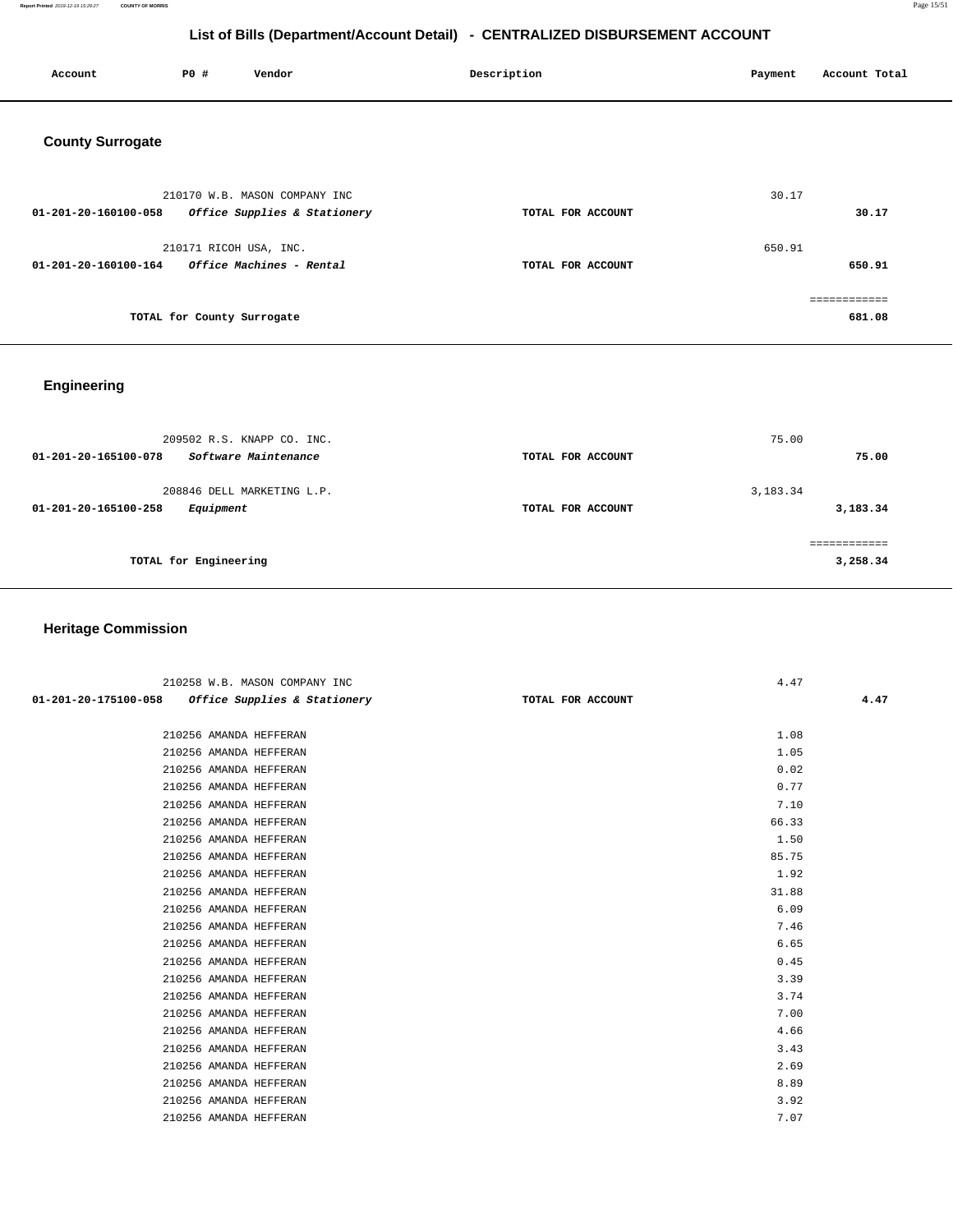# List of Bills (Department/Account Detail) - CENTRALIZED DISBURSEMENT ACCOUNT

| Account | PO # | Vendor | Description | Payment | Account Total |
|---|---|---|---|---|---|

## County Surrogate

| Account | PO # | Vendor | Description | Payment | Account Total |
|---|---|---|---|---|---|
| | 210170 | W.B. MASON COMPANY INC | | 30.17 | |
| 01-201-20-160100-058 | | *Office Supplies & Stationery* | TOTAL FOR ACCOUNT | | 30.17 |
| | 210171 | RICOH USA, INC. | | 650.91 | |
| 01-201-20-160100-164 | | *Office Machines - Rental* | TOTAL FOR ACCOUNT | | 650.91 |
| | | | | | ============ |
| | TOTAL for County Surrogate | | | | 681.08 |

## Engineering

| Account | PO # | Vendor | Description | Payment | Account Total |
|---|---|---|---|---|---|
| | 209502 | R.S. KNAPP CO. INC. | | 75.00 | |
| 01-201-20-165100-078 | | *Software Maintenance* | TOTAL FOR ACCOUNT | | 75.00 |
| | 208846 | DELL MARKETING L.P. | | 3,183.34 | |
| 01-201-20-165100-258 | | *Equipment* | TOTAL FOR ACCOUNT | | 3,183.34 |
| | | | | | ============ |
| | TOTAL for Engineering | | | | 3,258.34 |

## Heritage Commission

| Account | PO # | Vendor | Description | Payment | Account Total |
|---|---|---|---|---|---|
| | 210258 | W.B. MASON COMPANY INC | | 4.47 | |
| 01-201-20-175100-058 | | *Office Supplies & Stationery* | TOTAL FOR ACCOUNT | | 4.47 |
| | 210256 | AMANDA HEFFERAN | | 1.08 | |
| | 210256 | AMANDA HEFFERAN | | 1.05 | |
| | 210256 | AMANDA HEFFERAN | | 0.02 | |
| | 210256 | AMANDA HEFFERAN | | 0.77 | |
| | 210256 | AMANDA HEFFERAN | | 7.10 | |
| | 210256 | AMANDA HEFFERAN | | 66.33 | |
| | 210256 | AMANDA HEFFERAN | | 1.50 | |
| | 210256 | AMANDA HEFFERAN | | 85.75 | |
| | 210256 | AMANDA HEFFERAN | | 1.92 | |
| | 210256 | AMANDA HEFFERAN | | 31.88 | |
| | 210256 | AMANDA HEFFERAN | | 6.09 | |
| | 210256 | AMANDA HEFFERAN | | 7.46 | |
| | 210256 | AMANDA HEFFERAN | | 6.65 | |
| | 210256 | AMANDA HEFFERAN | | 0.45 | |
| | 210256 | AMANDA HEFFERAN | | 3.39 | |
| | 210256 | AMANDA HEFFERAN | | 3.74 | |
| | 210256 | AMANDA HEFFERAN | | 7.00 | |
| | 210256 | AMANDA HEFFERAN | | 4.66 | |
| | 210256 | AMANDA HEFFERAN | | 3.43 | |
| | 210256 | AMANDA HEFFERAN | | 2.69 | |
| | 210256 | AMANDA HEFFERAN | | 8.89 | |
| | 210256 | AMANDA HEFFERAN | | 3.92 | |
| | 210256 | AMANDA HEFFERAN | | 7.07 | |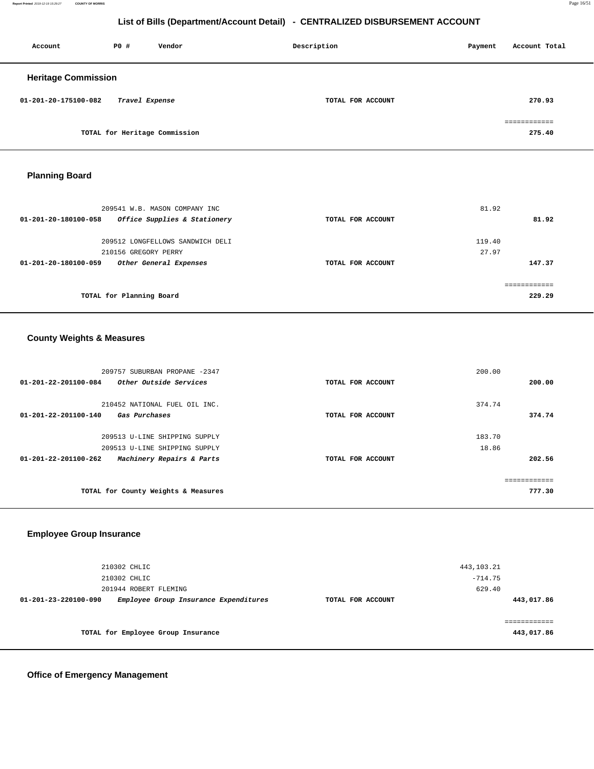## List of Bills (Department/Account Detail) - CENTRALIZED DISBURSEMENT ACCOUNT

| Account | PO # | Vendor | Description | Payment | Account Total |
|---|---|---|---|---|---|

### Heritage Commission

| Account | PO # | Vendor | Description | Payment | Account Total |
|---|---|---|---|---|---|
| 01-201-20-175100-082 | | *Travel Expense* | TOTAL FOR ACCOUNT | | 270.93 |
| | | | | | ============ |
| | | **TOTAL for Heritage Commission** | | | **275.40** |

### Planning Board

| Account | PO # | Vendor | Description | Payment | Account Total |
|---|---|---|---|---|---|
| | 209541 | W.B. MASON COMPANY INC | | 81.92 | |
| 01-201-20-180100-058 | | *Office Supplies & Stationery* | TOTAL FOR ACCOUNT | | 81.92 |
| | 209512 | LONGFELLOWS SANDWICH DELI | | 119.40 | |
| | 210156 | GREGORY PERRY | | 27.97 | |
| 01-201-20-180100-059 | | *Other General Expenses* | TOTAL FOR ACCOUNT | | 147.37 |
| | | | | | ============ |
| | | **TOTAL for Planning Board** | | | **229.29** |

### County Weights & Measures

| Account | PO # | Vendor | Description | Payment | Account Total |
|---|---|---|---|---|---|
| | 209757 | SUBURBAN PROPANE -2347 | | 200.00 | |
| 01-201-22-201100-084 | | *Other Outside Services* | TOTAL FOR ACCOUNT | | 200.00 |
| | 210452 | NATIONAL FUEL OIL INC. | | 374.74 | |
| 01-201-22-201100-140 | | *Gas Purchases* | TOTAL FOR ACCOUNT | | 374.74 |
| | 209513 | U-LINE SHIPPING SUPPLY | | 183.70 | |
| | 209513 | U-LINE SHIPPING SUPPLY | | 18.86 | |
| 01-201-22-201100-262 | | *Machinery Repairs & Parts* | TOTAL FOR ACCOUNT | | 202.56 |
| | | | | | ============ |
| | | **TOTAL for County Weights & Measures** | | | **777.30** |

### Employee Group Insurance

| Account | PO # | Vendor | Description | Payment | Account Total |
|---|---|---|---|---|---|
| | 210302 | CHLIC | | 443,103.21 | |
| | 210302 | CHLIC | | -714.75 | |
| | 201944 | ROBERT FLEMING | | 629.40 | |
| 01-201-23-220100-090 | | *Employee Group Insurance Expenditures* | TOTAL FOR ACCOUNT | | 443,017.86 |
| | | | | | ============ |
| | | **TOTAL for Employee Group Insurance** | | | **443,017.86** |

### Office of Emergency Management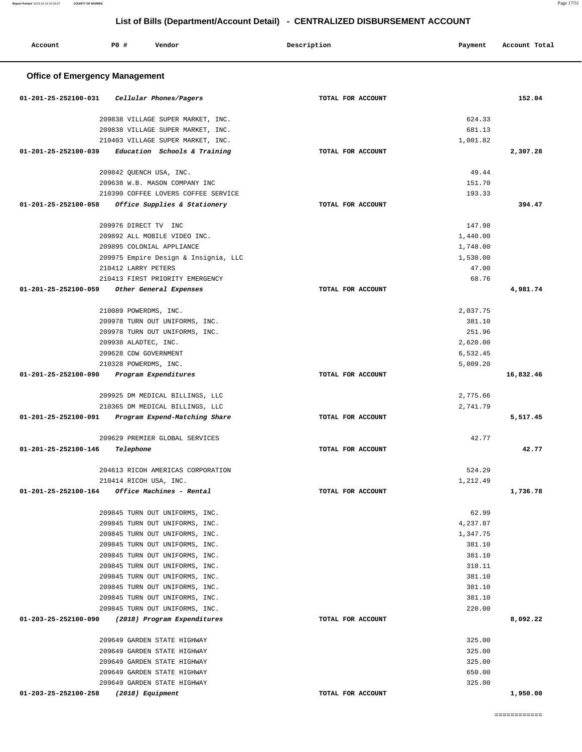# List of Bills (Department/Account Detail) - CENTRALIZED DISBURSEMENT ACCOUNT

## Office of Emergency Management

| Account | PO # | Vendor | Description | Payment | Account Total |
|---|---|---|---|---|---|
| 01-201-25-252100-031 | | *Cellular Phones/Pagers* | TOTAL FOR ACCOUNT | | 152.04 |
| | 209838 | VILLAGE SUPER MARKET, INC. | | 624.33 | |
| | 209838 | VILLAGE SUPER MARKET, INC. | | 681.13 | |
| | 210403 | VILLAGE SUPER MARKET, INC. | | 1,001.82 | |
| 01-201-25-252100-039 | | *Education Schools & Training* | TOTAL FOR ACCOUNT | | 2,307.28 |
| | 209842 | QUENCH USA, INC. | | 49.44 | |
| | 209638 | W.B. MASON COMPANY INC | | 151.70 | |
| | 210390 | COFFEE LOVERS COFFEE SERVICE | | 193.33 | |
| 01-201-25-252100-058 | | *Office Supplies & Stationery* | TOTAL FOR ACCOUNT | | 394.47 |
| | 209976 | DIRECT TV INC | | 147.98 | |
| | 209892 | ALL MOBILE VIDEO INC. | | 1,440.00 | |
| | 209895 | COLONIAL APPLIANCE | | 1,748.00 | |
| | 209975 | Empire Design & Insignia, LLC | | 1,530.00 | |
| | 210412 | LARRY PETERS | | 47.00 | |
| | 210413 | FIRST PRIORITY EMERGENCY | | 68.76 | |
| 01-201-25-252100-059 | | *Other General Expenses* | TOTAL FOR ACCOUNT | | 4,981.74 |
| | 210089 | POWERDMS, INC. | | 2,037.75 | |
| | 209978 | TURN OUT UNIFORMS, INC. | | 381.10 | |
| | 209978 | TURN OUT UNIFORMS, INC. | | 251.96 | |
| | 209938 | ALADTEC, INC. | | 2,620.00 | |
| | 209628 | CDW GOVERNMENT | | 6,532.45 | |
| | 210328 | POWERDMS, INC. | | 5,009.20 | |
| 01-201-25-252100-090 | | *Program Expenditures* | TOTAL FOR ACCOUNT | | 16,832.46 |
| | 209925 | DM MEDICAL BILLINGS, LLC | | 2,775.66 | |
| | 210365 | DM MEDICAL BILLINGS, LLC | | 2,741.79 | |
| 01-201-25-252100-091 | | *Program Expend-Matching Share* | TOTAL FOR ACCOUNT | | 5,517.45 |
| | 209629 | PREMIER GLOBAL SERVICES | | 42.77 | |
| 01-201-25-252100-146 | | *Telephone* | TOTAL FOR ACCOUNT | | 42.77 |
| | 204613 | RICOH AMERICAS CORPORATION | | 524.29 | |
| | 210414 | RICOH USA, INC. | | 1,212.49 | |
| 01-201-25-252100-164 | | *Office Machines - Rental* | TOTAL FOR ACCOUNT | | 1,736.78 |
| | 209845 | TURN OUT UNIFORMS, INC. | | 62.99 | |
| | 209845 | TURN OUT UNIFORMS, INC. | | 4,237.87 | |
| | 209845 | TURN OUT UNIFORMS, INC. | | 1,347.75 | |
| | 209845 | TURN OUT UNIFORMS, INC. | | 381.10 | |
| | 209845 | TURN OUT UNIFORMS, INC. | | 381.10 | |
| | 209845 | TURN OUT UNIFORMS, INC. | | 318.11 | |
| | 209845 | TURN OUT UNIFORMS, INC. | | 381.10 | |
| | 209845 | TURN OUT UNIFORMS, INC. | | 381.10 | |
| | 209845 | TURN OUT UNIFORMS, INC. | | 381.10 | |
| | 209845 | TURN OUT UNIFORMS, INC. | | 220.00 | |
| 01-203-25-252100-090 | | *(2018) Program Expenditures* | TOTAL FOR ACCOUNT | | 8,092.22 |
| | 209649 | GARDEN STATE HIGHWAY | | 325.00 | |
| | 209649 | GARDEN STATE HIGHWAY | | 325.00 | |
| | 209649 | GARDEN STATE HIGHWAY | | 325.00 | |
| | 209649 | GARDEN STATE HIGHWAY | | 650.00 | |
| | 209649 | GARDEN STATE HIGHWAY | | 325.00 | |
| 01-203-25-252100-258 | | *(2018) Equipment* | TOTAL FOR ACCOUNT | | 1,950.00 |

============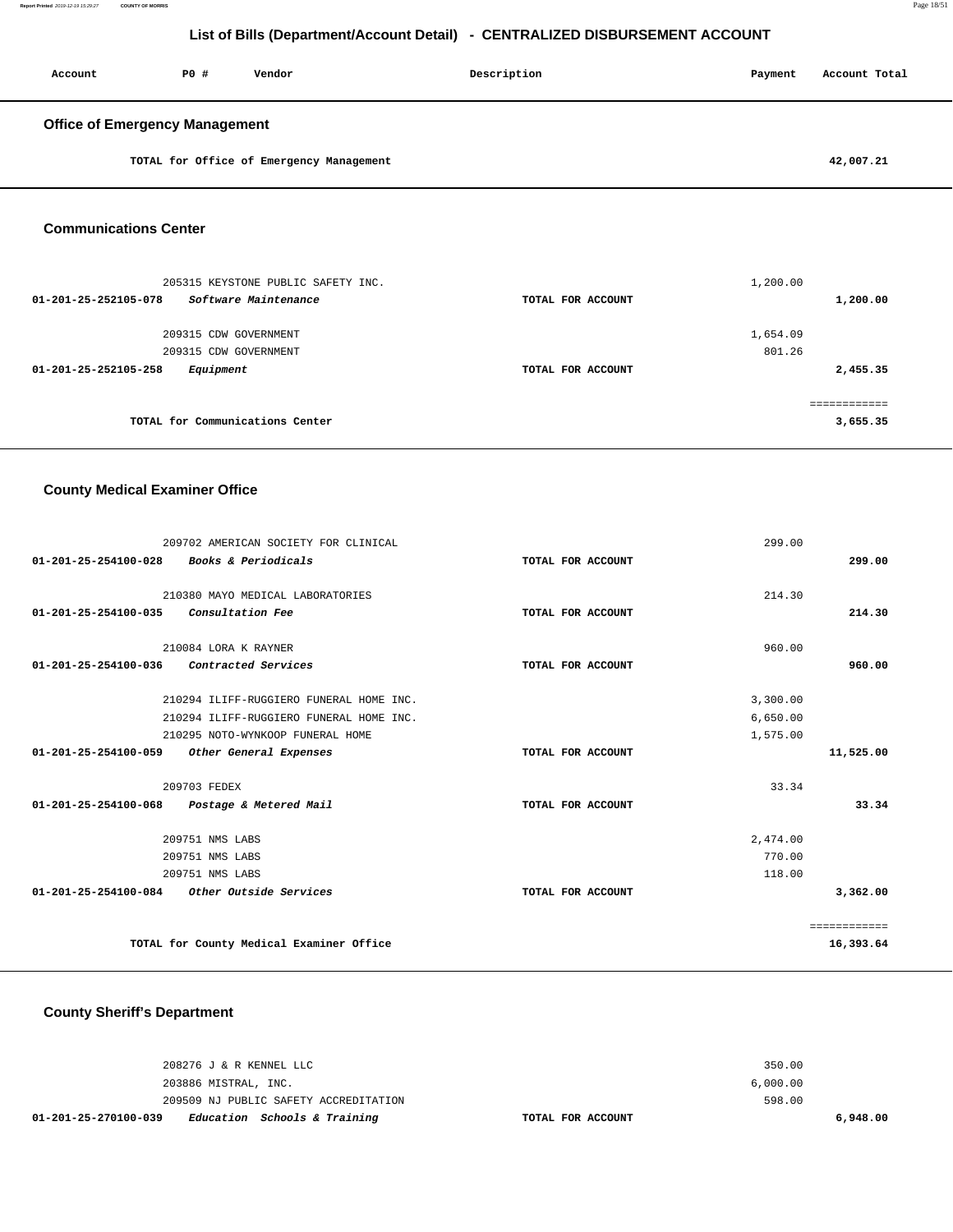## List of Bills (Department/Account Detail) - CENTRALIZED DISBURSEMENT ACCOUNT

| Account | PO # | Vendor | Description | Payment | Account Total |
|---|---|---|---|---|---|

### Office of Emergency Management

| | | | | | |
|---|---|---|---|---|---|
| | | TOTAL for Office of Emergency Management | | | 42,007.21 |

### Communications Center

| Account | PO # | Vendor | Description | Payment | Account Total |
|---|---|---|---|---|---|
| | 205315 | KEYSTONE PUBLIC SAFETY INC. | | 1,200.00 | |
| 01-201-25-252105-078 | | *Software Maintenance* | TOTAL FOR ACCOUNT | | 1,200.00 |
| | 209315 | CDW GOVERNMENT | | 1,654.09 | |
| | 209315 | CDW GOVERNMENT | | 801.26 | |
| 01-201-25-252105-258 | | *Equipment* | TOTAL FOR ACCOUNT | | 2,455.35 |
| | | TOTAL for Communications Center | | | 3,655.35 |

### County Medical Examiner Office

| Account | PO # | Vendor | Description | Payment | Account Total |
|---|---|---|---|---|---|
| | 209702 | AMERICAN SOCIETY FOR CLINICAL | | 299.00 | |
| 01-201-25-254100-028 | | *Books & Periodicals* | TOTAL FOR ACCOUNT | | 299.00 |
| | 210380 | MAYO MEDICAL LABORATORIES | | 214.30 | |
| 01-201-25-254100-035 | | *Consultation Fee* | TOTAL FOR ACCOUNT | | 214.30 |
| | 210084 | LORA K RAYNER | | 960.00 | |
| 01-201-25-254100-036 | | *Contracted Services* | TOTAL FOR ACCOUNT | | 960.00 |
| | 210294 | ILIFF-RUGGIERO FUNERAL HOME INC. | | 3,300.00 | |
| | 210294 | ILIFF-RUGGIERO FUNERAL HOME INC. | | 6,650.00 | |
| | 210295 | NOTO-WYNKOOP FUNERAL HOME | | 1,575.00 | |
| 01-201-25-254100-059 | | *Other General Expenses* | TOTAL FOR ACCOUNT | | 11,525.00 |
| | 209703 | FEDEX | | 33.34 | |
| 01-201-25-254100-068 | | *Postage & Metered Mail* | TOTAL FOR ACCOUNT | | 33.34 |
| | 209751 | NMS LABS | | 2,474.00 | |
| | 209751 | NMS LABS | | 770.00 | |
| | 209751 | NMS LABS | | 118.00 | |
| 01-201-25-254100-084 | | *Other Outside Services* | TOTAL FOR ACCOUNT | | 3,362.00 |
| | | TOTAL for County Medical Examiner Office | | | 16,393.64 |

### County Sheriff's Department

| Account | PO # | Vendor | Description | Payment | Account Total |
|---|---|---|---|---|---|
| | 208276 | J & R KENNEL LLC | | 350.00 | |
| | 203886 | MISTRAL, INC. | | 6,000.00 | |
| | 209509 | NJ PUBLIC SAFETY ACCREDITATION | | 598.00 | |
| 01-201-25-270100-039 | | *Education Schools & Training* | TOTAL FOR ACCOUNT | | 6,948.00 |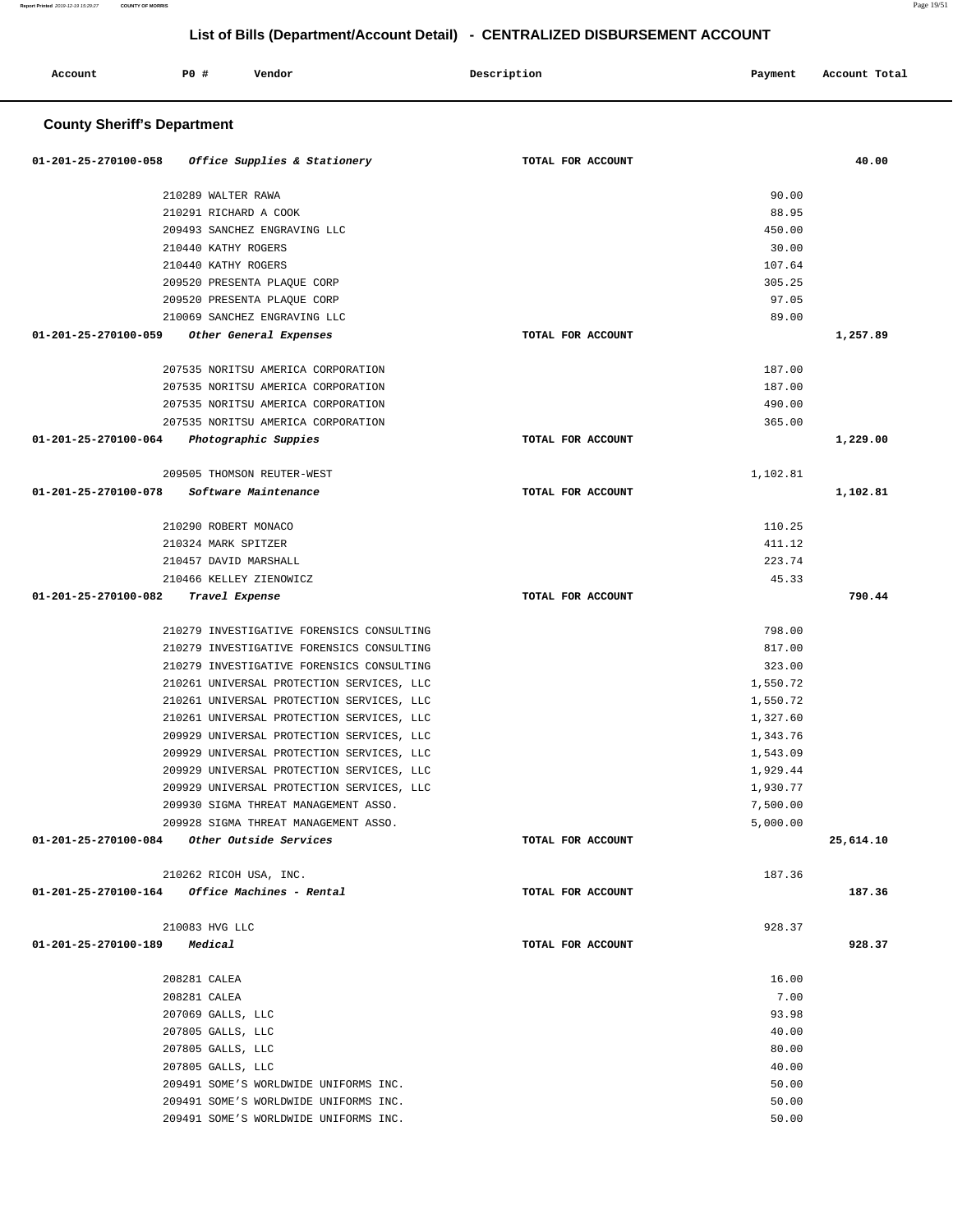## List of Bills (Department/Account Detail) - CENTRALIZED DISBURSEMENT ACCOUNT

| Account | PO # | Vendor | Description | Payment | Account Total |
|---|---|---|---|---|---|

### County Sheriff's Department

| Account | PO # | Vendor | Description | Payment | Account Total |
|---|---|---|---|---|---|
| 01-201-25-270100-058 | | *Office Supplies & Stationery* | TOTAL FOR ACCOUNT | | 40.00 |
| | 210289 | WALTER RAWA | | 90.00 | |
| | 210291 | RICHARD A COOK | | 88.95 | |
| | 209493 | SANCHEZ ENGRAVING LLC | | 450.00 | |
| | 210440 | KATHY ROGERS | | 30.00 | |
| | 210440 | KATHY ROGERS | | 107.64 | |
| | 209520 | PRESENTA PLAQUE CORP | | 305.25 | |
| | 209520 | PRESENTA PLAQUE CORP | | 97.05 | |
| | 210069 | SANCHEZ ENGRAVING LLC | | 89.00 | |
| 01-201-25-270100-059 | | *Other General Expenses* | TOTAL FOR ACCOUNT | | 1,257.89 |
| | 207535 | NORITSU AMERICA CORPORATION | | 187.00 | |
| | 207535 | NORITSU AMERICA CORPORATION | | 187.00 | |
| | 207535 | NORITSU AMERICA CORPORATION | | 490.00 | |
| | 207535 | NORITSU AMERICA CORPORATION | | 365.00 | |
| 01-201-25-270100-064 | | *Photographic Suppies* | TOTAL FOR ACCOUNT | | 1,229.00 |
| | 209505 | THOMSON REUTER-WEST | | 1,102.81 | |
| 01-201-25-270100-078 | | *Software Maintenance* | TOTAL FOR ACCOUNT | | 1,102.81 |
| | 210290 | ROBERT MONACO | | 110.25 | |
| | 210324 | MARK SPITZER | | 411.12 | |
| | 210457 | DAVID MARSHALL | | 223.74 | |
| | 210466 | KELLEY ZIENOWICZ | | 45.33 | |
| 01-201-25-270100-082 | | *Travel Expense* | TOTAL FOR ACCOUNT | | 790.44 |
| | 210279 | INVESTIGATIVE FORENSICS CONSULTING | | 798.00 | |
| | 210279 | INVESTIGATIVE FORENSICS CONSULTING | | 817.00 | |
| | 210279 | INVESTIGATIVE FORENSICS CONSULTING | | 323.00 | |
| | 210261 | UNIVERSAL PROTECTION SERVICES, LLC | | 1,550.72 | |
| | 210261 | UNIVERSAL PROTECTION SERVICES, LLC | | 1,550.72 | |
| | 210261 | UNIVERSAL PROTECTION SERVICES, LLC | | 1,327.60 | |
| | 209929 | UNIVERSAL PROTECTION SERVICES, LLC | | 1,343.76 | |
| | 209929 | UNIVERSAL PROTECTION SERVICES, LLC | | 1,543.09 | |
| | 209929 | UNIVERSAL PROTECTION SERVICES, LLC | | 1,929.44 | |
| | 209929 | UNIVERSAL PROTECTION SERVICES, LLC | | 1,930.77 | |
| | 209930 | SIGMA THREAT MANAGEMENT ASSO. | | 7,500.00 | |
| | 209928 | SIGMA THREAT MANAGEMENT ASSO. | | 5,000.00 | |
| 01-201-25-270100-084 | | *Other Outside Services* | TOTAL FOR ACCOUNT | | 25,614.10 |
| | 210262 | RICOH USA, INC. | | 187.36 | |
| 01-201-25-270100-164 | | *Office Machines - Rental* | TOTAL FOR ACCOUNT | | 187.36 |
| | 210083 | HVG LLC | | 928.37 | |
| 01-201-25-270100-189 | | *Medical* | TOTAL FOR ACCOUNT | | 928.37 |
| | 208281 | CALEA | | 16.00 | |
| | 208281 | CALEA | | 7.00 | |
| | 207069 | GALLS, LLC | | 93.98 | |
| | 207805 | GALLS, LLC | | 40.00 | |
| | 207805 | GALLS, LLC | | 80.00 | |
| | 207805 | GALLS, LLC | | 40.00 | |
| | 209491 | SOME'S WORLDWIDE UNIFORMS INC. | | 50.00 | |
| | 209491 | SOME'S WORLDWIDE UNIFORMS INC. | | 50.00 | |
| | 209491 | SOME'S WORLDWIDE UNIFORMS INC. | | 50.00 | |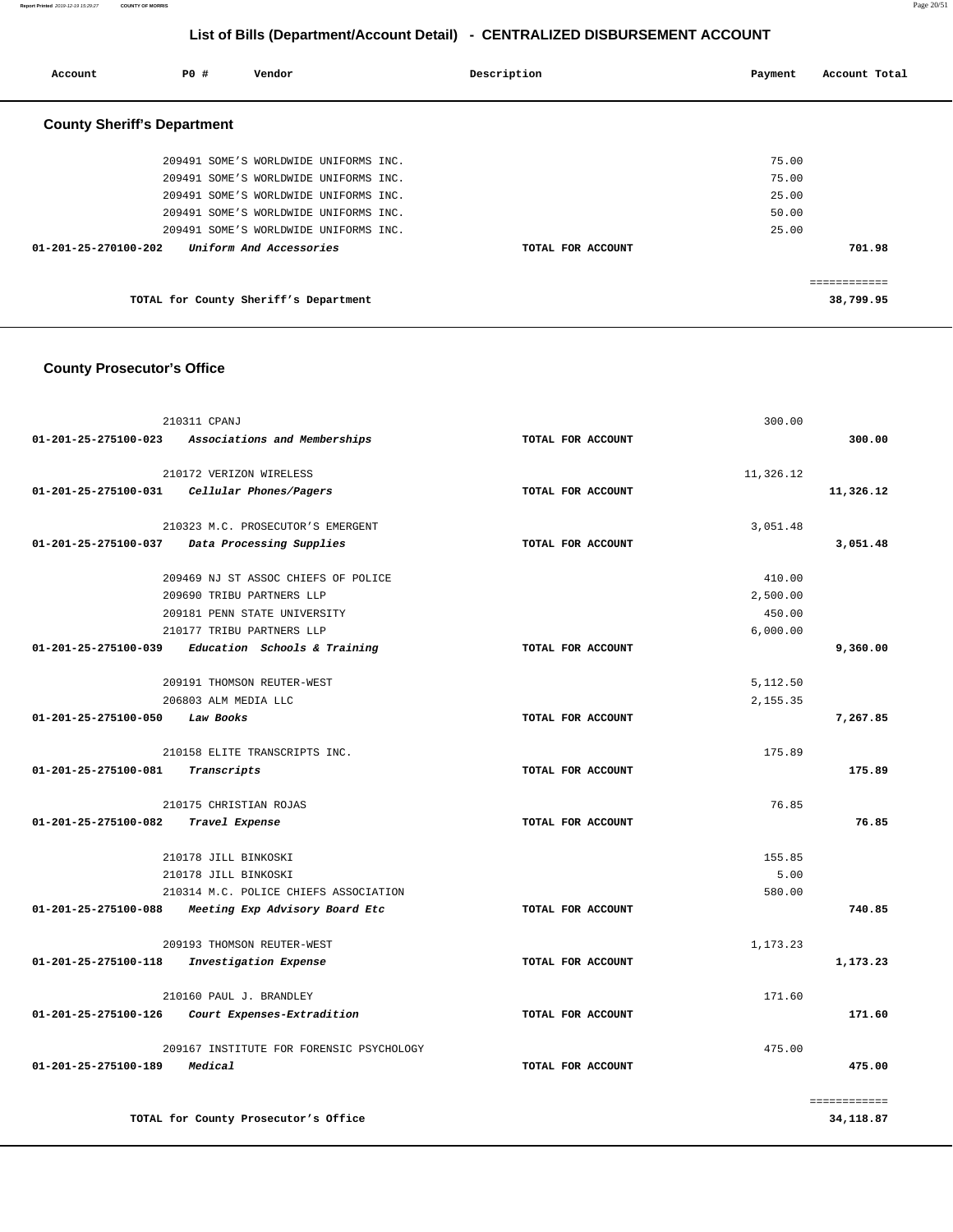# List of Bills (Department/Account Detail) - CENTRALIZED DISBURSEMENT ACCOUNT

| Account | PO # | Vendor | Description | Payment | Account Total |
|---|---|---|---|---|---|

## County Sheriff's Department

| Account | PO # | Vendor | Description | Payment | Account Total |
|---|---|---|---|---|---|
| | 209491 | SOME'S WORLDWIDE UNIFORMS INC. | | 75.00 | |
| | 209491 | SOME'S WORLDWIDE UNIFORMS INC. | | 75.00 | |
| | 209491 | SOME'S WORLDWIDE UNIFORMS INC. | | 25.00 | |
| | 209491 | SOME'S WORLDWIDE UNIFORMS INC. | | 50.00 | |
| | 209491 | SOME'S WORLDWIDE UNIFORMS INC. | | 25.00 | |
| **01-201-25-270100-202** | | *Uniform And Accessories* | TOTAL FOR ACCOUNT | | **701.98** |
| | | | | | ============ |
| | | **TOTAL for County Sheriff's Department** | | | **38,799.95** |

## County Prosecutor's Office

| Account | PO # | Vendor | Description | Payment | Account Total |
|---|---|---|---|---|---|
| | 210311 | CPANJ | | 300.00 | |
| **01-201-25-275100-023** | | *Associations and Memberships* | TOTAL FOR ACCOUNT | | **300.00** |
| | 210172 | VERIZON WIRELESS | | 11,326.12 | |
| **01-201-25-275100-031** | | *Cellular Phones/Pagers* | TOTAL FOR ACCOUNT | | **11,326.12** |
| | 210323 | M.C. PROSECUTOR'S EMERGENT | | 3,051.48 | |
| **01-201-25-275100-037** | | *Data Processing Supplies* | TOTAL FOR ACCOUNT | | **3,051.48** |
| | 209469 | NJ ST ASSOC CHIEFS OF POLICE | | 410.00 | |
| | 209690 | TRIBU PARTNERS LLP | | 2,500.00 | |
| | 209181 | PENN STATE UNIVERSITY | | 450.00 | |
| | 210177 | TRIBU PARTNERS LLP | | 6,000.00 | |
| **01-201-25-275100-039** | | *Education Schools & Training* | TOTAL FOR ACCOUNT | | **9,360.00** |
| | 209191 | THOMSON REUTER-WEST | | 5,112.50 | |
| | 206803 | ALM MEDIA LLC | | 2,155.35 | |
| **01-201-25-275100-050** | | *Law Books* | TOTAL FOR ACCOUNT | | **7,267.85** |
| | 210158 | ELITE TRANSCRIPTS INC. | | 175.89 | |
| **01-201-25-275100-081** | | *Transcripts* | TOTAL FOR ACCOUNT | | **175.89** |
| | 210175 | CHRISTIAN ROJAS | | 76.85 | |
| **01-201-25-275100-082** | | *Travel Expense* | TOTAL FOR ACCOUNT | | **76.85** |
| | 210178 | JILL BINKOSKI | | 155.85 | |
| | 210178 | JILL BINKOSKI | | 5.00 | |
| | 210314 | M.C. POLICE CHIEFS ASSOCIATION | | 580.00 | |
| **01-201-25-275100-088** | | *Meeting Exp Advisory Board Etc* | TOTAL FOR ACCOUNT | | **740.85** |
| | 209193 | THOMSON REUTER-WEST | | 1,173.23 | |
| **01-201-25-275100-118** | | *Investigation Expense* | TOTAL FOR ACCOUNT | | **1,173.23** |
| | 210160 | PAUL J. BRANDLEY | | 171.60 | |
| **01-201-25-275100-126** | | *Court Expenses-Extradition* | TOTAL FOR ACCOUNT | | **171.60** |
| | 209167 | INSTITUTE FOR FORENSIC PSYCHOLOGY | | 475.00 | |
| **01-201-25-275100-189** | | *Medical* | TOTAL FOR ACCOUNT | | **475.00** |
| | | | | | ============ |
| | | **TOTAL for County Prosecutor's Office** | | | **34,118.87** |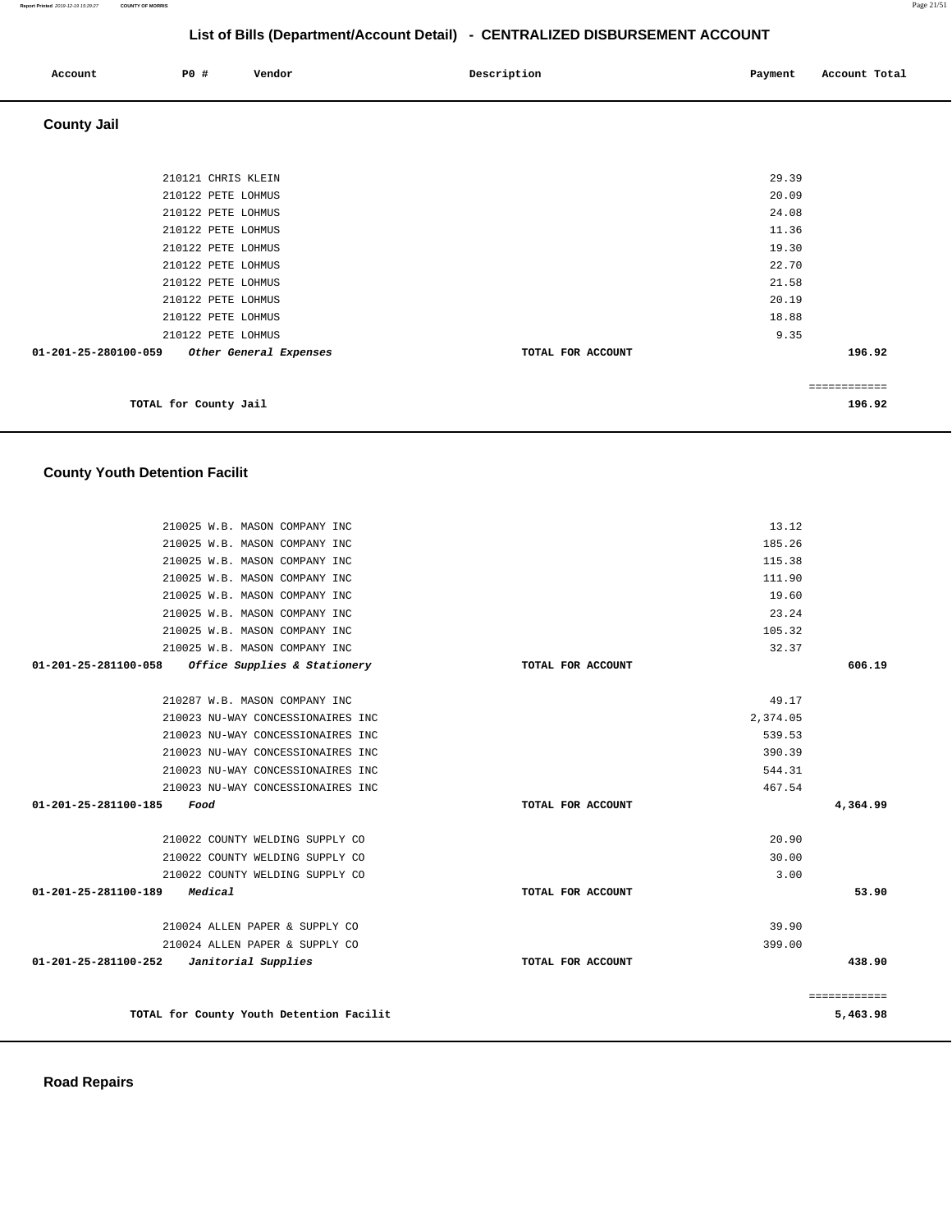## List of Bills (Department/Account Detail) - CENTRALIZED DISBURSEMENT ACCOUNT

| Account | P0 # | Vendor | Description | Payment | Account Total |
|---|---|---|---|---|---|

### County Jail

| Account | P0 # | Vendor | Description | Payment | Account Total |
|---|---|---|---|---|---|
| | 210121 | CHRIS KLEIN | | 29.39 | |
| | 210122 | PETE LOHMUS | | 20.09 | |
| | 210122 | PETE LOHMUS | | 24.08 | |
| | 210122 | PETE LOHMUS | | 11.36 | |
| | 210122 | PETE LOHMUS | | 19.30 | |
| | 210122 | PETE LOHMUS | | 22.70 | |
| | 210122 | PETE LOHMUS | | 21.58 | |
| | 210122 | PETE LOHMUS | | 20.19 | |
| | 210122 | PETE LOHMUS | | 18.88 | |
| | 210122 | PETE LOHMUS | | 9.35 | |
| **01-201-25-280100-059** | | ***Other General Expenses*** | **TOTAL FOR ACCOUNT** | | **196.92** |
| | | | | | ============ |
| | | **TOTAL for County Jail** | | | **196.92** |

### County Youth Detention Facilit

| Account | P0 # | Vendor | Description | Payment | Account Total |
|---|---|---|---|---|---|
| | 210025 | W.B. MASON COMPANY INC | | 13.12 | |
| | 210025 | W.B. MASON COMPANY INC | | 185.26 | |
| | 210025 | W.B. MASON COMPANY INC | | 115.38 | |
| | 210025 | W.B. MASON COMPANY INC | | 111.90 | |
| | 210025 | W.B. MASON COMPANY INC | | 19.60 | |
| | 210025 | W.B. MASON COMPANY INC | | 23.24 | |
| | 210025 | W.B. MASON COMPANY INC | | 105.32 | |
| | 210025 | W.B. MASON COMPANY INC | | 32.37 | |
| **01-201-25-281100-058** | | ***Office Supplies & Stationery*** | **TOTAL FOR ACCOUNT** | | **606.19** |
| | 210287 | W.B. MASON COMPANY INC | | 49.17 | |
| | 210023 | NU-WAY CONCESSIONAIRES INC | | 2,374.05 | |
| | 210023 | NU-WAY CONCESSIONAIRES INC | | 539.53 | |
| | 210023 | NU-WAY CONCESSIONAIRES INC | | 390.39 | |
| | 210023 | NU-WAY CONCESSIONAIRES INC | | 544.31 | |
| | 210023 | NU-WAY CONCESSIONAIRES INC | | 467.54 | |
| **01-201-25-281100-185** | | ***Food*** | **TOTAL FOR ACCOUNT** | | **4,364.99** |
| | 210022 | COUNTY WELDING SUPPLY CO | | 20.90 | |
| | 210022 | COUNTY WELDING SUPPLY CO | | 30.00 | |
| | 210022 | COUNTY WELDING SUPPLY CO | | 3.00 | |
| **01-201-25-281100-189** | | ***Medical*** | **TOTAL FOR ACCOUNT** | | **53.90** |
| | 210024 | ALLEN PAPER & SUPPLY CO | | 39.90 | |
| | 210024 | ALLEN PAPER & SUPPLY CO | | 399.00 | |
| **01-201-25-281100-252** | | ***Janitorial Supplies*** | **TOTAL FOR ACCOUNT** | | **438.90** |
| | | | | | ============ |
| | | **TOTAL for County Youth Detention Facilit** | | | **5,463.98** |

### Road Repairs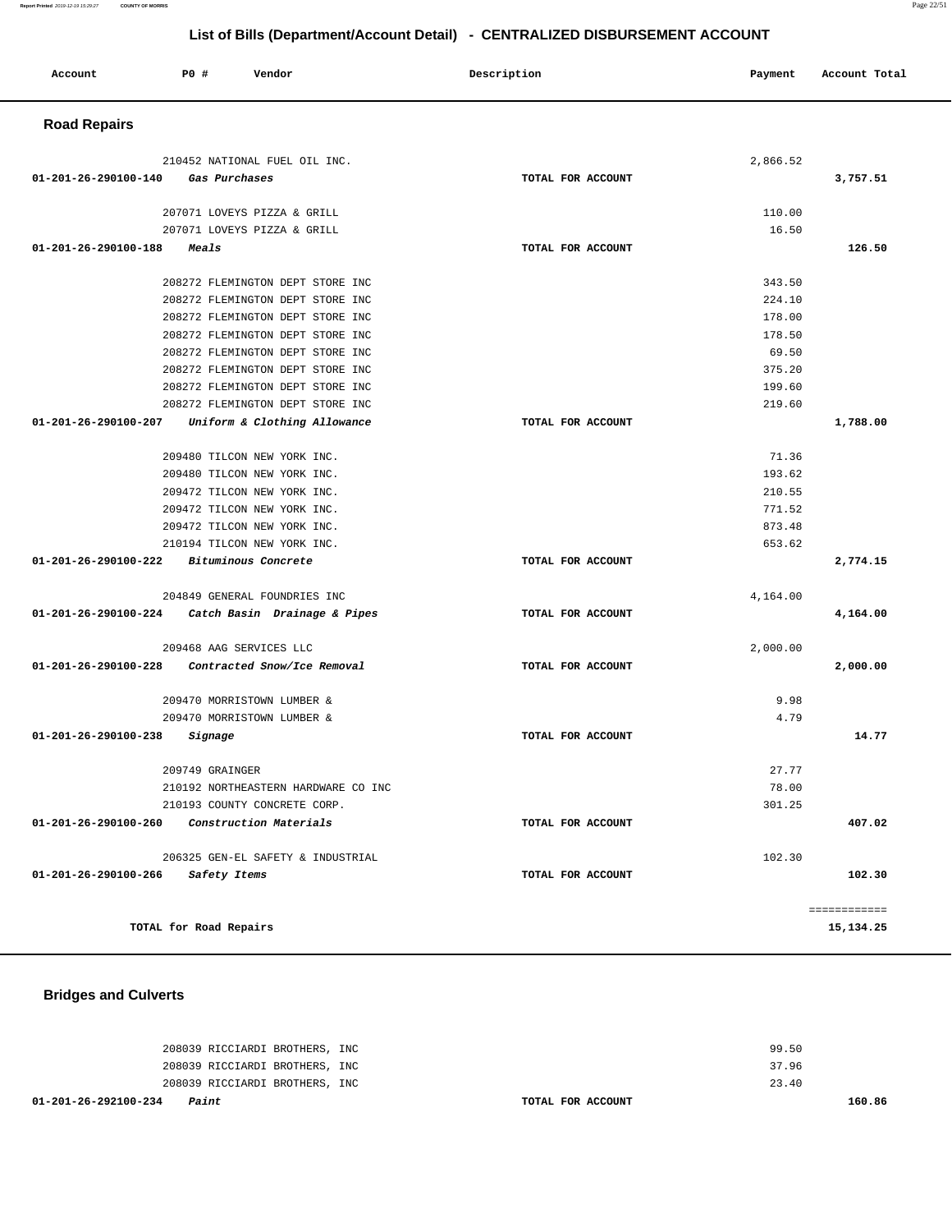## List of Bills (Department/Account Detail) - CENTRALIZED DISBURSEMENT ACCOUNT

| Account | PO # | Vendor | Description | Payment | Account Total |
| --- | --- | --- | --- | --- | --- |

### Road Repairs

| Account | PO # | Vendor | Description | Payment | Account Total |
| --- | --- | --- | --- | --- | --- |
| | 210452 | NATIONAL FUEL OIL INC. | | 2,866.52 | |
| 01-201-26-290100-140 | | *Gas Purchases* | TOTAL FOR ACCOUNT | | 3,757.51 |
| | 207071 | LOVEYS PIZZA & GRILL | | 110.00 | |
| | 207071 | LOVEYS PIZZA & GRILL | | 16.50 | |
| 01-201-26-290100-188 | | *Meals* | TOTAL FOR ACCOUNT | | 126.50 |
| | 208272 | FLEMINGTON DEPT STORE INC | | 343.50 | |
| | 208272 | FLEMINGTON DEPT STORE INC | | 224.10 | |
| | 208272 | FLEMINGTON DEPT STORE INC | | 178.00 | |
| | 208272 | FLEMINGTON DEPT STORE INC | | 178.50 | |
| | 208272 | FLEMINGTON DEPT STORE INC | | 69.50 | |
| | 208272 | FLEMINGTON DEPT STORE INC | | 375.20 | |
| | 208272 | FLEMINGTON DEPT STORE INC | | 199.60 | |
| | 208272 | FLEMINGTON DEPT STORE INC | | 219.60 | |
| 01-201-26-290100-207 | | *Uniform & Clothing Allowance* | TOTAL FOR ACCOUNT | | 1,788.00 |
| | 209480 | TILCON NEW YORK INC. | | 71.36 | |
| | 209480 | TILCON NEW YORK INC. | | 193.62 | |
| | 209472 | TILCON NEW YORK INC. | | 210.55 | |
| | 209472 | TILCON NEW YORK INC. | | 771.52 | |
| | 209472 | TILCON NEW YORK INC. | | 873.48 | |
| | 210194 | TILCON NEW YORK INC. | | 653.62 | |
| 01-201-26-290100-222 | | *Bituminous Concrete* | TOTAL FOR ACCOUNT | | 2,774.15 |
| | 204849 | GENERAL FOUNDRIES INC | | 4,164.00 | |
| 01-201-26-290100-224 | | *Catch Basin Drainage & Pipes* | TOTAL FOR ACCOUNT | | 4,164.00 |
| | 209468 | AAG SERVICES LLC | | 2,000.00 | |
| 01-201-26-290100-228 | | *Contracted Snow/Ice Removal* | TOTAL FOR ACCOUNT | | 2,000.00 |
| | 209470 | MORRISTOWN LUMBER & | | 9.98 | |
| | 209470 | MORRISTOWN LUMBER & | | 4.79 | |
| 01-201-26-290100-238 | | *Signage* | TOTAL FOR ACCOUNT | | 14.77 |
| | 209749 | GRAINGER | | 27.77 | |
| | 210192 | NORTHEASTERN HARDWARE CO INC | | 78.00 | |
| | 210193 | COUNTY CONCRETE CORP. | | 301.25 | |
| 01-201-26-290100-260 | | *Construction Materials* | TOTAL FOR ACCOUNT | | 407.02 |
| | 206325 | GEN-EL SAFETY & INDUSTRIAL | | 102.30 | |
| 01-201-26-290100-266 | | *Safety Items* | TOTAL FOR ACCOUNT | | 102.30 |
| | | | | | ============ |
| | | **TOTAL for Road Repairs** | | | **15,134.25** |

### Bridges and Culverts

| Account | PO # | Vendor | Description | Payment | Account Total |
| --- | --- | --- | --- | --- | --- |
| | 208039 | RICCIARDI BROTHERS, INC | | 99.50 | |
| | 208039 | RICCIARDI BROTHERS, INC | | 37.96 | |
| | 208039 | RICCIARDI BROTHERS, INC | | 23.40 | |
| 01-201-26-292100-234 | | *Paint* | TOTAL FOR ACCOUNT | | 160.86 |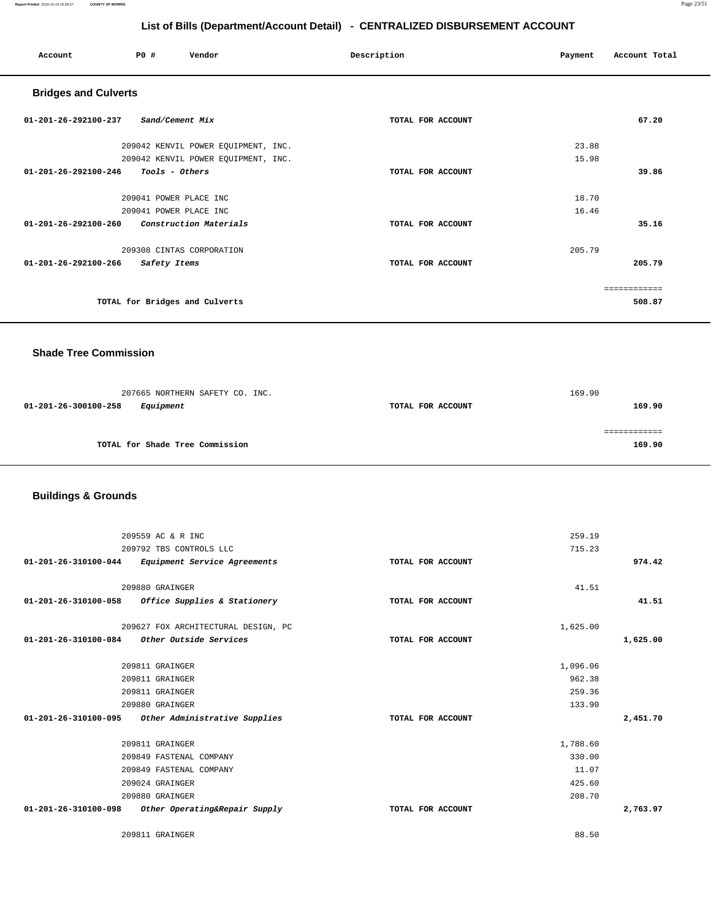# List of Bills (Department/Account Detail) - CENTRALIZED DISBURSEMENT ACCOUNT

| Account | PO # | Vendor | Description | Payment | Account Total |
|---|---|---|---|---|---|

## Bridges and Culverts

| Account | PO # | Vendor | Description | Payment | Account Total |
|---|---|---|---|---|---|
| 01-201-26-292100-237 | | *Sand/Cement Mix* | TOTAL FOR ACCOUNT | | 67.20 |
| | 209042 | KENVIL POWER EQUIPMENT, INC. | | 23.88 | |
| | 209042 | KENVIL POWER EQUIPMENT, INC. | | 15.98 | |
| 01-201-26-292100-246 | | *Tools - Others* | TOTAL FOR ACCOUNT | | 39.86 |
| | 209041 | POWER PLACE INC | | 18.70 | |
| | 209041 | POWER PLACE INC | | 16.46 | |
| 01-201-26-292100-260 | | *Construction Materials* | TOTAL FOR ACCOUNT | | 35.16 |
| | 209308 | CINTAS CORPORATION | | 205.79 | |
| 01-201-26-292100-266 | | *Safety Items* | TOTAL FOR ACCOUNT | | 205.79 |
| | | | | | ============ |
| | | TOTAL for Bridges and Culverts | | | 508.87 |

## Shade Tree Commission

| Account | PO # | Vendor | Description | Payment | Account Total |
|---|---|---|---|---|---|
| | 207665 | NORTHERN SAFETY CO. INC. | | 169.90 | |
| 01-201-26-300100-258 | | *Equipment* | TOTAL FOR ACCOUNT | | 169.90 |
| | | | | | ============ |
| | | TOTAL for Shade Tree Commission | | | 169.90 |

## Buildings & Grounds

| Account | PO # | Vendor | Description | Payment | Account Total |
|---|---|---|---|---|---|
| | 209559 | AC & R INC | | 259.19 | |
| | 209792 | TBS CONTROLS LLC | | 715.23 | |
| 01-201-26-310100-044 | | *Equipment Service Agreements* | TOTAL FOR ACCOUNT | | 974.42 |
| | 209880 | GRAINGER | | 41.51 | |
| 01-201-26-310100-058 | | *Office Supplies & Stationery* | TOTAL FOR ACCOUNT | | 41.51 |
| | 209627 | FOX ARCHITECTURAL DESIGN, PC | | 1,625.00 | |
| 01-201-26-310100-084 | | *Other Outside Services* | TOTAL FOR ACCOUNT | | 1,625.00 |
| | 209811 | GRAINGER | | 1,096.06 | |
| | 209811 | GRAINGER | | 962.38 | |
| | 209811 | GRAINGER | | 259.36 | |
| | 209880 | GRAINGER | | 133.90 | |
| 01-201-26-310100-095 | | *Other Administrative Supplies* | TOTAL FOR ACCOUNT | | 2,451.70 |
| | 209811 | GRAINGER | | 1,788.60 | |
| | 209849 | FASTENAL COMPANY | | 330.00 | |
| | 209849 | FASTENAL COMPANY | | 11.07 | |
| | 209024 | GRAINGER | | 425.60 | |
| | 209880 | GRAINGER | | 208.70 | |
| 01-201-26-310100-098 | | *Other Operating&Repair Supply* | TOTAL FOR ACCOUNT | | 2,763.97 |
| | 209811 | GRAINGER | | 88.50 | |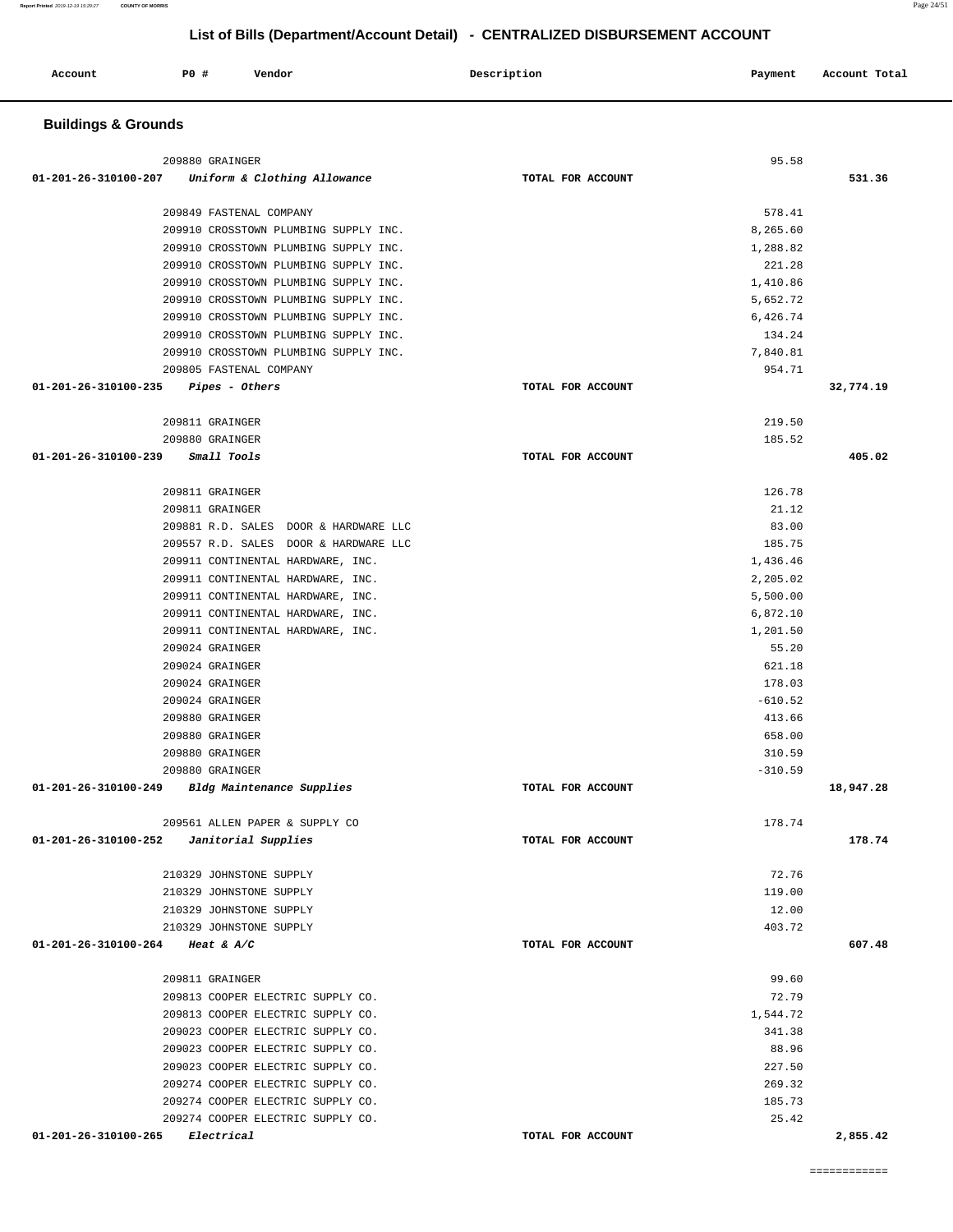# List of Bills (Department/Account Detail) - CENTRALIZED DISBURSEMENT ACCOUNT

| Account | PO # | Vendor | Description | Payment | Account Total |
|---|---|---|---|---|---|

## Buildings & Grounds

| Account | PO # | Vendor | Description | Payment | Account Total |
|---|---|---|---|---|---|
| | 209880 | GRAINGER | | 95.58 | |
| 01-201-26-310100-207 | | *Uniform & Clothing Allowance* | TOTAL FOR ACCOUNT | | 531.36 |
| | 209849 | FASTENAL COMPANY | | 578.41 | |
| | 209910 | CROSSTOWN PLUMBING SUPPLY INC. | | 8,265.60 | |
| | 209910 | CROSSTOWN PLUMBING SUPPLY INC. | | 1,288.82 | |
| | 209910 | CROSSTOWN PLUMBING SUPPLY INC. | | 221.28 | |
| | 209910 | CROSSTOWN PLUMBING SUPPLY INC. | | 1,410.86 | |
| | 209910 | CROSSTOWN PLUMBING SUPPLY INC. | | 5,652.72 | |
| | 209910 | CROSSTOWN PLUMBING SUPPLY INC. | | 6,426.74 | |
| | 209910 | CROSSTOWN PLUMBING SUPPLY INC. | | 134.24 | |
| | 209910 | CROSSTOWN PLUMBING SUPPLY INC. | | 7,840.81 | |
| | 209805 | FASTENAL COMPANY | | 954.71 | |
| 01-201-26-310100-235 | | *Pipes - Others* | TOTAL FOR ACCOUNT | | 32,774.19 |
| | 209811 | GRAINGER | | 219.50 | |
| | 209880 | GRAINGER | | 185.52 | |
| 01-201-26-310100-239 | | *Small Tools* | TOTAL FOR ACCOUNT | | 405.02 |
| | 209811 | GRAINGER | | 126.78 | |
| | 209811 | GRAINGER | | 21.12 | |
| | 209881 | R.D. SALES DOOR & HARDWARE LLC | | 83.00 | |
| | 209557 | R.D. SALES DOOR & HARDWARE LLC | | 185.75 | |
| | 209911 | CONTINENTAL HARDWARE, INC. | | 1,436.46 | |
| | 209911 | CONTINENTAL HARDWARE, INC. | | 2,205.02 | |
| | 209911 | CONTINENTAL HARDWARE, INC. | | 5,500.00 | |
| | 209911 | CONTINENTAL HARDWARE, INC. | | 6,872.10 | |
| | 209911 | CONTINENTAL HARDWARE, INC. | | 1,201.50 | |
| | 209024 | GRAINGER | | 55.20 | |
| | 209024 | GRAINGER | | 621.18 | |
| | 209024 | GRAINGER | | 178.03 | |
| | 209024 | GRAINGER | | -610.52 | |
| | 209880 | GRAINGER | | 413.66 | |
| | 209880 | GRAINGER | | 658.00 | |
| | 209880 | GRAINGER | | 310.59 | |
| | 209880 | GRAINGER | | -310.59 | |
| 01-201-26-310100-249 | | *Bldg Maintenance Supplies* | TOTAL FOR ACCOUNT | | 18,947.28 |
| | 209561 | ALLEN PAPER & SUPPLY CO | | 178.74 | |
| 01-201-26-310100-252 | | *Janitorial Supplies* | TOTAL FOR ACCOUNT | | 178.74 |
| | 210329 | JOHNSTONE SUPPLY | | 72.76 | |
| | 210329 | JOHNSTONE SUPPLY | | 119.00 | |
| | 210329 | JOHNSTONE SUPPLY | | 12.00 | |
| | 210329 | JOHNSTONE SUPPLY | | 403.72 | |
| 01-201-26-310100-264 | | *Heat & A/C* | TOTAL FOR ACCOUNT | | 607.48 |
| | 209811 | GRAINGER | | 99.60 | |
| | 209813 | COOPER ELECTRIC SUPPLY CO. | | 72.79 | |
| | 209813 | COOPER ELECTRIC SUPPLY CO. | | 1,544.72 | |
| | 209023 | COOPER ELECTRIC SUPPLY CO. | | 341.38 | |
| | 209023 | COOPER ELECTRIC SUPPLY CO. | | 88.96 | |
| | 209023 | COOPER ELECTRIC SUPPLY CO. | | 227.50 | |
| | 209274 | COOPER ELECTRIC SUPPLY CO. | | 269.32 | |
| | 209274 | COOPER ELECTRIC SUPPLY CO. | | 185.73 | |
| | 209274 | COOPER ELECTRIC SUPPLY CO. | | 25.42 | |
| 01-201-26-310100-265 | | *Electrical* | TOTAL FOR ACCOUNT | | 2,855.42 |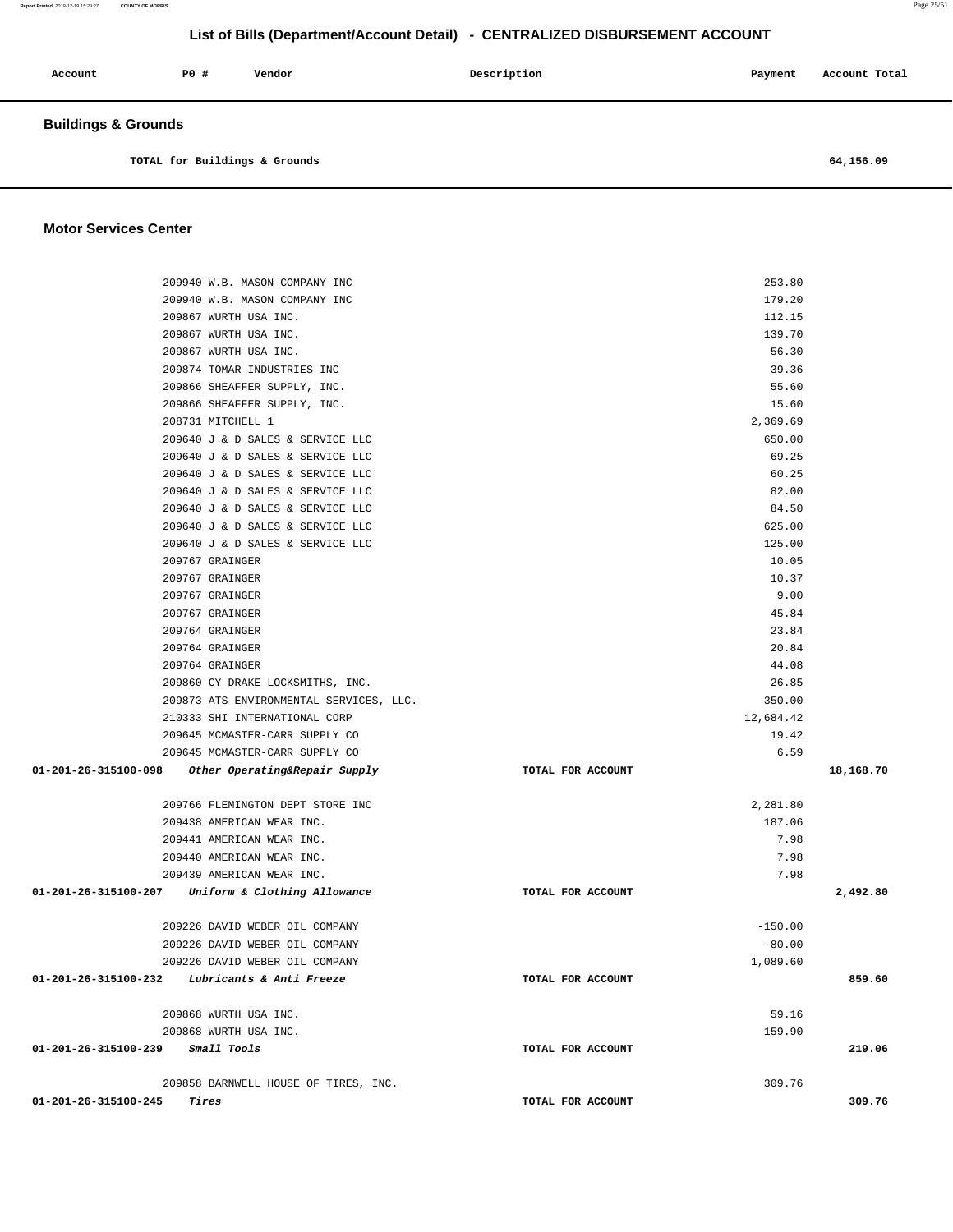## List of Bills (Department/Account Detail) - CENTRALIZED DISBURSEMENT ACCOUNT

| Account | PO # | Vendor | Description | Payment | Account Total |
|---|---|---|---|---|---|

### Buildings & Grounds

| | | | | | |
|---|---|---|---|---|---|
| TOTAL for Buildings & Grounds | | | | | 64,156.09 |

### Motor Services Center

| Account | PO # | Vendor | Description | Payment | Account Total |
|---|---|---|---|---|---|
| | 209940 | W.B. MASON COMPANY INC | | 253.80 | |
| | 209940 | W.B. MASON COMPANY INC | | 179.20 | |
| | 209867 | WURTH USA INC. | | 112.15 | |
| | 209867 | WURTH USA INC. | | 139.70 | |
| | 209867 | WURTH USA INC. | | 56.30 | |
| | 209874 | TOMAR INDUSTRIES INC | | 39.36 | |
| | 209866 | SHEAFFER SUPPLY, INC. | | 55.60 | |
| | 209866 | SHEAFFER SUPPLY, INC. | | 15.60 | |
| | 208731 | MITCHELL 1 | | 2,369.69 | |
| | 209640 | J & D SALES & SERVICE LLC | | 650.00 | |
| | 209640 | J & D SALES & SERVICE LLC | | 69.25 | |
| | 209640 | J & D SALES & SERVICE LLC | | 60.25 | |
| | 209640 | J & D SALES & SERVICE LLC | | 82.00 | |
| | 209640 | J & D SALES & SERVICE LLC | | 84.50 | |
| | 209640 | J & D SALES & SERVICE LLC | | 625.00 | |
| | 209640 | J & D SALES & SERVICE LLC | | 125.00 | |
| | 209767 | GRAINGER | | 10.05 | |
| | 209767 | GRAINGER | | 10.37 | |
| | 209767 | GRAINGER | | 9.00 | |
| | 209767 | GRAINGER | | 45.84 | |
| | 209764 | GRAINGER | | 23.84 | |
| | 209764 | GRAINGER | | 20.84 | |
| | 209764 | GRAINGER | | 44.08 | |
| | 209860 | CY DRAKE LOCKSMITHS, INC. | | 26.85 | |
| | 209873 | ATS ENVIRONMENTAL SERVICES, LLC. | | 350.00 | |
| | 210333 | SHI INTERNATIONAL CORP | | 12,684.42 | |
| | 209645 | MCMASTER-CARR SUPPLY CO | | 19.42 | |
| | 209645 | MCMASTER-CARR SUPPLY CO | | 6.59 | |
| **01-201-26-315100-098** | ***Other Operating&Repair Supply*** | | TOTAL FOR ACCOUNT | | **18,168.70** |
| | 209766 | FLEMINGTON DEPT STORE INC | | 2,281.80 | |
| | 209438 | AMERICAN WEAR INC. | | 187.06 | |
| | 209441 | AMERICAN WEAR INC. | | 7.98 | |
| | 209440 | AMERICAN WEAR INC. | | 7.98 | |
| | 209439 | AMERICAN WEAR INC. | | 7.98 | |
| **01-201-26-315100-207** | ***Uniform & Clothing Allowance*** | | TOTAL FOR ACCOUNT | | **2,492.80** |
| | 209226 | DAVID WEBER OIL COMPANY | | -150.00 | |
| | 209226 | DAVID WEBER OIL COMPANY | | -80.00 | |
| | 209226 | DAVID WEBER OIL COMPANY | | 1,089.60 | |
| **01-201-26-315100-232** | ***Lubricants & Anti Freeze*** | | TOTAL FOR ACCOUNT | | **859.60** |
| | 209868 | WURTH USA INC. | | 59.16 | |
| | 209868 | WURTH USA INC. | | 159.90 | |
| **01-201-26-315100-239** | ***Small Tools*** | | TOTAL FOR ACCOUNT | | **219.06** |
| | 209858 | BARNWELL HOUSE OF TIRES, INC. | | 309.76 | |
| **01-201-26-315100-245** | ***Tires*** | | TOTAL FOR ACCOUNT | | **309.76** |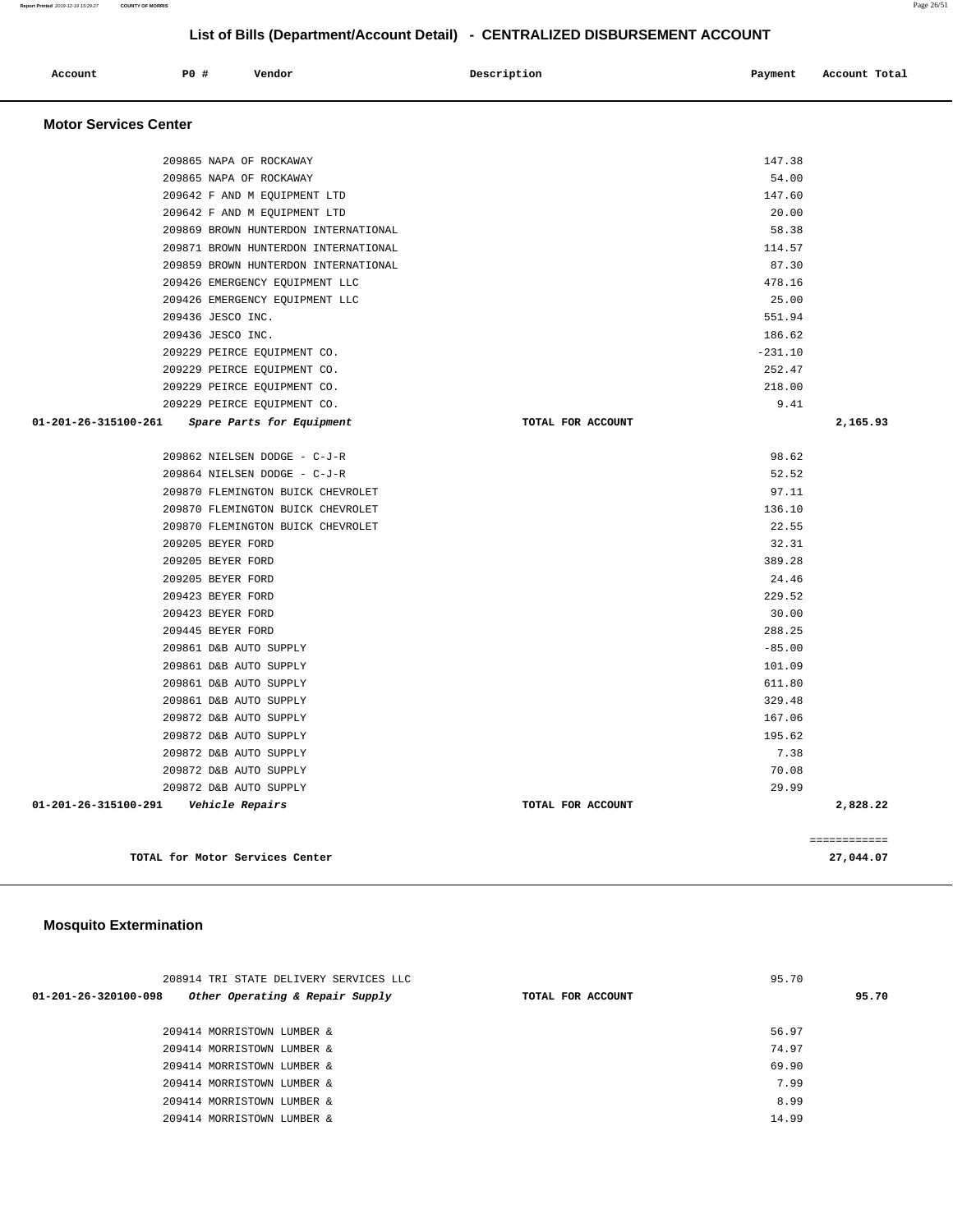## List of Bills (Department/Account Detail) - CENTRALIZED DISBURSEMENT ACCOUNT

| Account | PO # | Vendor | Description | Payment | Account Total |
|---|---|---|---|---|---|

### Motor Services Center

| Account | PO # | Vendor | Description | Payment | Account Total |
|---|---|---|---|---|---|
| | 209865 | NAPA OF ROCKAWAY | | 147.38 | |
| | 209865 | NAPA OF ROCKAWAY | | 54.00 | |
| | 209642 | F AND M EQUIPMENT LTD | | 147.60 | |
| | 209642 | F AND M EQUIPMENT LTD | | 20.00 | |
| | 209869 | BROWN HUNTERDON INTERNATIONAL | | 58.38 | |
| | 209871 | BROWN HUNTERDON INTERNATIONAL | | 114.57 | |
| | 209859 | BROWN HUNTERDON INTERNATIONAL | | 87.30 | |
| | 209426 | EMERGENCY EQUIPMENT LLC | | 478.16 | |
| | 209426 | EMERGENCY EQUIPMENT LLC | | 25.00 | |
| | 209436 | JESCO INC. | | 551.94 | |
| | 209436 | JESCO INC. | | 186.62 | |
| | 209229 | PEIRCE EQUIPMENT CO. | | -231.10 | |
| | 209229 | PEIRCE EQUIPMENT CO. | | 252.47 | |
| | 209229 | PEIRCE EQUIPMENT CO. | | 218.00 | |
| | 209229 | PEIRCE EQUIPMENT CO. | | 9.41 | |
| **01-201-26-315100-261** | | ***Spare Parts for Equipment*** | **TOTAL FOR ACCOUNT** | | **2,165.93** |
| | 209862 | NIELSEN DODGE - C-J-R | | 98.62 | |
| | 209864 | NIELSEN DODGE - C-J-R | | 52.52 | |
| | 209870 | FLEMINGTON BUICK CHEVROLET | | 97.11 | |
| | 209870 | FLEMINGTON BUICK CHEVROLET | | 136.10 | |
| | 209870 | FLEMINGTON BUICK CHEVROLET | | 22.55 | |
| | 209205 | BEYER FORD | | 32.31 | |
| | 209205 | BEYER FORD | | 389.28 | |
| | 209205 | BEYER FORD | | 24.46 | |
| | 209423 | BEYER FORD | | 229.52 | |
| | 209423 | BEYER FORD | | 30.00 | |
| | 209445 | BEYER FORD | | 288.25 | |
| | 209861 | D&B AUTO SUPPLY | | -85.00 | |
| | 209861 | D&B AUTO SUPPLY | | 101.09 | |
| | 209861 | D&B AUTO SUPPLY | | 611.80 | |
| | 209861 | D&B AUTO SUPPLY | | 329.48 | |
| | 209872 | D&B AUTO SUPPLY | | 167.06 | |
| | 209872 | D&B AUTO SUPPLY | | 195.62 | |
| | 209872 | D&B AUTO SUPPLY | | 7.38 | |
| | 209872 | D&B AUTO SUPPLY | | 70.08 | |
| | 209872 | D&B AUTO SUPPLY | | 29.99 | |
| **01-201-26-315100-291** | | ***Vehicle Repairs*** | **TOTAL FOR ACCOUNT** | | **2,828.22** |

**TOTAL for Motor Services Center** ============ **27,044.07**

### Mosquito Extermination

| Account | PO # | Vendor | Description | Payment | Account Total |
|---|---|---|---|---|---|
| | 208914 | TRI STATE DELIVERY SERVICES LLC | | 95.70 | |
| **01-201-26-320100-098** | | ***Other Operating & Repair Supply*** | **TOTAL FOR ACCOUNT** | | **95.70** |
| | 209414 | MORRISTOWN LUMBER & | | 56.97 | |
| | 209414 | MORRISTOWN LUMBER & | | 74.97 | |
| | 209414 | MORRISTOWN LUMBER & | | 69.90 | |
| | 209414 | MORRISTOWN LUMBER & | | 7.99 | |
| | 209414 | MORRISTOWN LUMBER & | | 8.99 | |
| | 209414 | MORRISTOWN LUMBER & | | 14.99 | |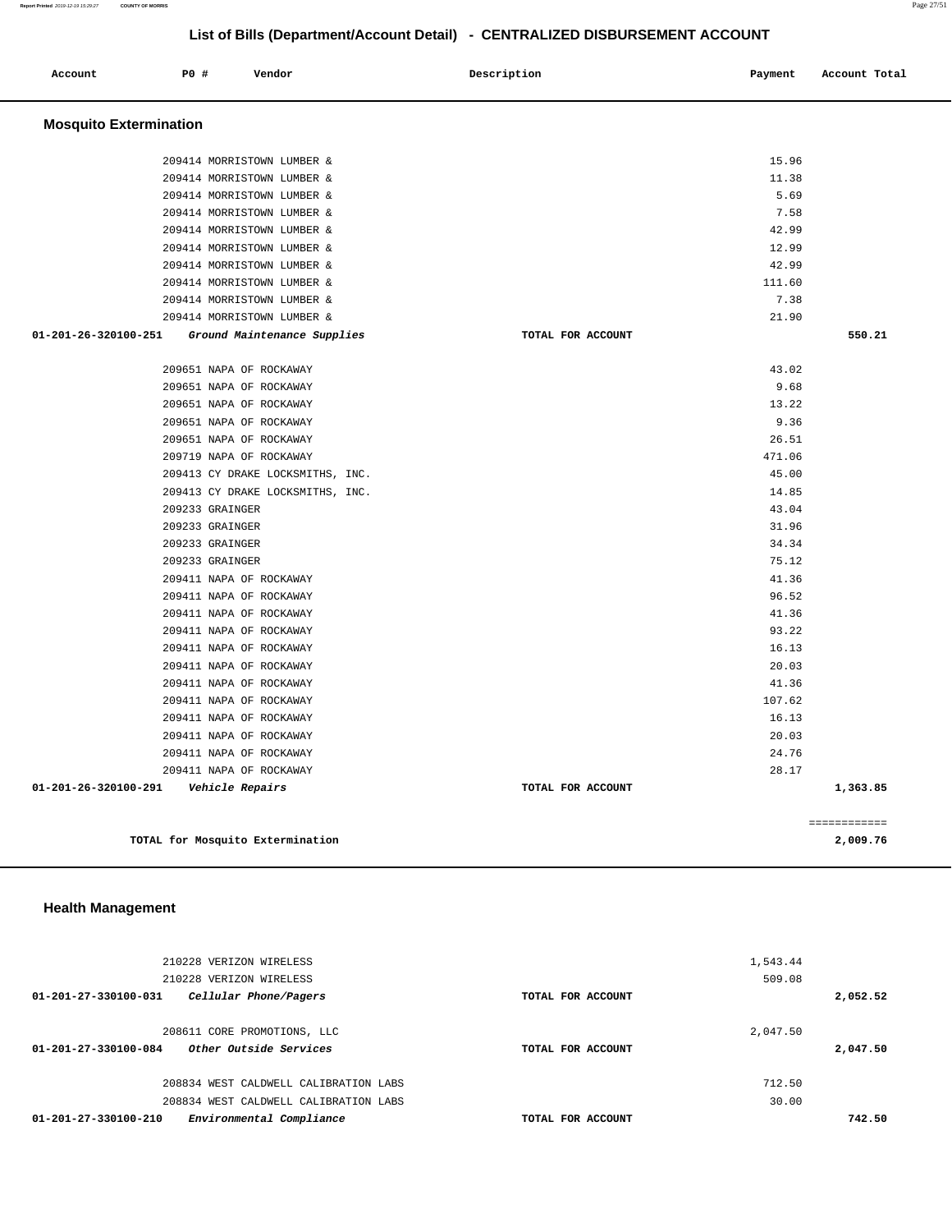## List of Bills (Department/Account Detail) - CENTRALIZED DISBURSEMENT ACCOUNT

| Account | PO # | Vendor | Description | Payment | Account Total |
|---|---|---|---|---|---|

### Mosquito Extermination

| Account | PO # | Vendor | Description | Payment | Account Total |
|---|---|---|---|---|---|
| | 209414 | MORRISTOWN LUMBER & | | 15.96 | |
| | 209414 | MORRISTOWN LUMBER & | | 11.38 | |
| | 209414 | MORRISTOWN LUMBER & | | 5.69 | |
| | 209414 | MORRISTOWN LUMBER & | | 7.58 | |
| | 209414 | MORRISTOWN LUMBER & | | 42.99 | |
| | 209414 | MORRISTOWN LUMBER & | | 12.99 | |
| | 209414 | MORRISTOWN LUMBER & | | 42.99 | |
| | 209414 | MORRISTOWN LUMBER & | | 111.60 | |
| | 209414 | MORRISTOWN LUMBER & | | 7.38 | |
| | 209414 | MORRISTOWN LUMBER & | | 21.90 | |
| **01-201-26-320100-251** | | *Ground Maintenance Supplies* | TOTAL FOR ACCOUNT | | **550.21** |
| | 209651 | NAPA OF ROCKAWAY | | 43.02 | |
| | 209651 | NAPA OF ROCKAWAY | | 9.68 | |
| | 209651 | NAPA OF ROCKAWAY | | 13.22 | |
| | 209651 | NAPA OF ROCKAWAY | | 9.36 | |
| | 209651 | NAPA OF ROCKAWAY | | 26.51 | |
| | 209719 | NAPA OF ROCKAWAY | | 471.06 | |
| | 209413 | CY DRAKE LOCKSMITHS, INC. | | 45.00 | |
| | 209413 | CY DRAKE LOCKSMITHS, INC. | | 14.85 | |
| | 209233 | GRAINGER | | 43.04 | |
| | 209233 | GRAINGER | | 31.96 | |
| | 209233 | GRAINGER | | 34.34 | |
| | 209233 | GRAINGER | | 75.12 | |
| | 209411 | NAPA OF ROCKAWAY | | 41.36 | |
| | 209411 | NAPA OF ROCKAWAY | | 96.52 | |
| | 209411 | NAPA OF ROCKAWAY | | 41.36 | |
| | 209411 | NAPA OF ROCKAWAY | | 93.22 | |
| | 209411 | NAPA OF ROCKAWAY | | 16.13 | |
| | 209411 | NAPA OF ROCKAWAY | | 20.03 | |
| | 209411 | NAPA OF ROCKAWAY | | 41.36 | |
| | 209411 | NAPA OF ROCKAWAY | | 107.62 | |
| | 209411 | NAPA OF ROCKAWAY | | 16.13 | |
| | 209411 | NAPA OF ROCKAWAY | | 20.03 | |
| | 209411 | NAPA OF ROCKAWAY | | 24.76 | |
| | 209411 | NAPA OF ROCKAWAY | | 28.17 | |
| **01-201-26-320100-291** | | *Vehicle Repairs* | TOTAL FOR ACCOUNT | | **1,363.85** |
| | | | | | ============ |
| | | **TOTAL for Mosquito Extermination** | | | **2,009.76** |

### Health Management

| Account | PO # | Vendor | Description | Payment | Account Total |
|---|---|---|---|---|---|
| | 210228 | VERIZON WIRELESS | | 1,543.44 | |
| | 210228 | VERIZON WIRELESS | | 509.08 | |
| **01-201-27-330100-031** | | *Cellular Phone/Pagers* | TOTAL FOR ACCOUNT | | **2,052.52** |
| | 208611 | CORE PROMOTIONS, LLC | | 2,047.50 | |
| **01-201-27-330100-084** | | *Other Outside Services* | TOTAL FOR ACCOUNT | | **2,047.50** |
| | 208834 | WEST CALDWELL CALIBRATION LABS | | 712.50 | |
| | 208834 | WEST CALDWELL CALIBRATION LABS | | 30.00 | |
| **01-201-27-330100-210** | | *Environmental Compliance* | TOTAL FOR ACCOUNT | | **742.50** |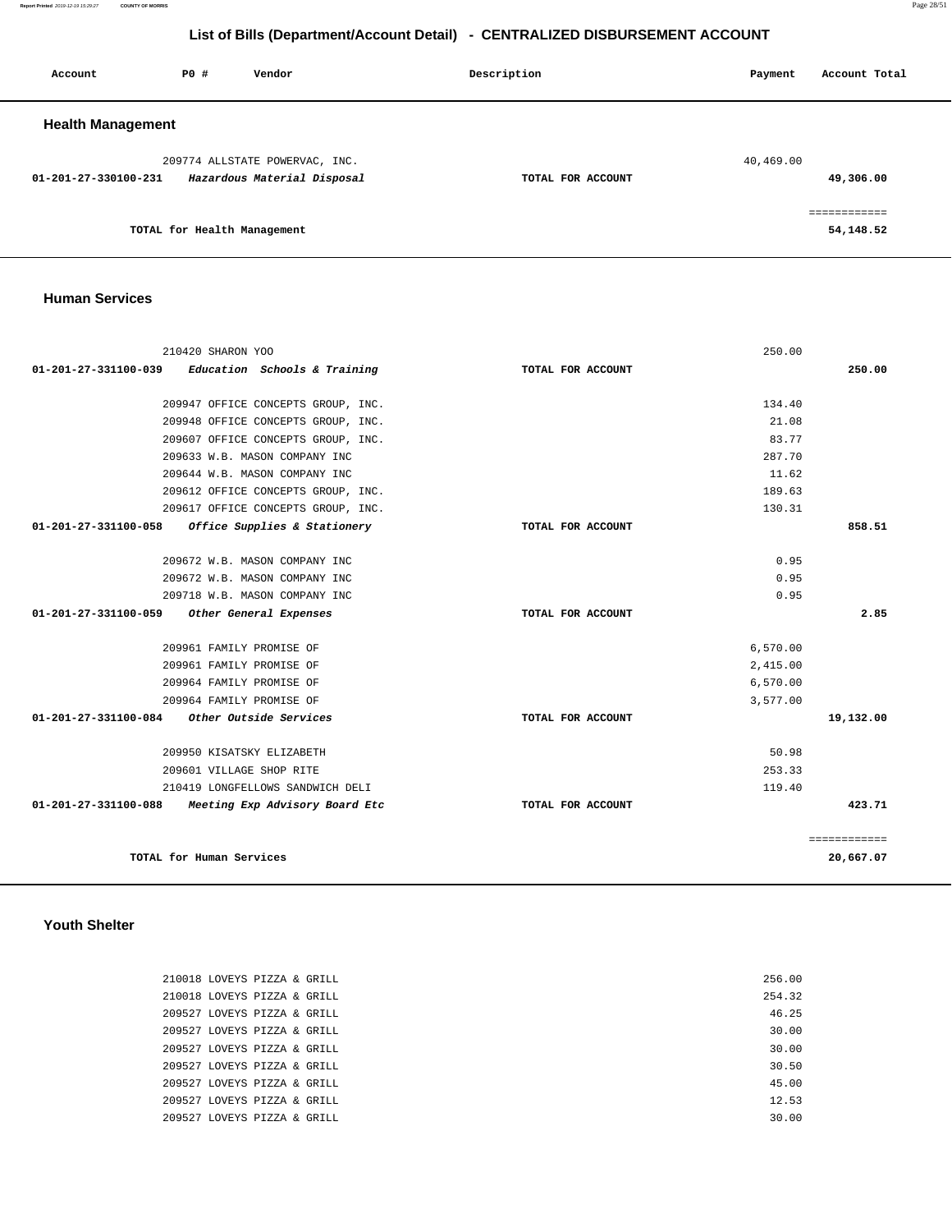# List of Bills (Department/Account Detail) - CENTRALIZED DISBURSEMENT ACCOUNT

| Account | PO # | Vendor | Description | Payment | Account Total |
|---|---|---|---|---|---|

## Health Management

| Account | PO # | Vendor | Description | Payment | Account Total |
|---|---|---|---|---|---|
| | 209774 | ALLSTATE POWERVAC, INC. | | 40,469.00 | |
| **01-201-27-330100-231** | | ***Hazardous Material Disposal*** | **TOTAL FOR ACCOUNT** | | **49,306.00** |
| | | | | | ============ |
| | | **TOTAL for Health Management** | | | **54,148.52** |

## Human Services

| Account | PO # | Vendor | Description | Payment | Account Total |
|---|---|---|---|---|---|
| | 210420 | SHARON YOO | | 250.00 | |
| **01-201-27-331100-039** | | ***Education Schools & Training*** | **TOTAL FOR ACCOUNT** | | **250.00** |
| | 209947 | OFFICE CONCEPTS GROUP, INC. | | 134.40 | |
| | 209948 | OFFICE CONCEPTS GROUP, INC. | | 21.08 | |
| | 209607 | OFFICE CONCEPTS GROUP, INC. | | 83.77 | |
| | 209633 | W.B. MASON COMPANY INC | | 287.70 | |
| | 209644 | W.B. MASON COMPANY INC | | 11.62 | |
| | 209612 | OFFICE CONCEPTS GROUP, INC. | | 189.63 | |
| | 209617 | OFFICE CONCEPTS GROUP, INC. | | 130.31 | |
| **01-201-27-331100-058** | | ***Office Supplies & Stationery*** | **TOTAL FOR ACCOUNT** | | **858.51** |
| | 209672 | W.B. MASON COMPANY INC | | 0.95 | |
| | 209672 | W.B. MASON COMPANY INC | | 0.95 | |
| | 209718 | W.B. MASON COMPANY INC | | 0.95 | |
| **01-201-27-331100-059** | | ***Other General Expenses*** | **TOTAL FOR ACCOUNT** | | **2.85** |
| | 209961 | FAMILY PROMISE OF | | 6,570.00 | |
| | 209961 | FAMILY PROMISE OF | | 2,415.00 | |
| | 209964 | FAMILY PROMISE OF | | 6,570.00 | |
| | 209964 | FAMILY PROMISE OF | | 3,577.00 | |
| **01-201-27-331100-084** | | ***Other Outside Services*** | **TOTAL FOR ACCOUNT** | | **19,132.00** |
| | 209950 | KISATSKY ELIZABETH | | 50.98 | |
| | 209601 | VILLAGE SHOP RITE | | 253.33 | |
| | 210419 | LONGFELLOWS SANDWICH DELI | | 119.40 | |
| **01-201-27-331100-088** | | ***Meeting Exp Advisory Board Etc*** | **TOTAL FOR ACCOUNT** | | **423.71** |
| | | | | | ============ |
| | | **TOTAL for Human Services** | | | **20,667.07** |

## Youth Shelter

| Account | PO # | Vendor | Description | Payment | Account Total |
|---|---|---|---|---|---|
| | 210018 | LOVEYS PIZZA & GRILL | | 256.00 | |
| | 210018 | LOVEYS PIZZA & GRILL | | 254.32 | |
| | 209527 | LOVEYS PIZZA & GRILL | | 46.25 | |
| | 209527 | LOVEYS PIZZA & GRILL | | 30.00 | |
| | 209527 | LOVEYS PIZZA & GRILL | | 30.00 | |
| | 209527 | LOVEYS PIZZA & GRILL | | 30.50 | |
| | 209527 | LOVEYS PIZZA & GRILL | | 45.00 | |
| | 209527 | LOVEYS PIZZA & GRILL | | 12.53 | |
| | 209527 | LOVEYS PIZZA & GRILL | | 30.00 | |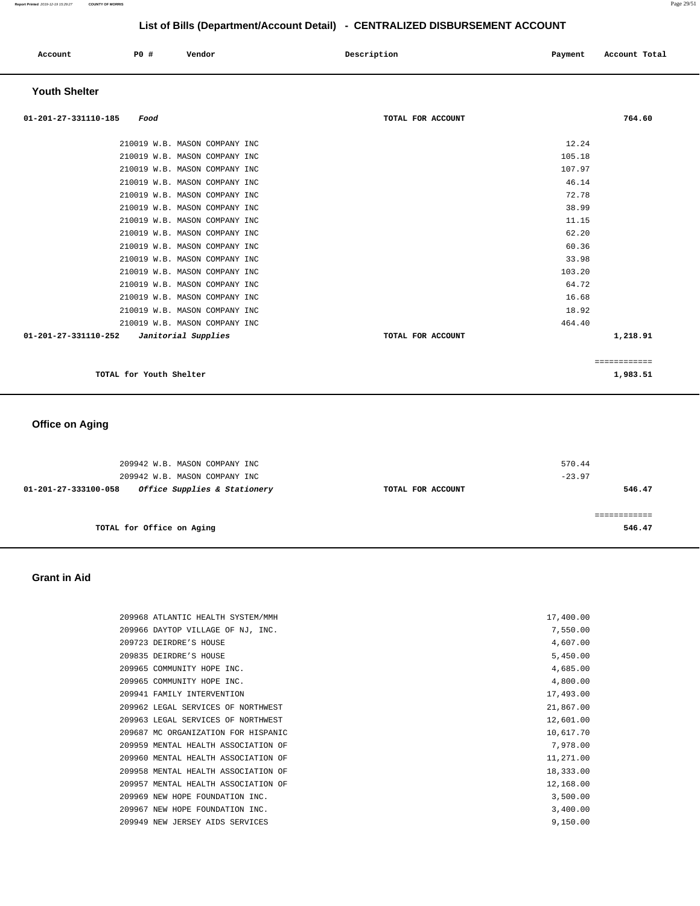## List of Bills (Department/Account Detail) - CENTRALIZED DISBURSEMENT ACCOUNT

| Account | PO # | Vendor | Description | Payment | Account Total |
|---|---|---|---|---|---|

### Youth Shelter

| Account | PO # | Vendor | Description | Payment | Account Total |
|---|---|---|---|---|---|
| 01-201-27-331110-185 *Food* | | | TOTAL FOR ACCOUNT | | 764.60 |
| | 210019 | W.B. MASON COMPANY INC | | 12.24 | |
| | 210019 | W.B. MASON COMPANY INC | | 105.18 | |
| | 210019 | W.B. MASON COMPANY INC | | 107.97 | |
| | 210019 | W.B. MASON COMPANY INC | | 46.14 | |
| | 210019 | W.B. MASON COMPANY INC | | 72.78 | |
| | 210019 | W.B. MASON COMPANY INC | | 38.99 | |
| | 210019 | W.B. MASON COMPANY INC | | 11.15 | |
| | 210019 | W.B. MASON COMPANY INC | | 62.20 | |
| | 210019 | W.B. MASON COMPANY INC | | 60.36 | |
| | 210019 | W.B. MASON COMPANY INC | | 33.98 | |
| | 210019 | W.B. MASON COMPANY INC | | 103.20 | |
| | 210019 | W.B. MASON COMPANY INC | | 64.72 | |
| | 210019 | W.B. MASON COMPANY INC | | 16.68 | |
| | 210019 | W.B. MASON COMPANY INC | | 18.92 | |
| | 210019 | W.B. MASON COMPANY INC | | 464.40 | |
| 01-201-27-331110-252 *Janitorial Supplies* | | | TOTAL FOR ACCOUNT | | 1,218.91 |
| | | | | | ============ |
| TOTAL for Youth Shelter | | | | | 1,983.51 |

### Office on Aging

| Account | PO # | Vendor | Description | Payment | Account Total |
|---|---|---|---|---|---|
| | 209942 | W.B. MASON COMPANY INC | | 570.44 | |
| | 209942 | W.B. MASON COMPANY INC | | -23.97 | |
| 01-201-27-333100-058 *Office Supplies & Stationery* | | | TOTAL FOR ACCOUNT | | 546.47 |
| | | | | | ============ |
| TOTAL for Office on Aging | | | | | 546.47 |

### Grant in Aid

| Account | PO # | Vendor | Description | Payment | Account Total |
|---|---|---|---|---|---|
| | 209968 | ATLANTIC HEALTH SYSTEM/MMH | | 17,400.00 | |
| | 209966 | DAYTOP VILLAGE OF NJ, INC. | | 7,550.00 | |
| | 209723 | DEIRDRE'S HOUSE | | 4,607.00 | |
| | 209835 | DEIRDRE'S HOUSE | | 5,450.00 | |
| | 209965 | COMMUNITY HOPE INC. | | 4,685.00 | |
| | 209965 | COMMUNITY HOPE INC. | | 4,800.00 | |
| | 209941 | FAMILY INTERVENTION | | 17,493.00 | |
| | 209962 | LEGAL SERVICES OF NORTHWEST | | 21,867.00 | |
| | 209963 | LEGAL SERVICES OF NORTHWEST | | 12,601.00 | |
| | 209687 | MC ORGANIZATION FOR HISPANIC | | 10,617.70 | |
| | 209959 | MENTAL HEALTH ASSOCIATION OF | | 7,978.00 | |
| | 209960 | MENTAL HEALTH ASSOCIATION OF | | 11,271.00 | |
| | 209958 | MENTAL HEALTH ASSOCIATION OF | | 18,333.00 | |
| | 209957 | MENTAL HEALTH ASSOCIATION OF | | 12,168.00 | |
| | 209969 | NEW HOPE FOUNDATION INC. | | 3,500.00 | |
| | 209967 | NEW HOPE FOUNDATION INC. | | 3,400.00 | |
| | 209949 | NEW JERSEY AIDS SERVICES | | 9,150.00 | |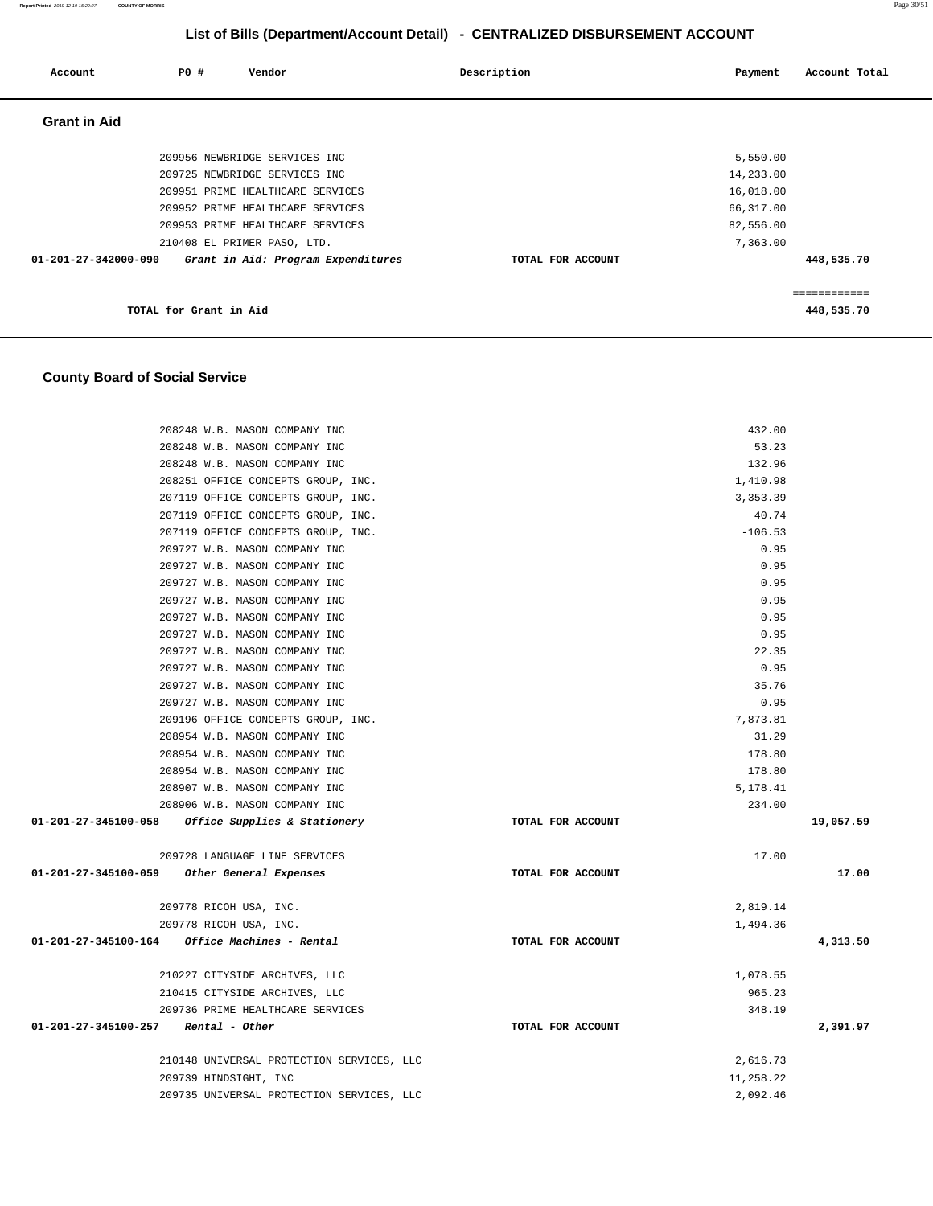## List of Bills (Department/Account Detail) - CENTRALIZED DISBURSEMENT ACCOUNT

| Account | PO # | Vendor | Description | Payment | Account Total |
|---|---|---|---|---|---|

### Grant in Aid

| Account | PO # | Vendor | Description | Payment | Account Total |
|---|---|---|---|---|---|
| | 209956 | NEWBRIDGE SERVICES INC | | 5,550.00 | |
| | 209725 | NEWBRIDGE SERVICES INC | | 14,233.00 | |
| | 209951 | PRIME HEALTHCARE SERVICES | | 16,018.00 | |
| | 209952 | PRIME HEALTHCARE SERVICES | | 66,317.00 | |
| | 209953 | PRIME HEALTHCARE SERVICES | | 82,556.00 | |
| | 210408 | EL PRIMER PASO, LTD. | | 7,363.00 | |
| 01-201-27-342000-090 | | *Grant in Aid: Program Expenditures* | TOTAL FOR ACCOUNT | | 448,535.70 |
| | | | | | ============ |
| TOTAL for Grant in Aid | | | | | 448,535.70 |

### County Board of Social Service

| Account | PO # | Vendor | Description | Payment | Account Total |
|---|---|---|---|---|---|
| | 208248 | W.B. MASON COMPANY INC | | 432.00 | |
| | 208248 | W.B. MASON COMPANY INC | | 53.23 | |
| | 208248 | W.B. MASON COMPANY INC | | 132.96 | |
| | 208251 | OFFICE CONCEPTS GROUP, INC. | | 1,410.98 | |
| | 207119 | OFFICE CONCEPTS GROUP, INC. | | 3,353.39 | |
| | 207119 | OFFICE CONCEPTS GROUP, INC. | | 40.74 | |
| | 207119 | OFFICE CONCEPTS GROUP, INC. | | -106.53 | |
| | 209727 | W.B. MASON COMPANY INC | | 0.95 | |
| | 209727 | W.B. MASON COMPANY INC | | 0.95 | |
| | 209727 | W.B. MASON COMPANY INC | | 0.95 | |
| | 209727 | W.B. MASON COMPANY INC | | 0.95 | |
| | 209727 | W.B. MASON COMPANY INC | | 0.95 | |
| | 209727 | W.B. MASON COMPANY INC | | 0.95 | |
| | 209727 | W.B. MASON COMPANY INC | | 22.35 | |
| | 209727 | W.B. MASON COMPANY INC | | 0.95 | |
| | 209727 | W.B. MASON COMPANY INC | | 35.76 | |
| | 209727 | W.B. MASON COMPANY INC | | 0.95 | |
| | 209196 | OFFICE CONCEPTS GROUP, INC. | | 7,873.81 | |
| | 208954 | W.B. MASON COMPANY INC | | 31.29 | |
| | 208954 | W.B. MASON COMPANY INC | | 178.80 | |
| | 208954 | W.B. MASON COMPANY INC | | 178.80 | |
| | 208907 | W.B. MASON COMPANY INC | | 5,178.41 | |
| | 208906 | W.B. MASON COMPANY INC | | 234.00 | |
| 01-201-27-345100-058 | | *Office Supplies & Stationery* | TOTAL FOR ACCOUNT | | 19,057.59 |
| | 209728 | LANGUAGE LINE SERVICES | | 17.00 | |
| 01-201-27-345100-059 | | *Other General Expenses* | TOTAL FOR ACCOUNT | | 17.00 |
| | 209778 | RICOH USA, INC. | | 2,819.14 | |
| | 209778 | RICOH USA, INC. | | 1,494.36 | |
| 01-201-27-345100-164 | | *Office Machines - Rental* | TOTAL FOR ACCOUNT | | 4,313.50 |
| | 210227 | CITYSIDE ARCHIVES, LLC | | 1,078.55 | |
| | 210415 | CITYSIDE ARCHIVES, LLC | | 965.23 | |
| | 209736 | PRIME HEALTHCARE SERVICES | | 348.19 | |
| 01-201-27-345100-257 | | *Rental - Other* | TOTAL FOR ACCOUNT | | 2,391.97 |
| | 210148 | UNIVERSAL PROTECTION SERVICES, LLC | | 2,616.73 | |
| | 209739 | HINDSIGHT, INC | | 11,258.22 | |
| | 209735 | UNIVERSAL PROTECTION SERVICES, LLC | | 2,092.46 | |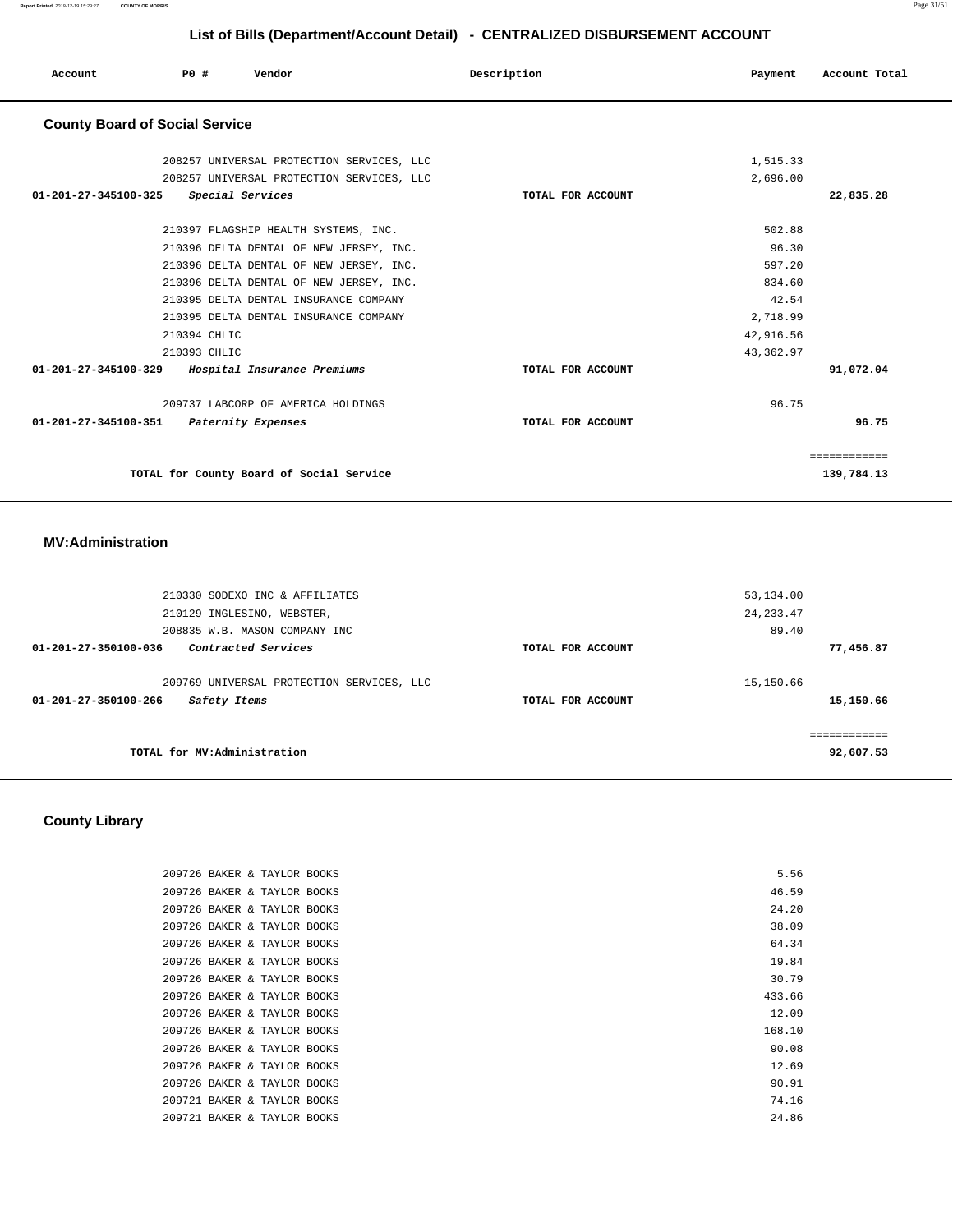## List of Bills (Department/Account Detail) - CENTRALIZED DISBURSEMENT ACCOUNT

| Account | PO # | Vendor | Description | Payment | Account Total |
|---|---|---|---|---|---|

### County Board of Social Service

| Account | PO # | Vendor | Description | Payment | Account Total |
|---|---|---|---|---|---|
| | 208257 | UNIVERSAL PROTECTION SERVICES, LLC | | 1,515.33 | |
| | 208257 | UNIVERSAL PROTECTION SERVICES, LLC | | 2,696.00 | |
| **01-201-27-345100-325** | | ***Special Services*** | **TOTAL FOR ACCOUNT** | | **22,835.28** |
| | 210397 | FLAGSHIP HEALTH SYSTEMS, INC. | | 502.88 | |
| | 210396 | DELTA DENTAL OF NEW JERSEY, INC. | | 96.30 | |
| | 210396 | DELTA DENTAL OF NEW JERSEY, INC. | | 597.20 | |
| | 210396 | DELTA DENTAL OF NEW JERSEY, INC. | | 834.60 | |
| | 210395 | DELTA DENTAL INSURANCE COMPANY | | 42.54 | |
| | 210395 | DELTA DENTAL INSURANCE COMPANY | | 2,718.99 | |
| | 210394 | CHLIC | | 42,916.56 | |
| | 210393 | CHLIC | | 43,362.97 | |
| **01-201-27-345100-329** | | ***Hospital Insurance Premiums*** | **TOTAL FOR ACCOUNT** | | **91,072.04** |
| | 209737 | LABCORP OF AMERICA HOLDINGS | | 96.75 | |
| **01-201-27-345100-351** | | ***Paternity Expenses*** | **TOTAL FOR ACCOUNT** | | **96.75** |
| | | | | | ============ |
| | | **TOTAL for County Board of Social Service** | | | **139,784.13** |

### MV:Administration

| Account | PO # | Vendor | Description | Payment | Account Total |
|---|---|---|---|---|---|
| | 210330 | SODEXO INC & AFFILIATES | | 53,134.00 | |
| | 210129 | INGLESINO, WEBSTER, | | 24,233.47 | |
| | 208835 | W.B. MASON COMPANY INC | | 89.40 | |
| **01-201-27-350100-036** | | ***Contracted Services*** | **TOTAL FOR ACCOUNT** | | **77,456.87** |
| | 209769 | UNIVERSAL PROTECTION SERVICES, LLC | | 15,150.66 | |
| **01-201-27-350100-266** | | ***Safety Items*** | **TOTAL FOR ACCOUNT** | | **15,150.66** |
| | | | | | ============ |
| | | **TOTAL for MV:Administration** | | | **92,607.53** |

### County Library

| Account | PO # | Vendor | Description | Payment | Account Total |
|---|---|---|---|---|---|
| | 209726 | BAKER & TAYLOR BOOKS | | 5.56 | |
| | 209726 | BAKER & TAYLOR BOOKS | | 46.59 | |
| | 209726 | BAKER & TAYLOR BOOKS | | 24.20 | |
| | 209726 | BAKER & TAYLOR BOOKS | | 38.09 | |
| | 209726 | BAKER & TAYLOR BOOKS | | 64.34 | |
| | 209726 | BAKER & TAYLOR BOOKS | | 19.84 | |
| | 209726 | BAKER & TAYLOR BOOKS | | 30.79 | |
| | 209726 | BAKER & TAYLOR BOOKS | | 433.66 | |
| | 209726 | BAKER & TAYLOR BOOKS | | 12.09 | |
| | 209726 | BAKER & TAYLOR BOOKS | | 168.10 | |
| | 209726 | BAKER & TAYLOR BOOKS | | 90.08 | |
| | 209726 | BAKER & TAYLOR BOOKS | | 12.69 | |
| | 209726 | BAKER & TAYLOR BOOKS | | 90.91 | |
| | 209721 | BAKER & TAYLOR BOOKS | | 74.16 | |
| | 209721 | BAKER & TAYLOR BOOKS | | 24.86 | |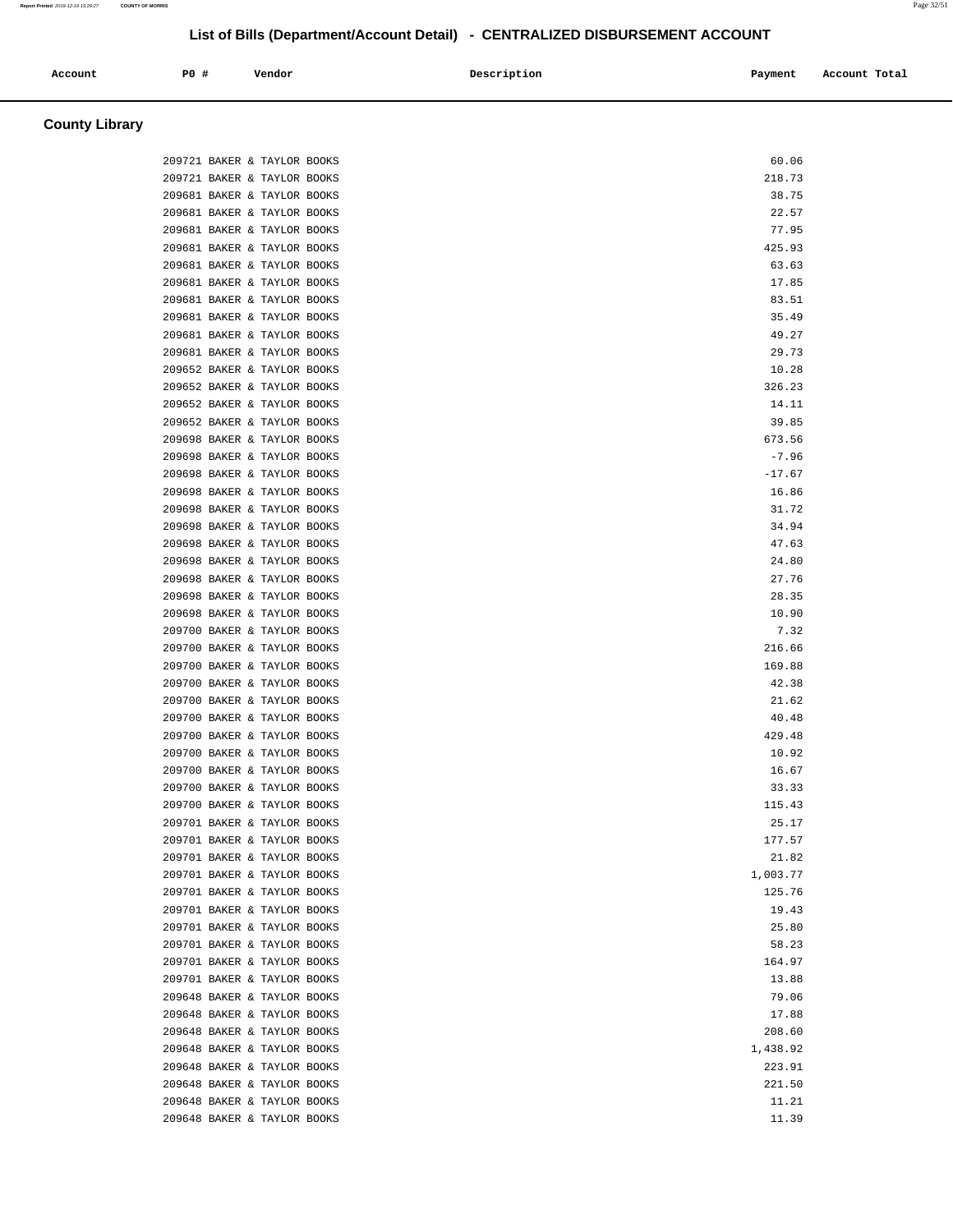## List of Bills (Department/Account Detail) - CENTRALIZED DISBURSEMENT ACCOUNT

| Account | PO # | Vendor | Description | Payment | Account Total |
|---|---|---|---|---|---|

### County Library

| Account | PO # | Vendor | Description | Payment | Account Total |
|---|---|---|---|---|---|
| | 209721 | BAKER & TAYLOR BOOKS | | 60.06 | |
| | 209721 | BAKER & TAYLOR BOOKS | | 218.73 | |
| | 209681 | BAKER & TAYLOR BOOKS | | 38.75 | |
| | 209681 | BAKER & TAYLOR BOOKS | | 22.57 | |
| | 209681 | BAKER & TAYLOR BOOKS | | 77.95 | |
| | 209681 | BAKER & TAYLOR BOOKS | | 425.93 | |
| | 209681 | BAKER & TAYLOR BOOKS | | 63.63 | |
| | 209681 | BAKER & TAYLOR BOOKS | | 17.85 | |
| | 209681 | BAKER & TAYLOR BOOKS | | 83.51 | |
| | 209681 | BAKER & TAYLOR BOOKS | | 35.49 | |
| | 209681 | BAKER & TAYLOR BOOKS | | 49.27 | |
| | 209681 | BAKER & TAYLOR BOOKS | | 29.73 | |
| | 209652 | BAKER & TAYLOR BOOKS | | 10.28 | |
| | 209652 | BAKER & TAYLOR BOOKS | | 326.23 | |
| | 209652 | BAKER & TAYLOR BOOKS | | 14.11 | |
| | 209652 | BAKER & TAYLOR BOOKS | | 39.85 | |
| | 209698 | BAKER & TAYLOR BOOKS | | 673.56 | |
| | 209698 | BAKER & TAYLOR BOOKS | | -7.96 | |
| | 209698 | BAKER & TAYLOR BOOKS | | -17.67 | |
| | 209698 | BAKER & TAYLOR BOOKS | | 16.86 | |
| | 209698 | BAKER & TAYLOR BOOKS | | 31.72 | |
| | 209698 | BAKER & TAYLOR BOOKS | | 34.94 | |
| | 209698 | BAKER & TAYLOR BOOKS | | 47.63 | |
| | 209698 | BAKER & TAYLOR BOOKS | | 24.80 | |
| | 209698 | BAKER & TAYLOR BOOKS | | 27.76 | |
| | 209698 | BAKER & TAYLOR BOOKS | | 28.35 | |
| | 209698 | BAKER & TAYLOR BOOKS | | 10.90 | |
| | 209700 | BAKER & TAYLOR BOOKS | | 7.32 | |
| | 209700 | BAKER & TAYLOR BOOKS | | 216.66 | |
| | 209700 | BAKER & TAYLOR BOOKS | | 169.88 | |
| | 209700 | BAKER & TAYLOR BOOKS | | 42.38 | |
| | 209700 | BAKER & TAYLOR BOOKS | | 21.62 | |
| | 209700 | BAKER & TAYLOR BOOKS | | 40.48 | |
| | 209700 | BAKER & TAYLOR BOOKS | | 429.48 | |
| | 209700 | BAKER & TAYLOR BOOKS | | 10.92 | |
| | 209700 | BAKER & TAYLOR BOOKS | | 16.67 | |
| | 209700 | BAKER & TAYLOR BOOKS | | 33.33 | |
| | 209700 | BAKER & TAYLOR BOOKS | | 115.43 | |
| | 209701 | BAKER & TAYLOR BOOKS | | 25.17 | |
| | 209701 | BAKER & TAYLOR BOOKS | | 177.57 | |
| | 209701 | BAKER & TAYLOR BOOKS | | 21.82 | |
| | 209701 | BAKER & TAYLOR BOOKS | | 1,003.77 | |
| | 209701 | BAKER & TAYLOR BOOKS | | 125.76 | |
| | 209701 | BAKER & TAYLOR BOOKS | | 19.43 | |
| | 209701 | BAKER & TAYLOR BOOKS | | 25.80 | |
| | 209701 | BAKER & TAYLOR BOOKS | | 58.23 | |
| | 209701 | BAKER & TAYLOR BOOKS | | 164.97 | |
| | 209701 | BAKER & TAYLOR BOOKS | | 13.88 | |
| | 209648 | BAKER & TAYLOR BOOKS | | 79.06 | |
| | 209648 | BAKER & TAYLOR BOOKS | | 17.88 | |
| | 209648 | BAKER & TAYLOR BOOKS | | 208.60 | |
| | 209648 | BAKER & TAYLOR BOOKS | | 1,438.92 | |
| | 209648 | BAKER & TAYLOR BOOKS | | 223.91 | |
| | 209648 | BAKER & TAYLOR BOOKS | | 221.50 | |
| | 209648 | BAKER & TAYLOR BOOKS | | 11.21 | |
| | 209648 | BAKER & TAYLOR BOOKS | | 11.39 | |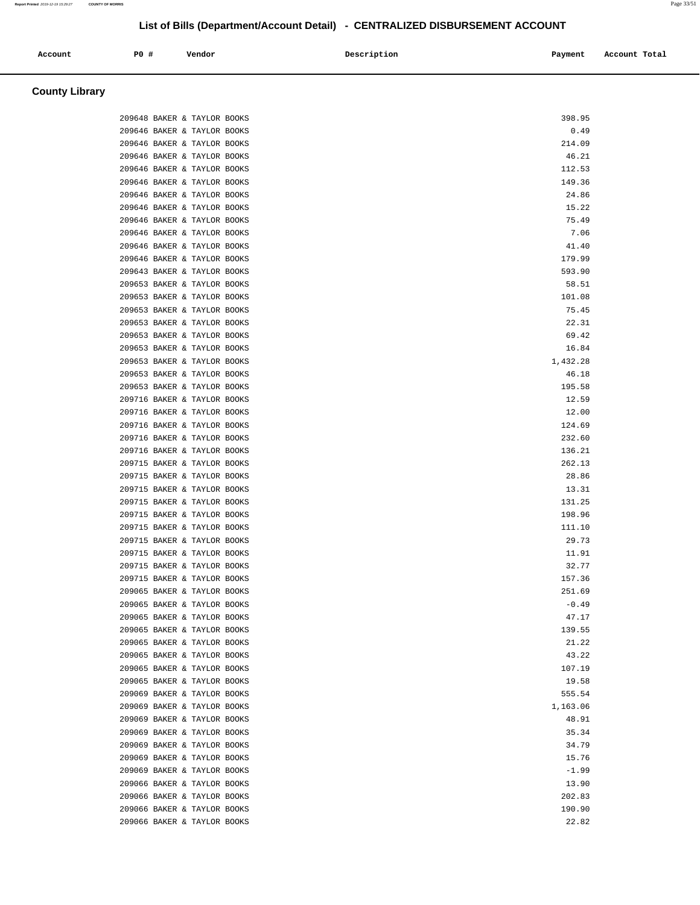# List of Bills (Department/Account Detail) - CENTRALIZED DISBURSEMENT ACCOUNT

| Account | PO # | Vendor | Description | Payment | Account Total |
|---|---|---|---|---|---|

## County Library

| Account | PO # | Vendor | Description | Payment | Account Total |
|---|---|---|---|---|---|
| | 209648 | BAKER & TAYLOR BOOKS | | 398.95 | |
| | 209646 | BAKER & TAYLOR BOOKS | | 0.49 | |
| | 209646 | BAKER & TAYLOR BOOKS | | 214.09 | |
| | 209646 | BAKER & TAYLOR BOOKS | | 46.21 | |
| | 209646 | BAKER & TAYLOR BOOKS | | 112.53 | |
| | 209646 | BAKER & TAYLOR BOOKS | | 149.36 | |
| | 209646 | BAKER & TAYLOR BOOKS | | 24.86 | |
| | 209646 | BAKER & TAYLOR BOOKS | | 15.22 | |
| | 209646 | BAKER & TAYLOR BOOKS | | 75.49 | |
| | 209646 | BAKER & TAYLOR BOOKS | | 7.06 | |
| | 209646 | BAKER & TAYLOR BOOKS | | 41.40 | |
| | 209646 | BAKER & TAYLOR BOOKS | | 179.99 | |
| | 209643 | BAKER & TAYLOR BOOKS | | 593.90 | |
| | 209653 | BAKER & TAYLOR BOOKS | | 58.51 | |
| | 209653 | BAKER & TAYLOR BOOKS | | 101.08 | |
| | 209653 | BAKER & TAYLOR BOOKS | | 75.45 | |
| | 209653 | BAKER & TAYLOR BOOKS | | 22.31 | |
| | 209653 | BAKER & TAYLOR BOOKS | | 69.42 | |
| | 209653 | BAKER & TAYLOR BOOKS | | 16.84 | |
| | 209653 | BAKER & TAYLOR BOOKS | | 1,432.28 | |
| | 209653 | BAKER & TAYLOR BOOKS | | 46.18 | |
| | 209653 | BAKER & TAYLOR BOOKS | | 195.58 | |
| | 209716 | BAKER & TAYLOR BOOKS | | 12.59 | |
| | 209716 | BAKER & TAYLOR BOOKS | | 12.00 | |
| | 209716 | BAKER & TAYLOR BOOKS | | 124.69 | |
| | 209716 | BAKER & TAYLOR BOOKS | | 232.60 | |
| | 209716 | BAKER & TAYLOR BOOKS | | 136.21 | |
| | 209715 | BAKER & TAYLOR BOOKS | | 262.13 | |
| | 209715 | BAKER & TAYLOR BOOKS | | 28.86 | |
| | 209715 | BAKER & TAYLOR BOOKS | | 13.31 | |
| | 209715 | BAKER & TAYLOR BOOKS | | 131.25 | |
| | 209715 | BAKER & TAYLOR BOOKS | | 198.96 | |
| | 209715 | BAKER & TAYLOR BOOKS | | 111.10 | |
| | 209715 | BAKER & TAYLOR BOOKS | | 29.73 | |
| | 209715 | BAKER & TAYLOR BOOKS | | 11.91 | |
| | 209715 | BAKER & TAYLOR BOOKS | | 32.77 | |
| | 209715 | BAKER & TAYLOR BOOKS | | 157.36 | |
| | 209065 | BAKER & TAYLOR BOOKS | | 251.69 | |
| | 209065 | BAKER & TAYLOR BOOKS | | -0.49 | |
| | 209065 | BAKER & TAYLOR BOOKS | | 47.17 | |
| | 209065 | BAKER & TAYLOR BOOKS | | 139.55 | |
| | 209065 | BAKER & TAYLOR BOOKS | | 21.22 | |
| | 209065 | BAKER & TAYLOR BOOKS | | 43.22 | |
| | 209065 | BAKER & TAYLOR BOOKS | | 107.19 | |
| | 209065 | BAKER & TAYLOR BOOKS | | 19.58 | |
| | 209069 | BAKER & TAYLOR BOOKS | | 555.54 | |
| | 209069 | BAKER & TAYLOR BOOKS | | 1,163.06 | |
| | 209069 | BAKER & TAYLOR BOOKS | | 48.91 | |
| | 209069 | BAKER & TAYLOR BOOKS | | 35.34 | |
| | 209069 | BAKER & TAYLOR BOOKS | | 34.79 | |
| | 209069 | BAKER & TAYLOR BOOKS | | 15.76 | |
| | 209069 | BAKER & TAYLOR BOOKS | | -1.99 | |
| | 209066 | BAKER & TAYLOR BOOKS | | 13.90 | |
| | 209066 | BAKER & TAYLOR BOOKS | | 202.83 | |
| | 209066 | BAKER & TAYLOR BOOKS | | 190.90 | |
| | 209066 | BAKER & TAYLOR BOOKS | | 22.82 | |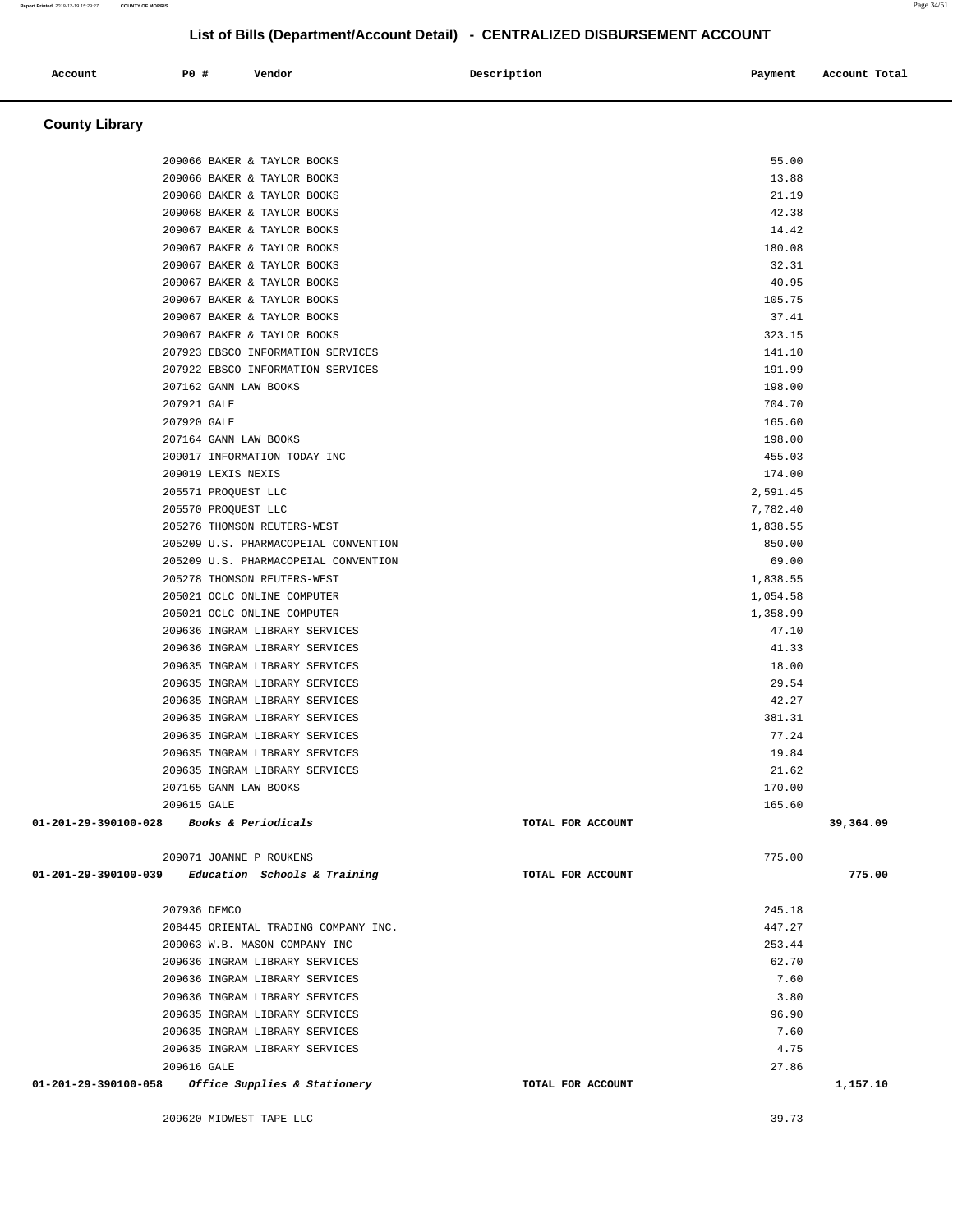## List of Bills (Department/Account Detail) - CENTRALIZED DISBURSEMENT ACCOUNT

| Account | PO # | Vendor | Description | Payment | Account Total |
|---|---|---|---|---|---|

### County Library

| Account | PO # | Vendor | Description | Payment | Account Total |
|---|---|---|---|---|---|
| | 209066 | BAKER & TAYLOR BOOKS | | 55.00 | |
| | 209066 | BAKER & TAYLOR BOOKS | | 13.88 | |
| | 209068 | BAKER & TAYLOR BOOKS | | 21.19 | |
| | 209068 | BAKER & TAYLOR BOOKS | | 42.38 | |
| | 209067 | BAKER & TAYLOR BOOKS | | 14.42 | |
| | 209067 | BAKER & TAYLOR BOOKS | | 180.08 | |
| | 209067 | BAKER & TAYLOR BOOKS | | 32.31 | |
| | 209067 | BAKER & TAYLOR BOOKS | | 40.95 | |
| | 209067 | BAKER & TAYLOR BOOKS | | 105.75 | |
| | 209067 | BAKER & TAYLOR BOOKS | | 37.41 | |
| | 209067 | BAKER & TAYLOR BOOKS | | 323.15 | |
| | 207923 | EBSCO INFORMATION SERVICES | | 141.10 | |
| | 207922 | EBSCO INFORMATION SERVICES | | 191.99 | |
| | 207162 | GANN LAW BOOKS | | 198.00 | |
| | 207921 | GALE | | 704.70 | |
| | 207920 | GALE | | 165.60 | |
| | 207164 | GANN LAW BOOKS | | 198.00 | |
| | 209017 | INFORMATION TODAY INC | | 455.03 | |
| | 209019 | LEXIS NEXIS | | 174.00 | |
| | 205571 | PROQUEST LLC | | 2,591.45 | |
| | 205570 | PROQUEST LLC | | 7,782.40 | |
| | 205276 | THOMSON REUTERS-WEST | | 1,838.55 | |
| | 205209 | U.S. PHARMACOPEIAL CONVENTION | | 850.00 | |
| | 205209 | U.S. PHARMACOPEIAL CONVENTION | | 69.00 | |
| | 205278 | THOMSON REUTERS-WEST | | 1,838.55 | |
| | 205021 | OCLC ONLINE COMPUTER | | 1,054.58 | |
| | 205021 | OCLC ONLINE COMPUTER | | 1,358.99 | |
| | 209636 | INGRAM LIBRARY SERVICES | | 47.10 | |
| | 209636 | INGRAM LIBRARY SERVICES | | 41.33 | |
| | 209635 | INGRAM LIBRARY SERVICES | | 18.00 | |
| | 209635 | INGRAM LIBRARY SERVICES | | 29.54 | |
| | 209635 | INGRAM LIBRARY SERVICES | | 42.27 | |
| | 209635 | INGRAM LIBRARY SERVICES | | 381.31 | |
| | 209635 | INGRAM LIBRARY SERVICES | | 77.24 | |
| | 209635 | INGRAM LIBRARY SERVICES | | 19.84 | |
| | 209635 | INGRAM LIBRARY SERVICES | | 21.62 | |
| | 207165 | GANN LAW BOOKS | | 170.00 | |
| | 209615 | GALE | | 165.60 | |
| **01-201-29-390100-028** | | ***Books & Periodicals*** | **TOTAL FOR ACCOUNT** | | **39,364.09** |
| | 209071 | JOANNE P ROUKENS | | 775.00 | |
| **01-201-29-390100-039** | | ***Education Schools & Training*** | **TOTAL FOR ACCOUNT** | | **775.00** |
| | 207936 | DEMCO | | 245.18 | |
| | 208445 | ORIENTAL TRADING COMPANY INC. | | 447.27 | |
| | 209063 | W.B. MASON COMPANY INC | | 253.44 | |
| | 209636 | INGRAM LIBRARY SERVICES | | 62.70 | |
| | 209636 | INGRAM LIBRARY SERVICES | | 7.60 | |
| | 209636 | INGRAM LIBRARY SERVICES | | 3.80 | |
| | 209635 | INGRAM LIBRARY SERVICES | | 96.90 | |
| | 209635 | INGRAM LIBRARY SERVICES | | 7.60 | |
| | 209635 | INGRAM LIBRARY SERVICES | | 4.75 | |
| | 209616 | GALE | | 27.86 | |
| **01-201-29-390100-058** | | ***Office Supplies & Stationery*** | **TOTAL FOR ACCOUNT** | | **1,157.10** |
| | 209620 | MIDWEST TAPE LLC | | 39.73 | |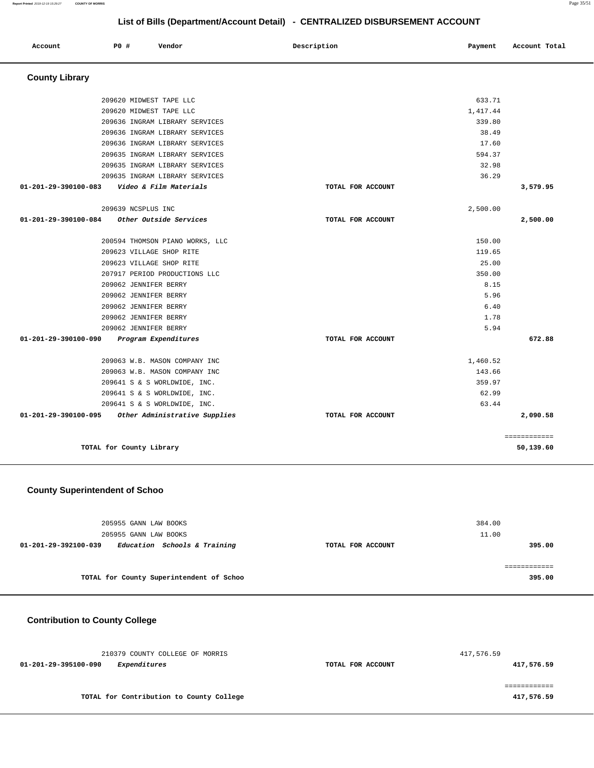## List of Bills (Department/Account Detail) - CENTRALIZED DISBURSEMENT ACCOUNT

| Account | PO # | Vendor | Description | Payment | Account Total |
|---|---|---|---|---|---|

### County Library

| Account | PO # | Vendor | Description | Payment | Account Total |
|---|---|---|---|---|---|
| | 209620 | MIDWEST TAPE LLC | | 633.71 | |
| | 209620 | MIDWEST TAPE LLC | | 1,417.44 | |
| | 209636 | INGRAM LIBRARY SERVICES | | 339.80 | |
| | 209636 | INGRAM LIBRARY SERVICES | | 38.49 | |
| | 209636 | INGRAM LIBRARY SERVICES | | 17.60 | |
| | 209635 | INGRAM LIBRARY SERVICES | | 594.37 | |
| | 209635 | INGRAM LIBRARY SERVICES | | 32.98 | |
| | 209635 | INGRAM LIBRARY SERVICES | | 36.29 | |
| **01-201-29-390100-083** | | *Video & Film Materials* | TOTAL FOR ACCOUNT | | **3,579.95** |
| | 209639 | NCSPLUS INC | | 2,500.00 | |
| **01-201-29-390100-084** | | *Other Outside Services* | TOTAL FOR ACCOUNT | | **2,500.00** |
| | 200594 | THOMSON PIANO WORKS, LLC | | 150.00 | |
| | 209623 | VILLAGE SHOP RITE | | 119.65 | |
| | 209623 | VILLAGE SHOP RITE | | 25.00 | |
| | 207917 | PERIOD PRODUCTIONS LLC | | 350.00 | |
| | 209062 | JENNIFER BERRY | | 8.15 | |
| | 209062 | JENNIFER BERRY | | 5.96 | |
| | 209062 | JENNIFER BERRY | | 6.40 | |
| | 209062 | JENNIFER BERRY | | 1.78 | |
| | 209062 | JENNIFER BERRY | | 5.94 | |
| **01-201-29-390100-090** | | *Program Expenditures* | TOTAL FOR ACCOUNT | | **672.88** |
| | 209063 | W.B. MASON COMPANY INC | | 1,460.52 | |
| | 209063 | W.B. MASON COMPANY INC | | 143.66 | |
| | 209641 | S & S WORLDWIDE, INC. | | 359.97 | |
| | 209641 | S & S WORLDWIDE, INC. | | 62.99 | |
| | 209641 | S & S WORLDWIDE, INC. | | 63.44 | |
| **01-201-29-390100-095** | | *Other Administrative Supplies* | TOTAL FOR ACCOUNT | | **2,090.58** |
| | | | | | ============ |
| | | **TOTAL for County Library** | | | **50,139.60** |

### County Superintendent of Schoo

| Account | PO # | Vendor | Description | Payment | Account Total |
|---|---|---|---|---|---|
| | 205955 | GANN LAW BOOKS | | 384.00 | |
| | 205955 | GANN LAW BOOKS | | 11.00 | |
| **01-201-29-392100-039** | | *Education Schools & Training* | TOTAL FOR ACCOUNT | | **395.00** |
| | | | | | ============ |
| | | **TOTAL for County Superintendent of Schoo** | | | **395.00** |

### Contribution to County College

| Account | PO # | Vendor | Description | Payment | Account Total |
|---|---|---|---|---|---|
| | 210379 | COUNTY COLLEGE OF MORRIS | | 417,576.59 | |
| **01-201-29-395100-090** | | *Expenditures* | TOTAL FOR ACCOUNT | | **417,576.59** |
| | | | | | ============ |
| | | **TOTAL for Contribution to County College** | | | **417,576.59** |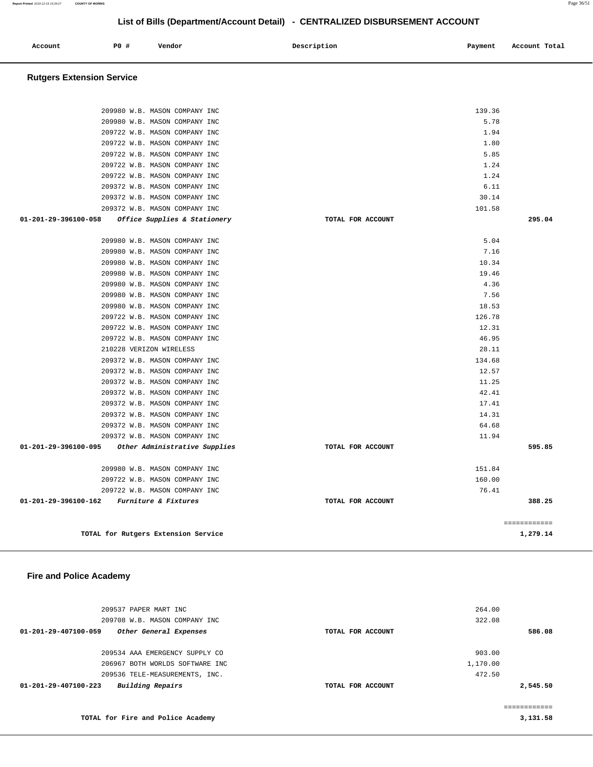# List of Bills (Department/Account Detail) - CENTRALIZED DISBURSEMENT ACCOUNT

| Account | PO # | Vendor | Description | Payment | Account Total |
|---|---|---|---|---|---|

## Rutgers Extension Service

| Account | PO # | Vendor | Description | Payment | Account Total |
|---|---|---|---|---|---|
| | 209980 | W.B. MASON COMPANY INC | | 139.36 | |
| | 209980 | W.B. MASON COMPANY INC | | 5.78 | |
| | 209722 | W.B. MASON COMPANY INC | | 1.94 | |
| | 209722 | W.B. MASON COMPANY INC | | 1.80 | |
| | 209722 | W.B. MASON COMPANY INC | | 5.85 | |
| | 209722 | W.B. MASON COMPANY INC | | 1.24 | |
| | 209722 | W.B. MASON COMPANY INC | | 1.24 | |
| | 209372 | W.B. MASON COMPANY INC | | 6.11 | |
| | 209372 | W.B. MASON COMPANY INC | | 30.14 | |
| | 209372 | W.B. MASON COMPANY INC | | 101.58 | |
| **01-201-29-396100-058** | | ***Office Supplies & Stationery*** | TOTAL FOR ACCOUNT | | **295.04** |
| | 209980 | W.B. MASON COMPANY INC | | 5.04 | |
| | 209980 | W.B. MASON COMPANY INC | | 7.16 | |
| | 209980 | W.B. MASON COMPANY INC | | 10.34 | |
| | 209980 | W.B. MASON COMPANY INC | | 19.46 | |
| | 209980 | W.B. MASON COMPANY INC | | 4.36 | |
| | 209980 | W.B. MASON COMPANY INC | | 7.56 | |
| | 209980 | W.B. MASON COMPANY INC | | 18.53 | |
| | 209722 | W.B. MASON COMPANY INC | | 126.78 | |
| | 209722 | W.B. MASON COMPANY INC | | 12.31 | |
| | 209722 | W.B. MASON COMPANY INC | | 46.95 | |
| | 210228 | VERIZON WIRELESS | | 28.11 | |
| | 209372 | W.B. MASON COMPANY INC | | 134.68 | |
| | 209372 | W.B. MASON COMPANY INC | | 12.57 | |
| | 209372 | W.B. MASON COMPANY INC | | 11.25 | |
| | 209372 | W.B. MASON COMPANY INC | | 42.41 | |
| | 209372 | W.B. MASON COMPANY INC | | 17.41 | |
| | 209372 | W.B. MASON COMPANY INC | | 14.31 | |
| | 209372 | W.B. MASON COMPANY INC | | 64.68 | |
| | 209372 | W.B. MASON COMPANY INC | | 11.94 | |
| **01-201-29-396100-095** | | ***Other Administrative Supplies*** | TOTAL FOR ACCOUNT | | **595.85** |
| | 209980 | W.B. MASON COMPANY INC | | 151.84 | |
| | 209722 | W.B. MASON COMPANY INC | | 160.00 | |
| | 209722 | W.B. MASON COMPANY INC | | 76.41 | |
| **01-201-29-396100-162** | | ***Furniture & Fixtures*** | TOTAL FOR ACCOUNT | | **388.25** |
| | | | | | ============ |
| | | **TOTAL for Rutgers Extension Service** | | | **1,279.14** |

## Fire and Police Academy

| Account | PO # | Vendor | Description | Payment | Account Total |
|---|---|---|---|---|---|
| | 209537 | PAPER MART INC | | 264.00 | |
| | 209708 | W.B. MASON COMPANY INC | | 322.08 | |
| **01-201-29-407100-059** | | ***Other General Expenses*** | TOTAL FOR ACCOUNT | | **586.08** |
| | 209534 | AAA EMERGENCY SUPPLY CO | | 903.00 | |
| | 206967 | BOTH WORLDS SOFTWARE INC | | 1,170.00 | |
| | 209536 | TELE-MEASUREMENTS, INC. | | 472.50 | |
| **01-201-29-407100-223** | | ***Building Repairs*** | TOTAL FOR ACCOUNT | | **2,545.50** |
| | | | | | ============ |
| | | **TOTAL for Fire and Police Academy** | | | **3,131.58** |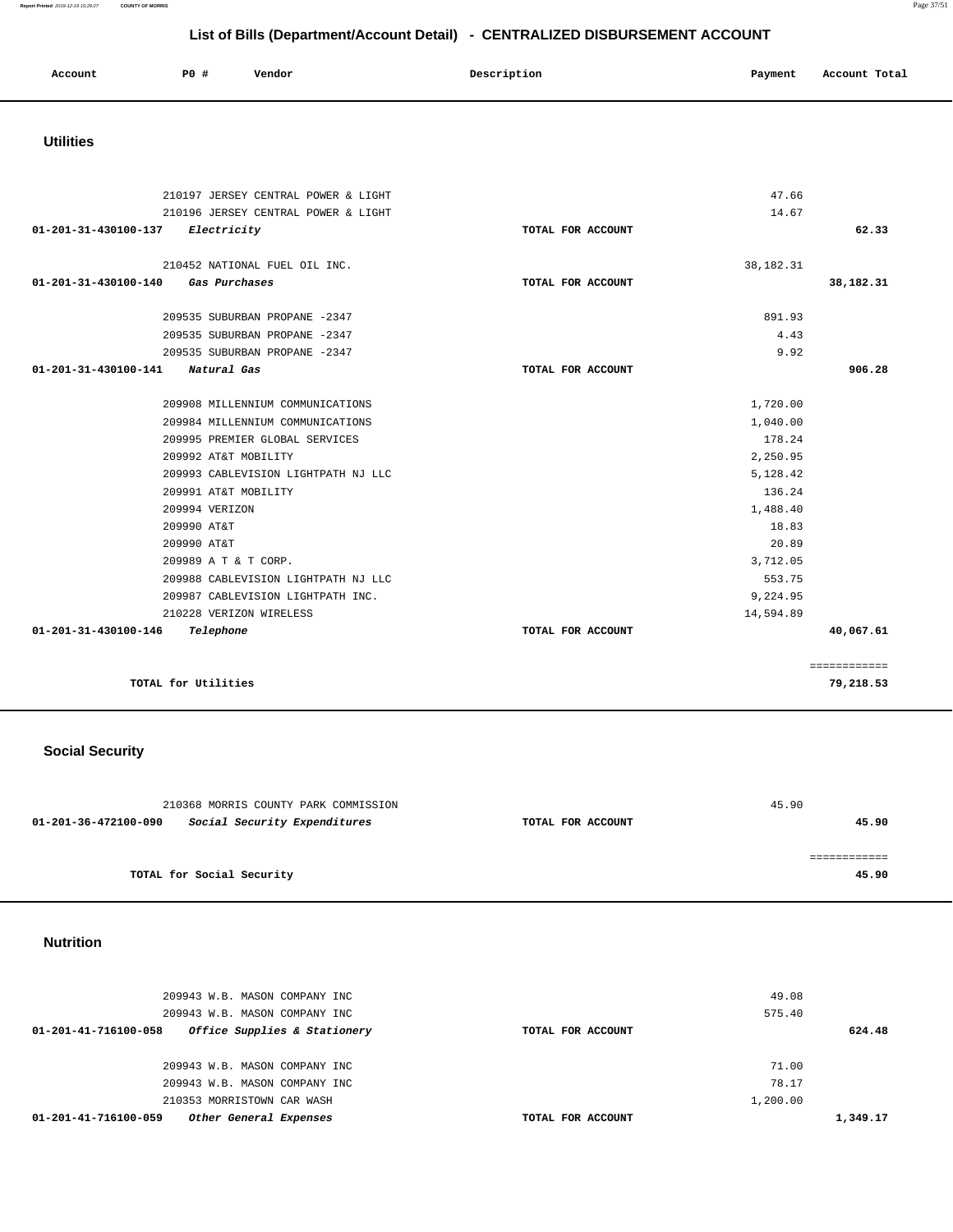# List of Bills (Department/Account Detail) - CENTRALIZED DISBURSEMENT ACCOUNT

| Account | PO # | Vendor | Description | Payment | Account Total |
|---|---|---|---|---|---|

## Utilities

| Account | PO # | Vendor | Description | Payment | Account Total |
|---|---|---|---|---|---|
| | 210197 | JERSEY CENTRAL POWER & LIGHT | | 47.66 | |
| | 210196 | JERSEY CENTRAL POWER & LIGHT | | 14.67 | |
| 01-201-31-430100-137 | | *Electricity* | TOTAL FOR ACCOUNT | | 62.33 |
| | 210452 | NATIONAL FUEL OIL INC. | | 38,182.31 | |
| 01-201-31-430100-140 | | *Gas Purchases* | TOTAL FOR ACCOUNT | | 38,182.31 |
| | 209535 | SUBURBAN PROPANE -2347 | | 891.93 | |
| | 209535 | SUBURBAN PROPANE -2347 | | 4.43 | |
| | 209535 | SUBURBAN PROPANE -2347 | | 9.92 | |
| 01-201-31-430100-141 | | *Natural Gas* | TOTAL FOR ACCOUNT | | 906.28 |
| | 209908 | MILLENNIUM COMMUNICATIONS | | 1,720.00 | |
| | 209984 | MILLENNIUM COMMUNICATIONS | | 1,040.00 | |
| | 209995 | PREMIER GLOBAL SERVICES | | 178.24 | |
| | 209992 | AT&T MOBILITY | | 2,250.95 | |
| | 209993 | CABLEVISION LIGHTPATH NJ LLC | | 5,128.42 | |
| | 209991 | AT&T MOBILITY | | 136.24 | |
| | 209994 | VERIZON | | 1,488.40 | |
| | 209990 | AT&T | | 18.83 | |
| | 209990 | AT&T | | 20.89 | |
| | 209989 | A T & T CORP. | | 3,712.05 | |
| | 209988 | CABLEVISION LIGHTPATH NJ LLC | | 553.75 | |
| | 209987 | CABLEVISION LIGHTPATH INC. | | 9,224.95 | |
| | 210228 | VERIZON WIRELESS | | 14,594.89 | |
| 01-201-31-430100-146 | | *Telephone* | TOTAL FOR ACCOUNT | | 40,067.61 |
| | | TOTAL for Utilities | | | 79,218.53 |

## Social Security

| Account | PO # | Vendor | Description | Payment | Account Total |
|---|---|---|---|---|---|
| | 210368 | MORRIS COUNTY PARK COMMISSION | | 45.90 | |
| 01-201-36-472100-090 | | *Social Security Expenditures* | TOTAL FOR ACCOUNT | | 45.90 |
| | | TOTAL for Social Security | | | 45.90 |

## Nutrition

| Account | PO # | Vendor | Description | Payment | Account Total |
|---|---|---|---|---|---|
| | 209943 | W.B. MASON COMPANY INC | | 49.08 | |
| | 209943 | W.B. MASON COMPANY INC | | 575.40 | |
| 01-201-41-716100-058 | | *Office Supplies & Stationery* | TOTAL FOR ACCOUNT | | 624.48 |
| | 209943 | W.B. MASON COMPANY INC | | 71.00 | |
| | 209943 | W.B. MASON COMPANY INC | | 78.17 | |
| | 210353 | MORRISTOWN CAR WASH | | 1,200.00 | |
| 01-201-41-716100-059 | | *Other General Expenses* | TOTAL FOR ACCOUNT | | 1,349.17 |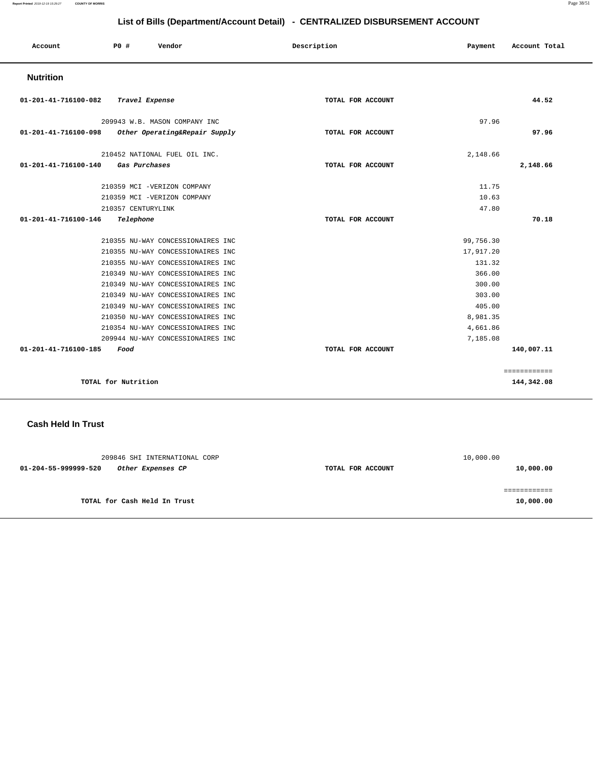# List of Bills (Department/Account Detail) - CENTRALIZED DISBURSEMENT ACCOUNT

| Account | P0 # | Vendor | Description | Payment | Account Total |
|---|---|---|---|---|---|

## Nutrition

| Account | P0 # | Vendor | Description | Payment | Account Total |
|---|---|---|---|---|---|
| 01-201-41-716100-082 | | *Travel Expense* | TOTAL FOR ACCOUNT | | 44.52 |
| | 209943 | W.B. MASON COMPANY INC | | 97.96 | |
| 01-201-41-716100-098 | | *Other Operating&Repair Supply* | TOTAL FOR ACCOUNT | | 97.96 |
| | 210452 | NATIONAL FUEL OIL INC. | | 2,148.66 | |
| 01-201-41-716100-140 | | *Gas Purchases* | TOTAL FOR ACCOUNT | | 2,148.66 |
| | 210359 | MCI -VERIZON COMPANY | | 11.75 | |
| | 210359 | MCI -VERIZON COMPANY | | 10.63 | |
| | 210357 | CENTURYLINK | | 47.80 | |
| 01-201-41-716100-146 | | *Telephone* | TOTAL FOR ACCOUNT | | 70.18 |
| | 210355 | NU-WAY CONCESSIONAIRES INC | | 99,756.30 | |
| | 210355 | NU-WAY CONCESSIONAIRES INC | | 17,917.20 | |
| | 210355 | NU-WAY CONCESSIONAIRES INC | | 131.32 | |
| | 210349 | NU-WAY CONCESSIONAIRES INC | | 366.00 | |
| | 210349 | NU-WAY CONCESSIONAIRES INC | | 300.00 | |
| | 210349 | NU-WAY CONCESSIONAIRES INC | | 303.00 | |
| | 210349 | NU-WAY CONCESSIONAIRES INC | | 405.00 | |
| | 210350 | NU-WAY CONCESSIONAIRES INC | | 8,981.35 | |
| | 210354 | NU-WAY CONCESSIONAIRES INC | | 4,661.86 | |
| | 209944 | NU-WAY CONCESSIONAIRES INC | | 7,185.08 | |
| 01-201-41-716100-185 | | *Food* | TOTAL FOR ACCOUNT | | 140,007.11 |
| | | | | | ============ |
| | TOTAL for Nutrition | | | | 144,342.08 |

## Cash Held In Trust

| Account | P0 # | Vendor | Description | Payment | Account Total |
|---|---|---|---|---|---|
| | 209846 | SHI INTERNATIONAL CORP | | 10,000.00 | |
| 01-204-55-999999-520 | | *Other Expenses CP* | TOTAL FOR ACCOUNT | | 10,000.00 |
| | | | | | ============ |
| | TOTAL for Cash Held In Trust | | | | 10,000.00 |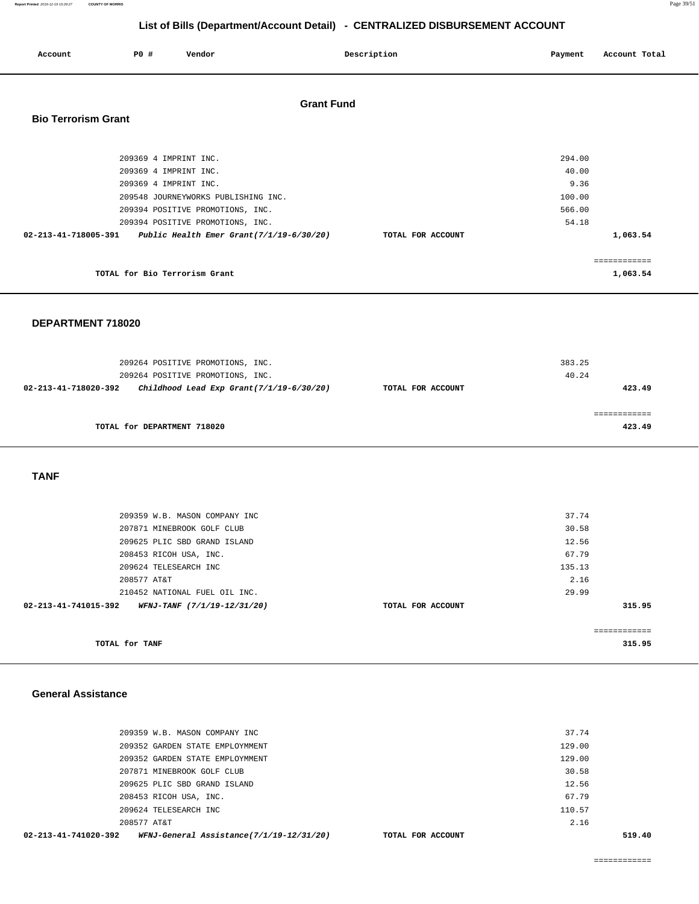# List of Bills (Department/Account Detail) - CENTRALIZED DISBURSEMENT ACCOUNT

| Account | PO # | Vendor | Description | Payment | Account Total |
|---|---|---|---|---|---|

## Grant Fund

### Bio Terrorism Grant

| Account | PO # | Vendor | Description | Payment | Account Total |
|---|---|---|---|---|---|
| | 209369 | 4 IMPRINT INC. | | 294.00 | |
| | 209369 | 4 IMPRINT INC. | | 40.00 | |
| | 209369 | 4 IMPRINT INC. | | 9.36 | |
| | 209548 | JOURNEYWORKS PUBLISHING INC. | | 100.00 | |
| | 209394 | POSITIVE PROMOTIONS, INC. | | 566.00 | |
| | 209394 | POSITIVE PROMOTIONS, INC. | | 54.18 | |
| **02-213-41-718005-391** | | ***Public Health Emer Grant(7/1/19-6/30/20)*** | **TOTAL FOR ACCOUNT** | | **1,063.54** |

**TOTAL for Bio Terrorism Grant** — **1,063.54**

### DEPARTMENT 718020

| Account | PO # | Vendor | Description | Payment | Account Total |
|---|---|---|---|---|---|
| | 209264 | POSITIVE PROMOTIONS, INC. | | 383.25 | |
| | 209264 | POSITIVE PROMOTIONS, INC. | | 40.24 | |
| **02-213-41-718020-392** | | ***Childhood Lead Exp Grant(7/1/19-6/30/20)*** | **TOTAL FOR ACCOUNT** | | **423.49** |

**TOTAL for DEPARTMENT 718020** — **423.49**

### TANF

| Account | PO # | Vendor | Description | Payment | Account Total |
|---|---|---|---|---|---|
| | 209359 | W.B. MASON COMPANY INC | | 37.74 | |
| | 207871 | MINEBROOK GOLF CLUB | | 30.58 | |
| | 209625 | PLIC SBD GRAND ISLAND | | 12.56 | |
| | 208453 | RICOH USA, INC. | | 67.79 | |
| | 209624 | TELESEARCH INC | | 135.13 | |
| | 208577 | AT&T | | 2.16 | |
| | 210452 | NATIONAL FUEL OIL INC. | | 29.99 | |
| **02-213-41-741015-392** | | ***WFNJ-TANF (7/1/19-12/31/20)*** | **TOTAL FOR ACCOUNT** | | **315.95** |

**TOTAL for TANF** — **315.95**

### General Assistance

| Account | PO # | Vendor | Description | Payment | Account Total |
|---|---|---|---|---|---|
| | 209359 | W.B. MASON COMPANY INC | | 37.74 | |
| | 209352 | GARDEN STATE EMPLOYMMENT | | 129.00 | |
| | 209352 | GARDEN STATE EMPLOYMMENT | | 129.00 | |
| | 207871 | MINEBROOK GOLF CLUB | | 30.58 | |
| | 209625 | PLIC SBD GRAND ISLAND | | 12.56 | |
| | 208453 | RICOH USA, INC. | | 67.79 | |
| | 209624 | TELESEARCH INC | | 110.57 | |
| | 208577 | AT&T | | 2.16 | |
| **02-213-41-741020-392** | | ***WFNJ-General Assistance(7/1/19-12/31/20)*** | **TOTAL FOR ACCOUNT** | | **519.40** |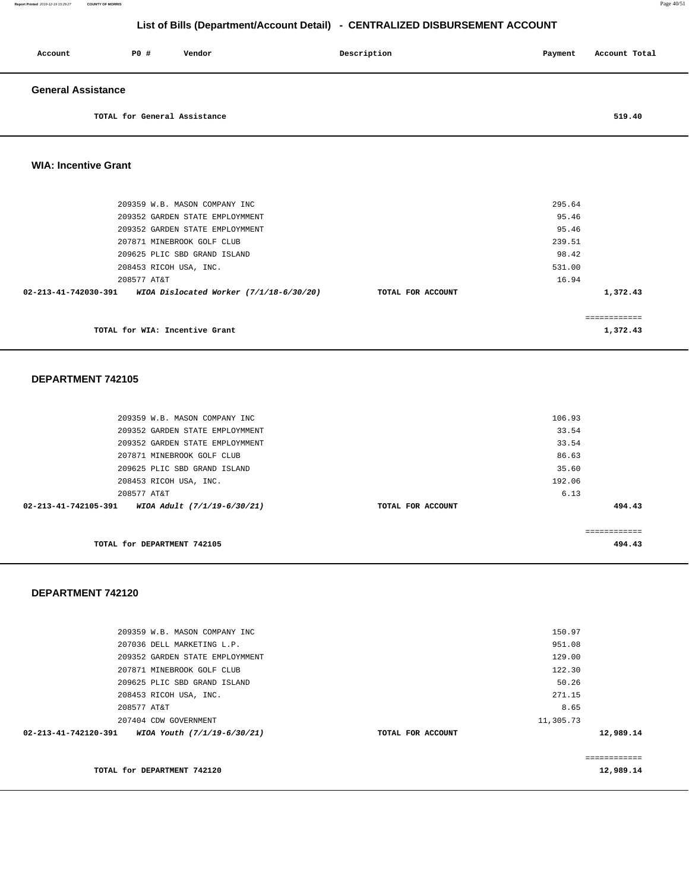# List of Bills (Department/Account Detail) - CENTRALIZED DISBURSEMENT ACCOUNT

| Account | PO # | Vendor | Description | Payment | Account Total |
|---|---|---|---|---|---|

## General Assistance

| | | | | | |
|---|---|---|---|---|---|
| | TOTAL for General Assistance | | | | 519.40 |

## WIA: Incentive Grant

| Account | PO # | Vendor | Description | Payment | Account Total |
|---|---|---|---|---|---|
| | 209359 | W.B. MASON COMPANY INC | | 295.64 | |
| | 209352 | GARDEN STATE EMPLOYMMENT | | 95.46 | |
| | 209352 | GARDEN STATE EMPLOYMMENT | | 95.46 | |
| | 207871 | MINEBROOK GOLF CLUB | | 239.51 | |
| | 209625 | PLIC SBD GRAND ISLAND | | 98.42 | |
| | 208453 | RICOH USA, INC. | | 531.00 | |
| | 208577 | AT&T | | 16.94 | |
| 02-213-41-742030-391 | *WIOA Dislocated Worker (7/1/18-6/30/20)* | | TOTAL FOR ACCOUNT | | 1,372.43 |
| | TOTAL for WIA: Incentive Grant | | | | 1,372.43 |

## DEPARTMENT 742105

| Account | PO # | Vendor | Description | Payment | Account Total |
|---|---|---|---|---|---|
| | 209359 | W.B. MASON COMPANY INC | | 106.93 | |
| | 209352 | GARDEN STATE EMPLOYMMENT | | 33.54 | |
| | 209352 | GARDEN STATE EMPLOYMMENT | | 33.54 | |
| | 207871 | MINEBROOK GOLF CLUB | | 86.63 | |
| | 209625 | PLIC SBD GRAND ISLAND | | 35.60 | |
| | 208453 | RICOH USA, INC. | | 192.06 | |
| | 208577 | AT&T | | 6.13 | |
| 02-213-41-742105-391 | *WIOA Adult (7/1/19-6/30/21)* | | TOTAL FOR ACCOUNT | | 494.43 |
| | TOTAL for DEPARTMENT 742105 | | | | 494.43 |

## DEPARTMENT 742120

| Account | PO # | Vendor | Description | Payment | Account Total |
|---|---|---|---|---|---|
| | 209359 | W.B. MASON COMPANY INC | | 150.97 | |
| | 207036 | DELL MARKETING L.P. | | 951.08 | |
| | 209352 | GARDEN STATE EMPLOYMMENT | | 129.00 | |
| | 207871 | MINEBROOK GOLF CLUB | | 122.30 | |
| | 209625 | PLIC SBD GRAND ISLAND | | 50.26 | |
| | 208453 | RICOH USA, INC. | | 271.15 | |
| | 208577 | AT&T | | 8.65 | |
| | 207404 | CDW GOVERNMENT | | 11,305.73 | |
| 02-213-41-742120-391 | *WIOA Youth (7/1/19-6/30/21)* | | TOTAL FOR ACCOUNT | | 12,989.14 |
| | TOTAL for DEPARTMENT 742120 | | | | 12,989.14 |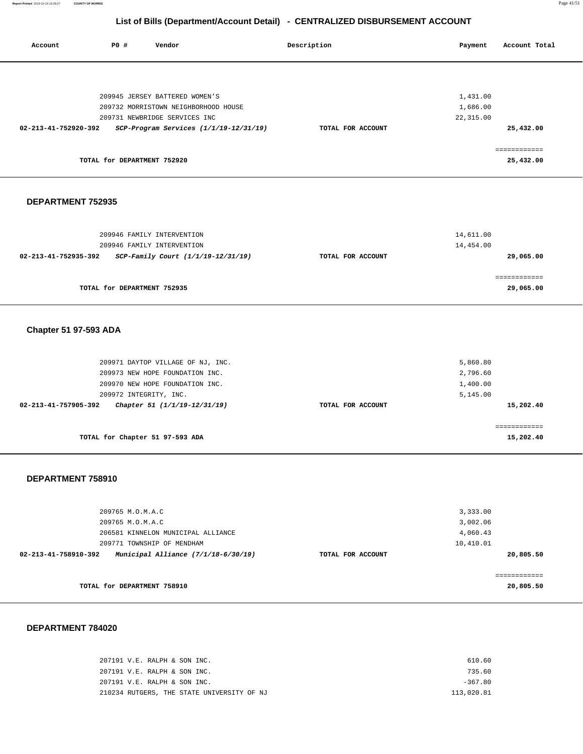## List of Bills (Department/Account Detail) - CENTRALIZED DISBURSEMENT ACCOUNT

| Account | PO # | Vendor | Description | Payment | Account Total |
|---|---|---|---|---|---|
| | 209945 | JERSEY BATTERED WOMEN'S | | 1,431.00 | |
| | 209732 | MORRISTOWN NEIGHBORHOOD HOUSE | | 1,686.00 | |
| | 209731 | NEWBRIDGE SERVICES INC | | 22,315.00 | |
| **02-213-41-752920-392** | | ***SCP-Program Services (1/1/19-12/31/19)*** | **TOTAL FOR ACCOUNT** | | **25,432.00** |
| | | **TOTAL for DEPARTMENT 752920** | | | **25,432.00** |

### DEPARTMENT 752935

| Account | PO # | Vendor | Description | Payment | Account Total |
|---|---|---|---|---|---|
| | 209946 | FAMILY INTERVENTION | | 14,611.00 | |
| | 209946 | FAMILY INTERVENTION | | 14,454.00 | |
| **02-213-41-752935-392** | | ***SCP-Family Court (1/1/19-12/31/19)*** | **TOTAL FOR ACCOUNT** | | **29,065.00** |
| | | **TOTAL for DEPARTMENT 752935** | | | **29,065.00** |

### Chapter 51 97-593 ADA

| Account | PO # | Vendor | Description | Payment | Account Total |
|---|---|---|---|---|---|
| | 209971 | DAYTOP VILLAGE OF NJ, INC. | | 5,860.80 | |
| | 209973 | NEW HOPE FOUNDATION INC. | | 2,796.60 | |
| | 209970 | NEW HOPE FOUNDATION INC. | | 1,400.00 | |
| | 209972 | INTEGRITY, INC. | | 5,145.00 | |
| **02-213-41-757905-392** | | ***Chapter 51 (1/1/19-12/31/19)*** | **TOTAL FOR ACCOUNT** | | **15,202.40** |
| | | **TOTAL for Chapter 51 97-593 ADA** | | | **15,202.40** |

### DEPARTMENT 758910

| Account | PO # | Vendor | Description | Payment | Account Total |
|---|---|---|---|---|---|
| | 209765 | M.O.M.A.C | | 3,333.00 | |
| | 209765 | M.O.M.A.C | | 3,002.06 | |
| | 206581 | KINNELON MUNICIPAL ALLIANCE | | 4,060.43 | |
| | 209771 | TOWNSHIP OF MENDHAM | | 10,410.01 | |
| **02-213-41-758910-392** | | ***Municipal Alliance (7/1/18-6/30/19)*** | **TOTAL FOR ACCOUNT** | | **20,805.50** |
| | | **TOTAL for DEPARTMENT 758910** | | | **20,805.50** |

### DEPARTMENT 784020

| Account | PO # | Vendor | Description | Payment | Account Total |
|---|---|---|---|---|---|
| | 207191 | V.E. RALPH & SON INC. | | 610.60 | |
| | 207191 | V.E. RALPH & SON INC. | | 735.60 | |
| | 207191 | V.E. RALPH & SON INC. | | -367.80 | |
| | 210234 | RUTGERS, THE STATE UNIVERSITY OF NJ | | 113,020.81 | |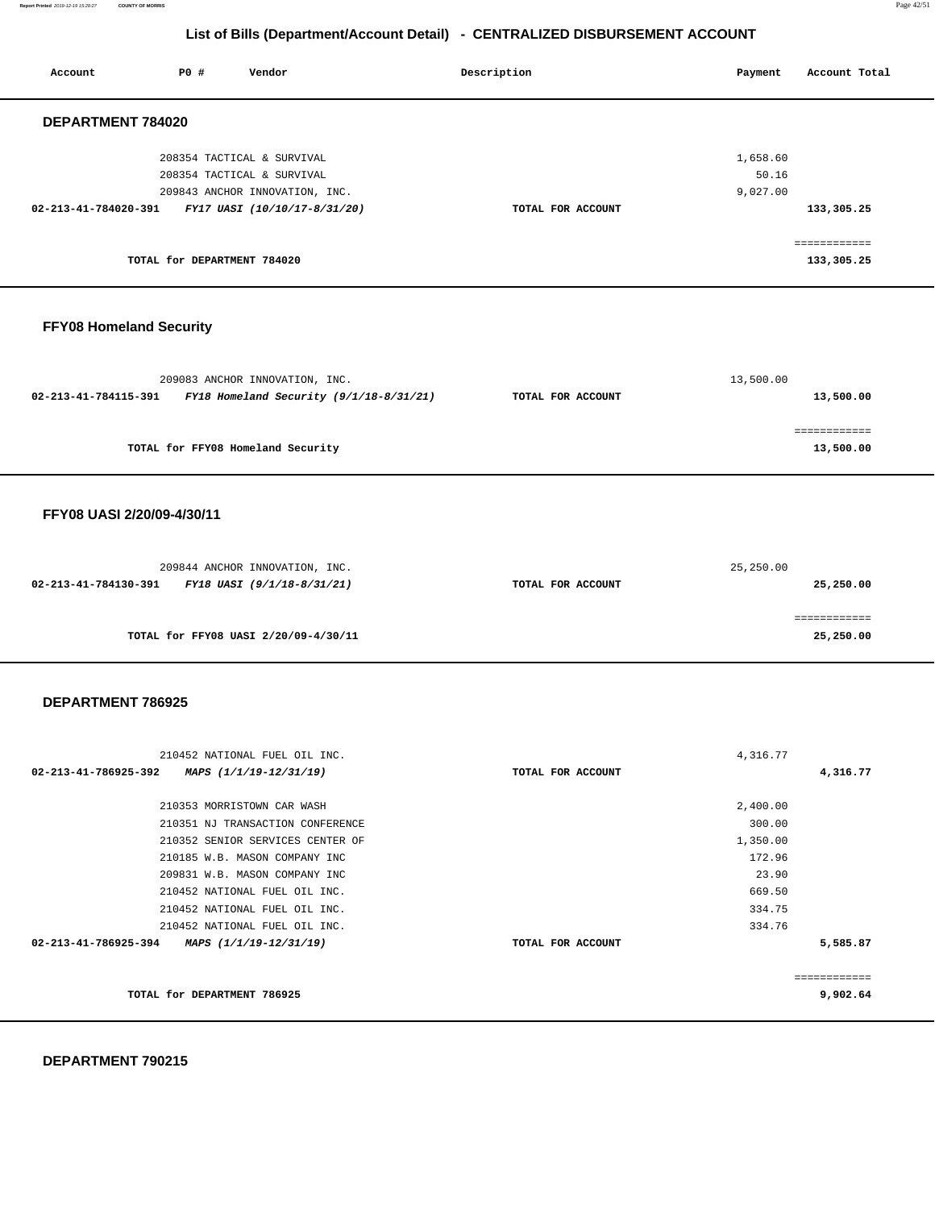## List of Bills (Department/Account Detail) - CENTRALIZED DISBURSEMENT ACCOUNT

| Account | PO # | Vendor | Description | Payment | Account Total |
|---|---|---|---|---|---|

### DEPARTMENT 784020

| Account | PO # | Vendor | Description | Payment | Account Total |
|---|---|---|---|---|---|
| | 208354 | TACTICAL & SURVIVAL | | 1,658.60 | |
| | 208354 | TACTICAL & SURVIVAL | | 50.16 | |
| | 209843 | ANCHOR INNOVATION, INC. | | 9,027.00 | |
| **02-213-41-784020-391** | | ***FY17 UASI (10/10/17-8/31/20)*** | **TOTAL FOR ACCOUNT** | | **133,305.25** |
| | | | | | ============ |
| | **TOTAL for DEPARTMENT 784020** | | | | **133,305.25** |

### FFY08 Homeland Security

| Account | PO # | Vendor | Description | Payment | Account Total |
|---|---|---|---|---|---|
| | 209083 | ANCHOR INNOVATION, INC. | | 13,500.00 | |
| **02-213-41-784115-391** | | ***FY18 Homeland Security (9/1/18-8/31/21)*** | **TOTAL FOR ACCOUNT** | | **13,500.00** |
| | | | | | ============ |
| | **TOTAL for FFY08 Homeland Security** | | | | **13,500.00** |

### FFY08 UASI 2/20/09-4/30/11

| Account | PO # | Vendor | Description | Payment | Account Total |
|---|---|---|---|---|---|
| | 209844 | ANCHOR INNOVATION, INC. | | 25,250.00 | |
| **02-213-41-784130-391** | | ***FY18 UASI (9/1/18-8/31/21)*** | **TOTAL FOR ACCOUNT** | | **25,250.00** |
| | | | | | ============ |
| | **TOTAL for FFY08 UASI 2/20/09-4/30/11** | | | | **25,250.00** |

### DEPARTMENT 786925

| Account | PO # | Vendor | Description | Payment | Account Total |
|---|---|---|---|---|---|
| | 210452 | NATIONAL FUEL OIL INC. | | 4,316.77 | |
| **02-213-41-786925-392** | | ***MAPS (1/1/19-12/31/19)*** | **TOTAL FOR ACCOUNT** | | **4,316.77** |
| | 210353 | MORRISTOWN CAR WASH | | 2,400.00 | |
| | 210351 | NJ TRANSACTION CONFERENCE | | 300.00 | |
| | 210352 | SENIOR SERVICES CENTER OF | | 1,350.00 | |
| | 210185 | W.B. MASON COMPANY INC | | 172.96 | |
| | 209831 | W.B. MASON COMPANY INC | | 23.90 | |
| | 210452 | NATIONAL FUEL OIL INC. | | 669.50 | |
| | 210452 | NATIONAL FUEL OIL INC. | | 334.75 | |
| | 210452 | NATIONAL FUEL OIL INC. | | 334.76 | |
| **02-213-41-786925-394** | | ***MAPS (1/1/19-12/31/19)*** | **TOTAL FOR ACCOUNT** | | **5,585.87** |
| | | | | | ============ |
| | **TOTAL for DEPARTMENT 786925** | | | | **9,902.64** |

### DEPARTMENT 790215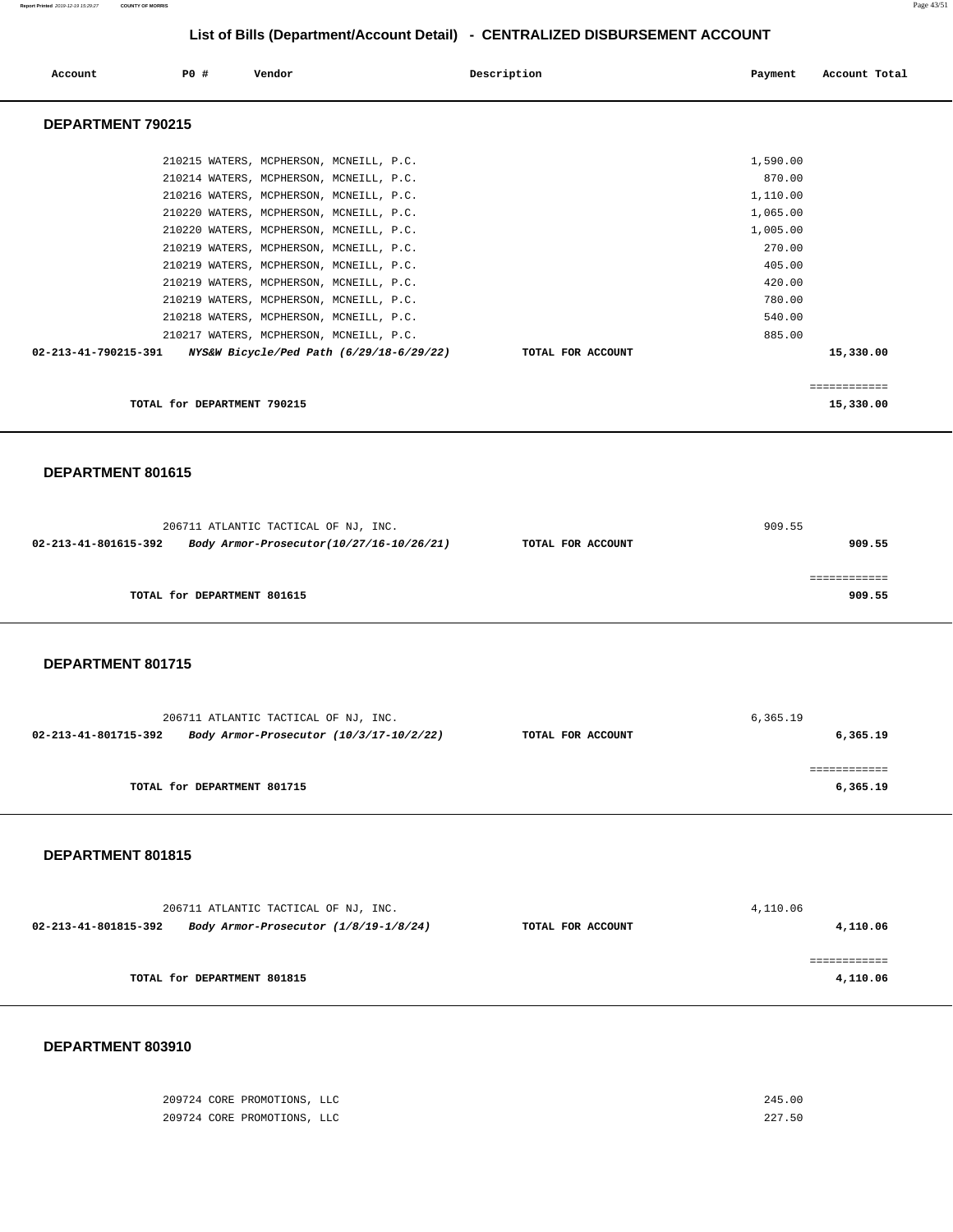## List of Bills (Department/Account Detail) - CENTRALIZED DISBURSEMENT ACCOUNT

| Account | PO # | Vendor | Description | Payment | Account Total |
|---|---|---|---|---|---|

### DEPARTMENT 790215

| Account | PO # | Vendor | Description | Payment | Account Total |
|---|---|---|---|---|---|
| | 210215 | WATERS, MCPHERSON, MCNEILL, P.C. | | 1,590.00 | |
| | 210214 | WATERS, MCPHERSON, MCNEILL, P.C. | | 870.00 | |
| | 210216 | WATERS, MCPHERSON, MCNEILL, P.C. | | 1,110.00 | |
| | 210220 | WATERS, MCPHERSON, MCNEILL, P.C. | | 1,065.00 | |
| | 210220 | WATERS, MCPHERSON, MCNEILL, P.C. | | 1,005.00 | |
| | 210219 | WATERS, MCPHERSON, MCNEILL, P.C. | | 270.00 | |
| | 210219 | WATERS, MCPHERSON, MCNEILL, P.C. | | 405.00 | |
| | 210219 | WATERS, MCPHERSON, MCNEILL, P.C. | | 420.00 | |
| | 210219 | WATERS, MCPHERSON, MCNEILL, P.C. | | 780.00 | |
| | 210218 | WATERS, MCPHERSON, MCNEILL, P.C. | | 540.00 | |
| | 210217 | WATERS, MCPHERSON, MCNEILL, P.C. | | 885.00 | |
| **02-213-41-790215-391** | | ***NYS&W Bicycle/Ped Path (6/29/18-6/29/22)*** | **TOTAL FOR ACCOUNT** | | **15,330.00** |

**TOTAL for DEPARTMENT 790215** — **15,330.00**

### DEPARTMENT 801615

| Account | PO # | Vendor | Description | Payment | Account Total |
|---|---|---|---|---|---|
| | 206711 | ATLANTIC TACTICAL OF NJ, INC. | | 909.55 | |
| **02-213-41-801615-392** | | ***Body Armor-Prosecutor(10/27/16-10/26/21)*** | **TOTAL FOR ACCOUNT** | | **909.55** |

**TOTAL for DEPARTMENT 801615** — **909.55**

### DEPARTMENT 801715

| Account | PO # | Vendor | Description | Payment | Account Total |
|---|---|---|---|---|---|
| | 206711 | ATLANTIC TACTICAL OF NJ, INC. | | 6,365.19 | |
| **02-213-41-801715-392** | | ***Body Armor-Prosecutor (10/3/17-10/2/22)*** | **TOTAL FOR ACCOUNT** | | **6,365.19** |

**TOTAL for DEPARTMENT 801715** — **6,365.19**

### DEPARTMENT 801815

| Account | PO # | Vendor | Description | Payment | Account Total |
|---|---|---|---|---|---|
| | 206711 | ATLANTIC TACTICAL OF NJ, INC. | | 4,110.06 | |
| **02-213-41-801815-392** | | ***Body Armor-Prosecutor (1/8/19-1/8/24)*** | **TOTAL FOR ACCOUNT** | | **4,110.06** |

**TOTAL for DEPARTMENT 801815** — **4,110.06**

### DEPARTMENT 803910

| Account | PO # | Vendor | Description | Payment | Account Total |
|---|---|---|---|---|---|
| | 209724 | CORE PROMOTIONS, LLC | | 245.00 | |
| | 209724 | CORE PROMOTIONS, LLC | | 227.50 | |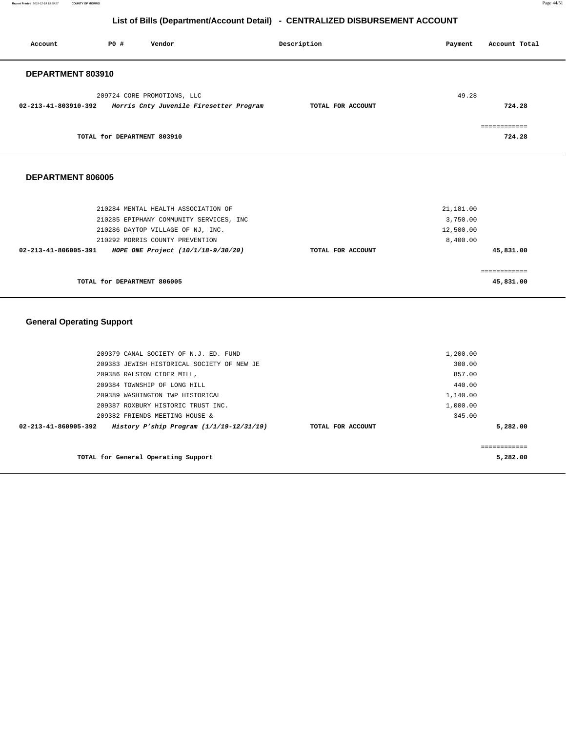# List of Bills (Department/Account Detail) - CENTRALIZED DISBURSEMENT ACCOUNT

| Account | PO # | Vendor | Description | Payment | Account Total |
|---|---|---|---|---|---|

## DEPARTMENT 803910

| Account | PO # | Vendor | Description | Payment | Account Total |
|---|---|---|---|---|---|
| | 209724 | CORE PROMOTIONS, LLC | | 49.28 | |
| **02-213-41-803910-392** | | ***Morris Cnty Juvenile Firesetter Program*** | **TOTAL FOR ACCOUNT** | | **724.28** |

============

**TOTAL for DEPARTMENT 803910** **724.28**

## DEPARTMENT 806005

| Account | PO # | Vendor | Description | Payment | Account Total |
|---|---|---|---|---|---|
| | 210284 | MENTAL HEALTH ASSOCIATION OF | | 21,181.00 | |
| | 210285 | EPIPHANY COMMUNITY SERVICES, INC | | 3,750.00 | |
| | 210286 | DAYTOP VILLAGE OF NJ, INC. | | 12,500.00 | |
| | 210292 | MORRIS COUNTY PREVENTION | | 8,400.00 | |
| **02-213-41-806005-391** | | ***HOPE ONE Project (10/1/18-9/30/20)*** | **TOTAL FOR ACCOUNT** | | **45,831.00** |

============

**TOTAL for DEPARTMENT 806005** **45,831.00**

## General Operating Support

| Account | PO # | Vendor | Description | Payment | Account Total |
|---|---|---|---|---|---|
| | 209379 | CANAL SOCIETY OF N.J. ED. FUND | | 1,200.00 | |
| | 209383 | JEWISH HISTORICAL SOCIETY OF NEW JE | | 300.00 | |
| | 209386 | RALSTON CIDER MILL, | | 857.00 | |
| | 209384 | TOWNSHIP OF LONG HILL | | 440.00 | |
| | 209389 | WASHINGTON TWP HISTORICAL | | 1,140.00 | |
| | 209387 | ROXBURY HISTORIC TRUST INC. | | 1,000.00 | |
| | 209382 | FRIENDS MEETING HOUSE & | | 345.00 | |
| **02-213-41-860905-392** | | ***History P'ship Program (1/1/19-12/31/19)*** | **TOTAL FOR ACCOUNT** | | **5,282.00** |

============

**TOTAL for General Operating Support** **5,282.00**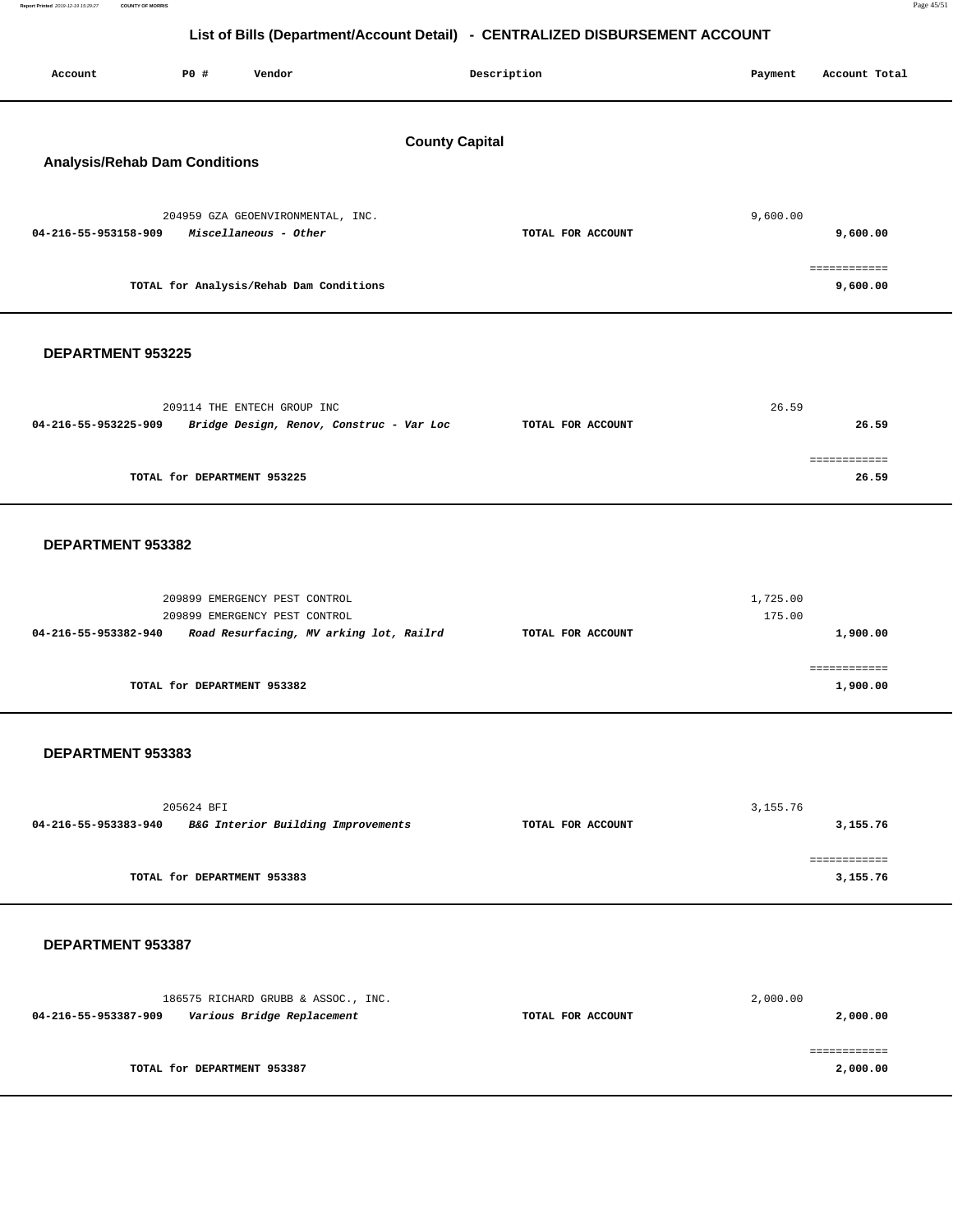# List of Bills (Department/Account Detail) - CENTRALIZED DISBURSEMENT ACCOUNT

| Account | PO # | Vendor | Description | Payment | Account Total |
|---|---|---|---|---|---|

## County Capital

### Analysis/Rehab Dam Conditions

| Account | PO # | Vendor | Description | Payment | Account Total |
|---|---|---|---|---|---|
| | 204959 | GZA GEOENVIRONMENTAL, INC. | | 9,600.00 | |
| 04-216-55-953158-909 | | *Miscellaneous - Other* | TOTAL FOR ACCOUNT | | 9,600.00 |
| | | TOTAL for Analysis/Rehab Dam Conditions | | | 9,600.00 |

### DEPARTMENT 953225

| Account | PO # | Vendor | Description | Payment | Account Total |
|---|---|---|---|---|---|
| | 209114 | THE ENTECH GROUP INC | | 26.59 | |
| 04-216-55-953225-909 | | *Bridge Design, Renov, Construc - Var Loc* | TOTAL FOR ACCOUNT | | 26.59 |
| | | TOTAL for DEPARTMENT 953225 | | | 26.59 |

### DEPARTMENT 953382

| Account | PO # | Vendor | Description | Payment | Account Total |
|---|---|---|---|---|---|
| | 209899 | EMERGENCY PEST CONTROL | | 1,725.00 | |
| | 209899 | EMERGENCY PEST CONTROL | | 175.00 | |
| 04-216-55-953382-940 | | *Road Resurfacing, MV arking lot, Railrd* | TOTAL FOR ACCOUNT | | 1,900.00 |
| | | TOTAL for DEPARTMENT 953382 | | | 1,900.00 |

### DEPARTMENT 953383

| Account | PO # | Vendor | Description | Payment | Account Total |
|---|---|---|---|---|---|
| | 205624 | BFI | | 3,155.76 | |
| 04-216-55-953383-940 | | *B&G Interior Building Improvements* | TOTAL FOR ACCOUNT | | 3,155.76 |
| | | TOTAL for DEPARTMENT 953383 | | | 3,155.76 |

### DEPARTMENT 953387

| Account | PO # | Vendor | Description | Payment | Account Total |
|---|---|---|---|---|---|
| | 186575 | RICHARD GRUBB & ASSOC., INC. | | 2,000.00 | |
| 04-216-55-953387-909 | | *Various Bridge Replacement* | TOTAL FOR ACCOUNT | | 2,000.00 |
| | | TOTAL for DEPARTMENT 953387 | | | 2,000.00 |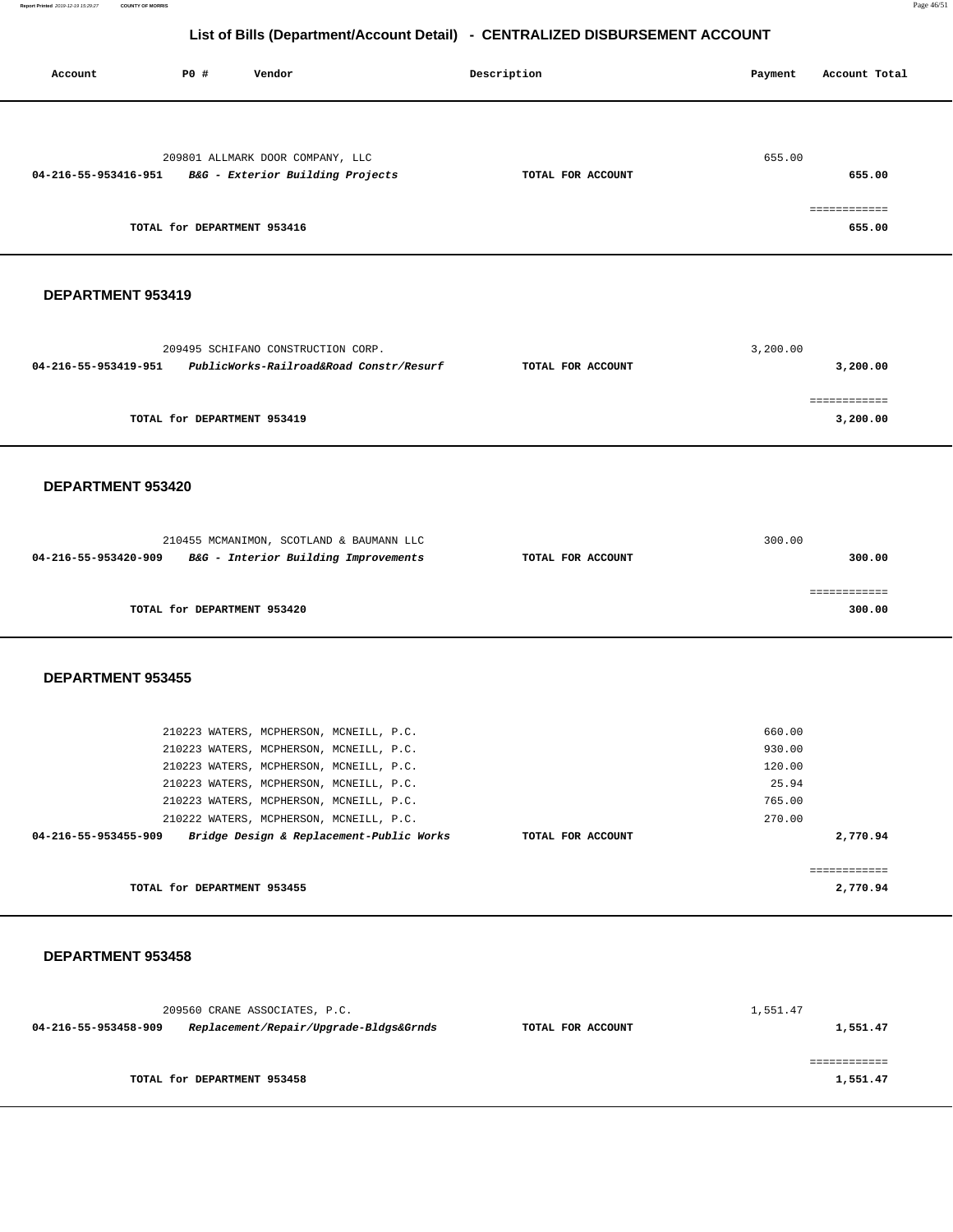## List of Bills (Department/Account Detail) - CENTRALIZED DISBURSEMENT ACCOUNT

| Account | PO # | Vendor | Description | Payment | Account Total |
|---|---|---|---|---|---|
| | 209801 | ALLMARK DOOR COMPANY, LLC | | 655.00 | |
| 04-216-55-953416-951 | | ***B&G - Exterior Building Projects*** | **TOTAL FOR ACCOUNT** | | **655.00** |
| | | | | | ============ |
| | | **TOTAL for DEPARTMENT 953416** | | | **655.00** |

### DEPARTMENT 953419

| Account | PO # | Vendor | Description | Payment | Account Total |
|---|---|---|---|---|---|
| | 209495 | SCHIFANO CONSTRUCTION CORP. | | 3,200.00 | |
| 04-216-55-953419-951 | | ***PublicWorks-Railroad&Road Constr/Resurf*** | **TOTAL FOR ACCOUNT** | | **3,200.00** |
| | | | | | ============ |
| | | **TOTAL for DEPARTMENT 953419** | | | **3,200.00** |

### DEPARTMENT 953420

| Account | PO # | Vendor | Description | Payment | Account Total |
|---|---|---|---|---|---|
| | 210455 | MCMANIMON, SCOTLAND & BAUMANN LLC | | 300.00 | |
| 04-216-55-953420-909 | | ***B&G - Interior Building Improvements*** | **TOTAL FOR ACCOUNT** | | **300.00** |
| | | | | | ============ |
| | | **TOTAL for DEPARTMENT 953420** | | | **300.00** |

### DEPARTMENT 953455

| Account | PO # | Vendor | Description | Payment | Account Total |
|---|---|---|---|---|---|
| | 210223 | WATERS, MCPHERSON, MCNEILL, P.C. | | 660.00 | |
| | 210223 | WATERS, MCPHERSON, MCNEILL, P.C. | | 930.00 | |
| | 210223 | WATERS, MCPHERSON, MCNEILL, P.C. | | 120.00 | |
| | 210223 | WATERS, MCPHERSON, MCNEILL, P.C. | | 25.94 | |
| | 210223 | WATERS, MCPHERSON, MCNEILL, P.C. | | 765.00 | |
| | 210222 | WATERS, MCPHERSON, MCNEILL, P.C. | | 270.00 | |
| 04-216-55-953455-909 | | ***Bridge Design & Replacement-Public Works*** | **TOTAL FOR ACCOUNT** | | **2,770.94** |
| | | | | | ============ |
| | | **TOTAL for DEPARTMENT 953455** | | | **2,770.94** |

### DEPARTMENT 953458

| Account | PO # | Vendor | Description | Payment | Account Total |
|---|---|---|---|---|---|
| | 209560 | CRANE ASSOCIATES, P.C. | | 1,551.47 | |
| 04-216-55-953458-909 | | ***Replacement/Repair/Upgrade-Bldgs&Grnds*** | **TOTAL FOR ACCOUNT** | | **1,551.47** |
| | | | | | ============ |
| | | **TOTAL for DEPARTMENT 953458** | | | **1,551.47** |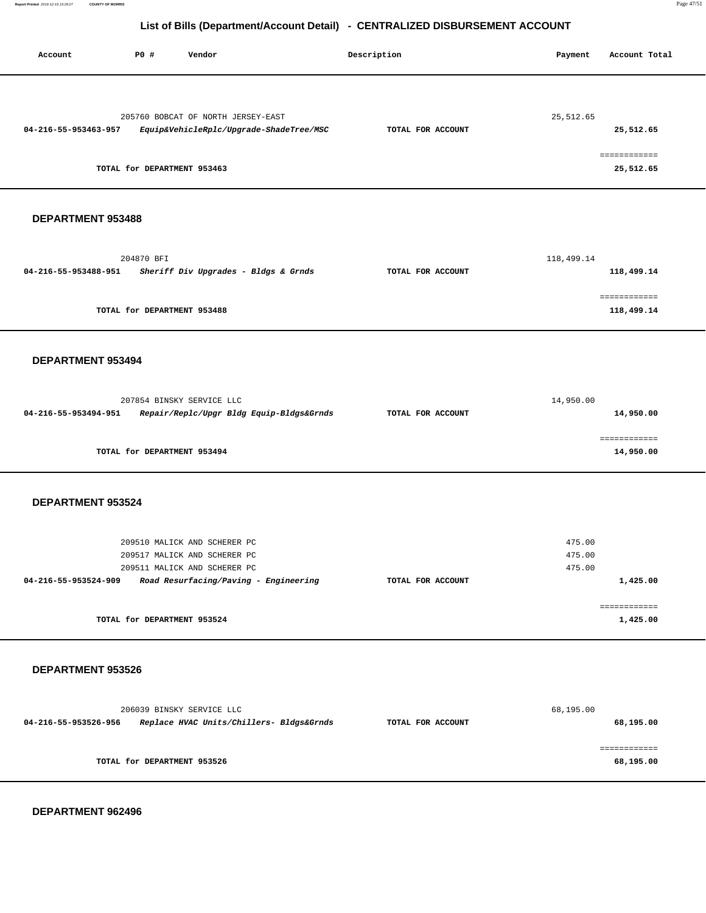# List of Bills (Department/Account Detail) - CENTRALIZED DISBURSEMENT ACCOUNT

| Account | PO # | Vendor | Description | Payment | Account Total |
|---|---|---|---|---|---|
| | 205760 | BOBCAT OF NORTH JERSEY-EAST | | 25,512.65 | |
| **04-216-55-953463-957** | | ***Equip&VehicleRplc/Upgrade-ShadeTree/MSC*** | **TOTAL FOR ACCOUNT** | | **25,512.65** |
| | | | | | ============ |
| | **TOTAL for DEPARTMENT 953463** | | | | **25,512.65** |

**DEPARTMENT 953488**

| Account | PO # | Vendor | Description | Payment | Account Total |
|---|---|---|---|---|---|
| | 204870 | BFI | | 118,499.14 | |
| **04-216-55-953488-951** | | ***Sheriff Div Upgrades - Bldgs & Grnds*** | **TOTAL FOR ACCOUNT** | | **118,499.14** |
| | | | | | ============ |
| | **TOTAL for DEPARTMENT 953488** | | | | **118,499.14** |

**DEPARTMENT 953494**

| Account | PO # | Vendor | Description | Payment | Account Total |
|---|---|---|---|---|---|
| | 207854 | BINSKY SERVICE LLC | | 14,950.00 | |
| **04-216-55-953494-951** | | ***Repair/Replc/Upgr Bldg Equip-Bldgs&Grnds*** | **TOTAL FOR ACCOUNT** | | **14,950.00** |
| | | | | | ============ |
| | **TOTAL for DEPARTMENT 953494** | | | | **14,950.00** |

**DEPARTMENT 953524**

| Account | PO # | Vendor | Description | Payment | Account Total |
|---|---|---|---|---|---|
| | 209510 | MALICK AND SCHERER PC | | 475.00 | |
| | 209517 | MALICK AND SCHERER PC | | 475.00 | |
| | 209511 | MALICK AND SCHERER PC | | 475.00 | |
| **04-216-55-953524-909** | | ***Road Resurfacing/Paving - Engineering*** | **TOTAL FOR ACCOUNT** | | **1,425.00** |
| | | | | | ============ |
| | **TOTAL for DEPARTMENT 953524** | | | | **1,425.00** |

**DEPARTMENT 953526**

| Account | PO # | Vendor | Description | Payment | Account Total |
|---|---|---|---|---|---|
| | 206039 | BINSKY SERVICE LLC | | 68,195.00 | |
| **04-216-55-953526-956** | | ***Replace HVAC Units/Chillers- Bldgs&Grnds*** | **TOTAL FOR ACCOUNT** | | **68,195.00** |
| | | | | | ============ |
| | **TOTAL for DEPARTMENT 953526** | | | | **68,195.00** |

**DEPARTMENT 962496**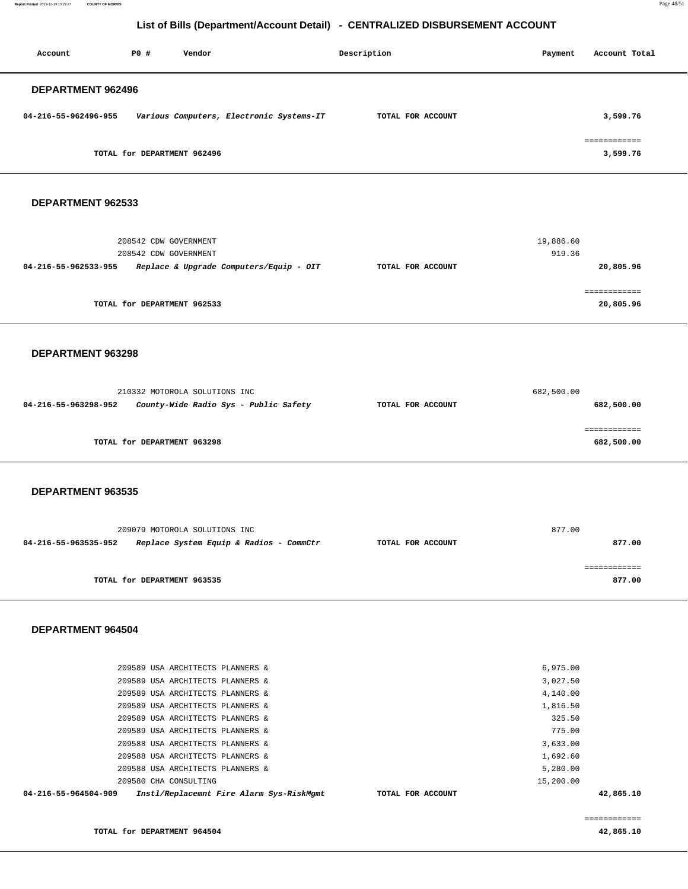## List of Bills (Department/Account Detail) - CENTRALIZED DISBURSEMENT ACCOUNT

| Account | PO # | Vendor | Description | Payment | Account Total |
|---|---|---|---|---|---|

### DEPARTMENT 962496

| Account | PO # | Vendor | Description | Payment | Account Total |
|---|---|---|---|---|---|
| **04-216-55-962496-955** | | ***Various Computers, Electronic Systems-IT*** | **TOTAL FOR ACCOUNT** | | **3,599.76** |
| | | | | | ============ |
| | | **TOTAL for DEPARTMENT 962496** | | | **3,599.76** |

### DEPARTMENT 962533

| Account | PO # | Vendor | Description | Payment | Account Total |
|---|---|---|---|---|---|
| | 208542 | CDW GOVERNMENT | | 19,886.60 | |
| | 208542 | CDW GOVERNMENT | | 919.36 | |
| **04-216-55-962533-955** | | ***Replace & Upgrade Computers/Equip - OIT*** | **TOTAL FOR ACCOUNT** | | **20,805.96** |
| | | | | | ============ |
| | | **TOTAL for DEPARTMENT 962533** | | | **20,805.96** |

### DEPARTMENT 963298

| Account | PO # | Vendor | Description | Payment | Account Total |
|---|---|---|---|---|---|
| | 210332 | MOTOROLA SOLUTIONS INC | | 682,500.00 | |
| **04-216-55-963298-952** | | ***County-Wide Radio Sys - Public Safety*** | **TOTAL FOR ACCOUNT** | | **682,500.00** |
| | | | | | ============ |
| | | **TOTAL for DEPARTMENT 963298** | | | **682,500.00** |

### DEPARTMENT 963535

| Account | PO # | Vendor | Description | Payment | Account Total |
|---|---|---|---|---|---|
| | 209079 | MOTOROLA SOLUTIONS INC | | 877.00 | |
| **04-216-55-963535-952** | | ***Replace System Equip & Radios - CommCtr*** | **TOTAL FOR ACCOUNT** | | **877.00** |
| | | | | | ============ |
| | | **TOTAL for DEPARTMENT 963535** | | | **877.00** |

### DEPARTMENT 964504

| Account | PO # | Vendor | Description | Payment | Account Total |
|---|---|---|---|---|---|
| | 209589 | USA ARCHITECTS PLANNERS & | | 6,975.00 | |
| | 209589 | USA ARCHITECTS PLANNERS & | | 3,027.50 | |
| | 209589 | USA ARCHITECTS PLANNERS & | | 4,140.00 | |
| | 209589 | USA ARCHITECTS PLANNERS & | | 1,816.50 | |
| | 209589 | USA ARCHITECTS PLANNERS & | | 325.50 | |
| | 209589 | USA ARCHITECTS PLANNERS & | | 775.00 | |
| | 209588 | USA ARCHITECTS PLANNERS & | | 3,633.00 | |
| | 209588 | USA ARCHITECTS PLANNERS & | | 1,692.60 | |
| | 209588 | USA ARCHITECTS PLANNERS & | | 5,280.00 | |
| | 209580 | CHA CONSULTING | | 15,200.00 | |
| **04-216-55-964504-909** | | ***Instl/Replacemnt Fire Alarm Sys-RiskMgmt*** | **TOTAL FOR ACCOUNT** | | **42,865.10** |
| | | | | | ============ |
| | | **TOTAL for DEPARTMENT 964504** | | | **42,865.10** |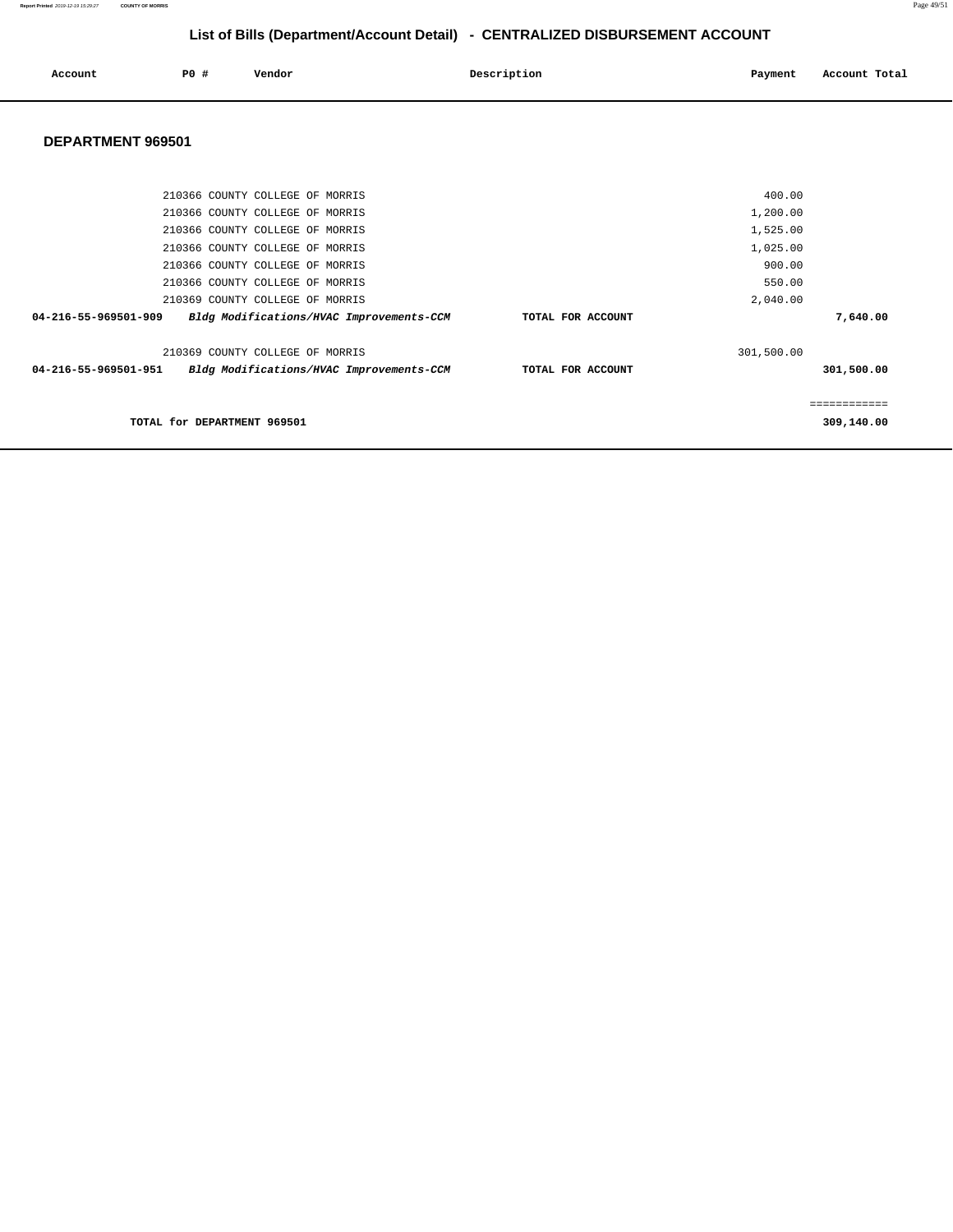## List of Bills (Department/Account Detail) - CENTRALIZED DISBURSEMENT ACCOUNT

| Account | PO # | Vendor | Description | Payment | Account Total |
|---|---|---|---|---|---|

### DEPARTMENT 969501

| Account | PO # | Vendor | Description | Payment | Account Total |
|---|---|---|---|---|---|
| | 210366 | COUNTY COLLEGE OF MORRIS | | 400.00 | |
| | 210366 | COUNTY COLLEGE OF MORRIS | | 1,200.00 | |
| | 210366 | COUNTY COLLEGE OF MORRIS | | 1,525.00 | |
| | 210366 | COUNTY COLLEGE OF MORRIS | | 1,025.00 | |
| | 210366 | COUNTY COLLEGE OF MORRIS | | 900.00 | |
| | 210366 | COUNTY COLLEGE OF MORRIS | | 550.00 | |
| | 210369 | COUNTY COLLEGE OF MORRIS | | 2,040.00 | |
| **04-216-55-969501-909** | | ***Bldg Modifications/HVAC Improvements-CCM*** | **TOTAL FOR ACCOUNT** | | **7,640.00** |
| | 210369 | COUNTY COLLEGE OF MORRIS | | 301,500.00 | |
| **04-216-55-969501-951** | | ***Bldg Modifications/HVAC Improvements-CCM*** | **TOTAL FOR ACCOUNT** | | **301,500.00** |
| | | | | | ============ |
| **TOTAL for DEPARTMENT 969501** | | | | | **309,140.00** |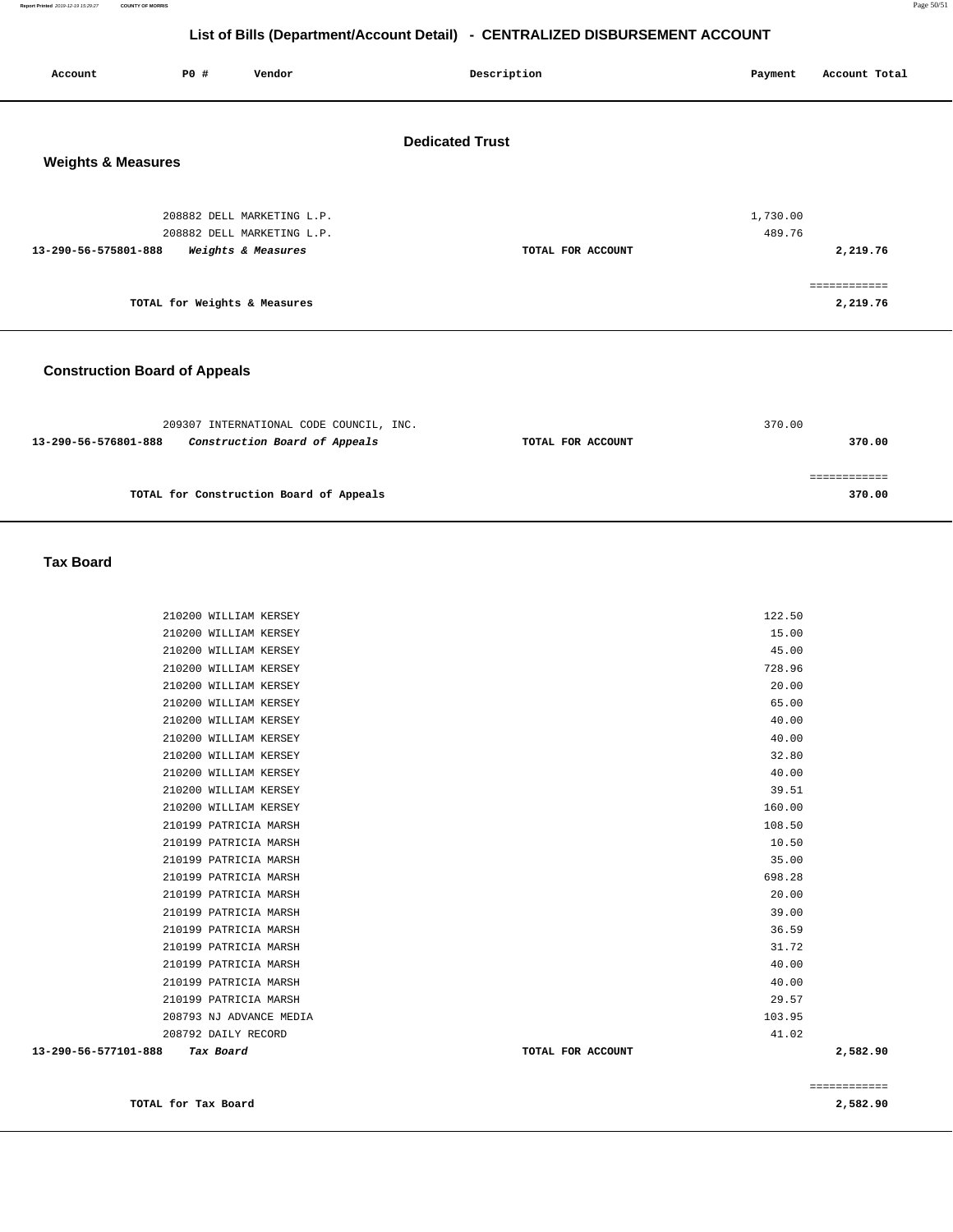# List of Bills (Department/Account Detail) - CENTRALIZED DISBURSEMENT ACCOUNT

| Account | PO # | Vendor | Description | Payment | Account Total |
|---|---|---|---|---|---|

## Dedicated Trust

### Weights & Measures

| Account | PO # | Vendor | Description | Payment | Account Total |
|---|---|---|---|---|---|
| | 208882 | DELL MARKETING L.P. | | 1,730.00 | |
| | 208882 | DELL MARKETING L.P. | | 489.76 | |
| 13-290-56-575801-888 | | *Weights & Measures* | TOTAL FOR ACCOUNT | | 2,219.76 |
| | | | | | ============ |
| | | TOTAL for Weights & Measures | | | 2,219.76 |

### Construction Board of Appeals

| Account | PO # | Vendor | Description | Payment | Account Total |
|---|---|---|---|---|---|
| | 209307 | INTERNATIONAL CODE COUNCIL, INC. | | 370.00 | |
| 13-290-56-576801-888 | | *Construction Board of Appeals* | TOTAL FOR ACCOUNT | | 370.00 |
| | | | | | ============ |
| | | TOTAL for Construction Board of Appeals | | | 370.00 |

### Tax Board

| Account | PO # | Vendor | Description | Payment | Account Total |
|---|---|---|---|---|---|
| | 210200 | WILLIAM KERSEY | | 122.50 | |
| | 210200 | WILLIAM KERSEY | | 15.00 | |
| | 210200 | WILLIAM KERSEY | | 45.00 | |
| | 210200 | WILLIAM KERSEY | | 728.96 | |
| | 210200 | WILLIAM KERSEY | | 20.00 | |
| | 210200 | WILLIAM KERSEY | | 65.00 | |
| | 210200 | WILLIAM KERSEY | | 40.00 | |
| | 210200 | WILLIAM KERSEY | | 40.00 | |
| | 210200 | WILLIAM KERSEY | | 32.80 | |
| | 210200 | WILLIAM KERSEY | | 40.00 | |
| | 210200 | WILLIAM KERSEY | | 39.51 | |
| | 210200 | WILLIAM KERSEY | | 160.00 | |
| | 210199 | PATRICIA MARSH | | 108.50 | |
| | 210199 | PATRICIA MARSH | | 10.50 | |
| | 210199 | PATRICIA MARSH | | 35.00 | |
| | 210199 | PATRICIA MARSH | | 698.28 | |
| | 210199 | PATRICIA MARSH | | 20.00 | |
| | 210199 | PATRICIA MARSH | | 39.00 | |
| | 210199 | PATRICIA MARSH | | 36.59 | |
| | 210199 | PATRICIA MARSH | | 31.72 | |
| | 210199 | PATRICIA MARSH | | 40.00 | |
| | 210199 | PATRICIA MARSH | | 40.00 | |
| | 210199 | PATRICIA MARSH | | 29.57 | |
| | 208793 | NJ ADVANCE MEDIA | | 103.95 | |
| | 208792 | DAILY RECORD | | 41.02 | |
| 13-290-56-577101-888 | | *Tax Board* | TOTAL FOR ACCOUNT | | 2,582.90 |
| | | | | | ============ |
| | | TOTAL for Tax Board | | | 2,582.90 |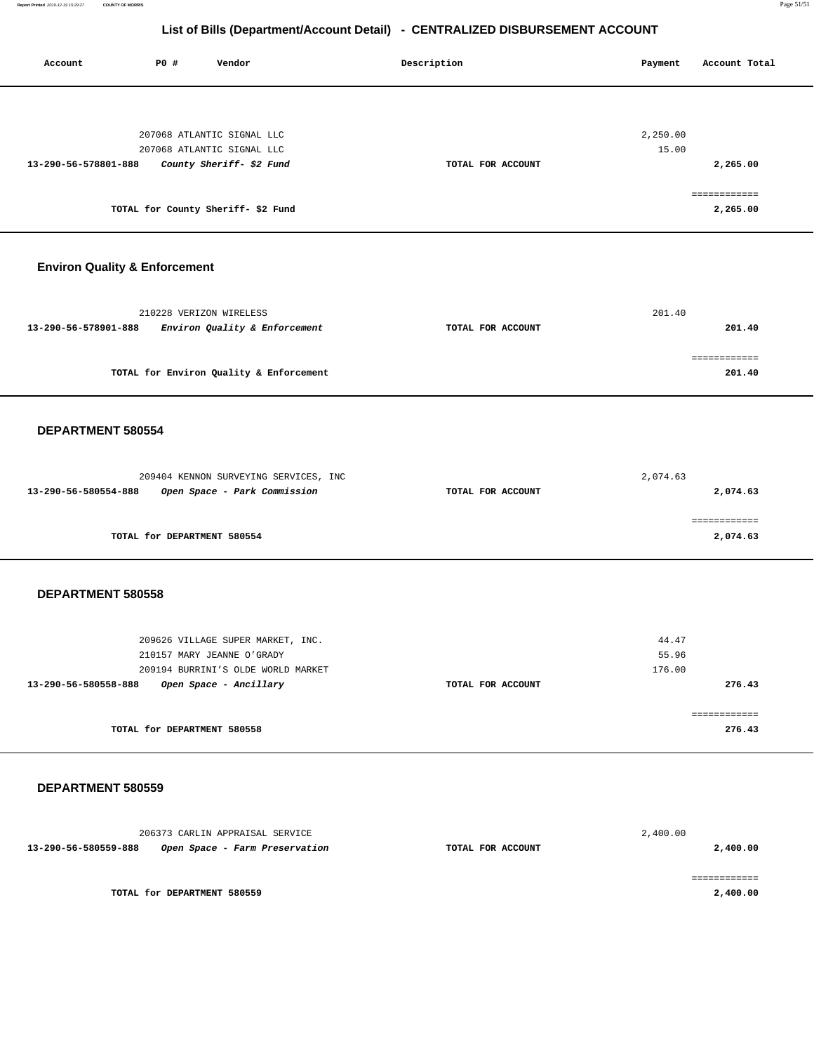## List of Bills (Department/Account Detail) - CENTRALIZED DISBURSEMENT ACCOUNT

| Account | PO # | Vendor | Description | Payment | Account Total |
|---|---|---|---|---|---|
| | 207068 | ATLANTIC SIGNAL LLC | | 2,250.00 | |
| | 207068 | ATLANTIC SIGNAL LLC | | 15.00 | |
| **13-290-56-578801-888** | | ***County Sheriff- $2 Fund*** | **TOTAL FOR ACCOUNT** | | **2,265.00** |
| | | | | | ============ |
| | | **TOTAL for County Sheriff- $2 Fund** | | | **2,265.00** |

### Environ Quality & Enforcement

| Account | PO # | Vendor | Description | Payment | Account Total |
|---|---|---|---|---|---|
| | 210228 | VERIZON WIRELESS | | 201.40 | |
| **13-290-56-578901-888** | | ***Environ Quality & Enforcement*** | **TOTAL FOR ACCOUNT** | | **201.40** |
| | | | | | ============ |
| | | **TOTAL for Environ Quality & Enforcement** | | | **201.40** |

### DEPARTMENT 580554

| Account | PO # | Vendor | Description | Payment | Account Total |
|---|---|---|---|---|---|
| | 209404 | KENNON SURVEYING SERVICES, INC | | 2,074.63 | |
| **13-290-56-580554-888** | | ***Open Space - Park Commission*** | **TOTAL FOR ACCOUNT** | | **2,074.63** |
| | | | | | ============ |
| | | **TOTAL for DEPARTMENT 580554** | | | **2,074.63** |

### DEPARTMENT 580558

| Account | PO # | Vendor | Description | Payment | Account Total |
|---|---|---|---|---|---|
| | 209626 | VILLAGE SUPER MARKET, INC. | | 44.47 | |
| | 210157 | MARY JEANNE O'GRADY | | 55.96 | |
| | 209194 | BURRINI'S OLDE WORLD MARKET | | 176.00 | |
| **13-290-56-580558-888** | | ***Open Space - Ancillary*** | **TOTAL FOR ACCOUNT** | | **276.43** |
| | | | | | ============ |
| | | **TOTAL for DEPARTMENT 580558** | | | **276.43** |

### DEPARTMENT 580559

| Account | PO # | Vendor | Description | Payment | Account Total |
|---|---|---|---|---|---|
| | 206373 | CARLIN APPRAISAL SERVICE | | 2,400.00 | |
| **13-290-56-580559-888** | | ***Open Space - Farm Preservation*** | **TOTAL FOR ACCOUNT** | | **2,400.00** |
| | | | | | ============ |
| | | **TOTAL for DEPARTMENT 580559** | | | **2,400.00** |